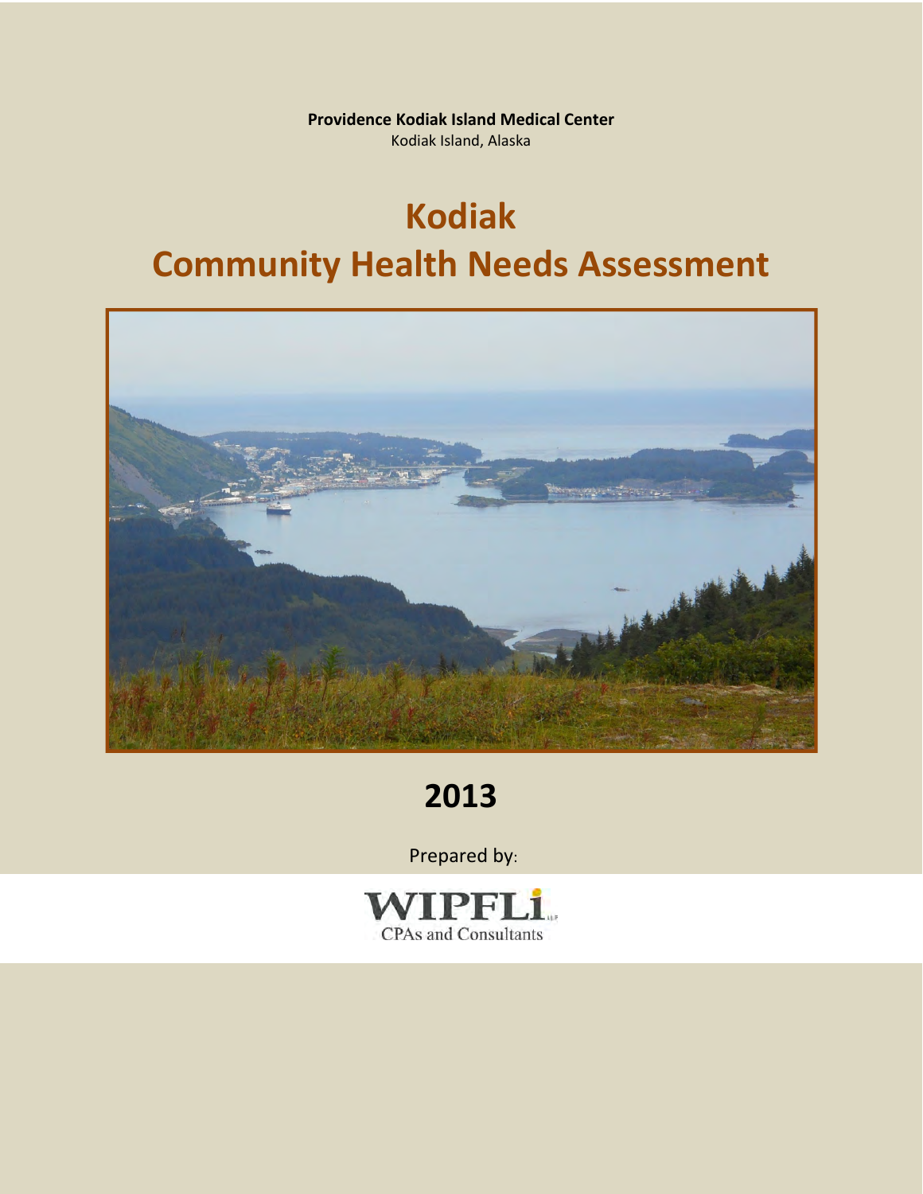**Providence Kodiak Island Medical Center**
Kodiak Island, Alaska

# Kodiak Community Health Needs Assessment

## 2013

Prepared by:

WIPFLi LLP
CPAs and Consultants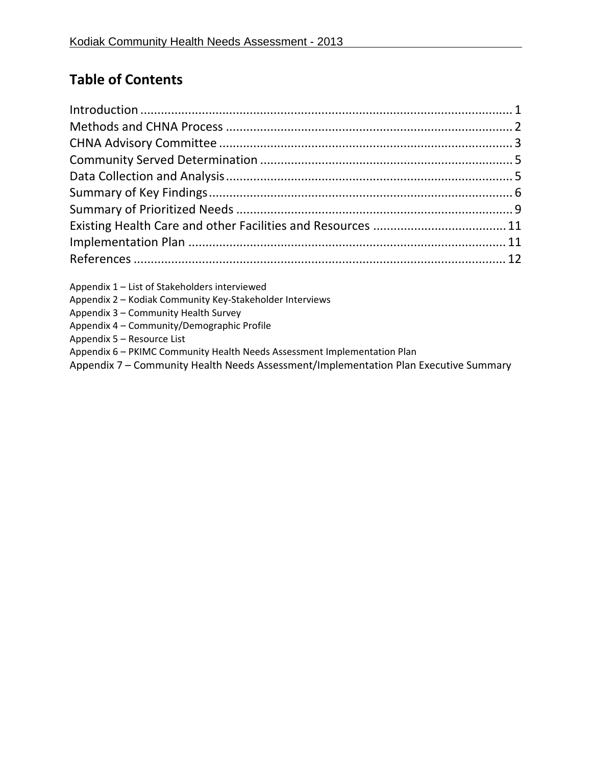## Table of Contents

Introduction .......................................................................................................... 1
Methods and CHNA Process .................................................................................. 2
CHNA Advisory Committee .................................................................................... 3
Community Served Determination ......................................................................... 5
Data Collection and Analysis ................................................................................... 5
Summary of Key Findings ........................................................................................ 6
Summary of Prioritized Needs ................................................................................. 9
Existing Health Care and other Facilities and Resources ...................................... 11
Implementation Plan ............................................................................................. 11
References ............................................................................................................. 12

Appendix 1 – List of Stakeholders interviewed
Appendix 2 – Kodiak Community Key-Stakeholder Interviews
Appendix 3 – Community Health Survey
Appendix 4 – Community/Demographic Profile
Appendix 5 – Resource List
Appendix 6 – PKIMC Community Health Needs Assessment Implementation Plan
Appendix 7 – Community Health Needs Assessment/Implementation Plan Executive Summary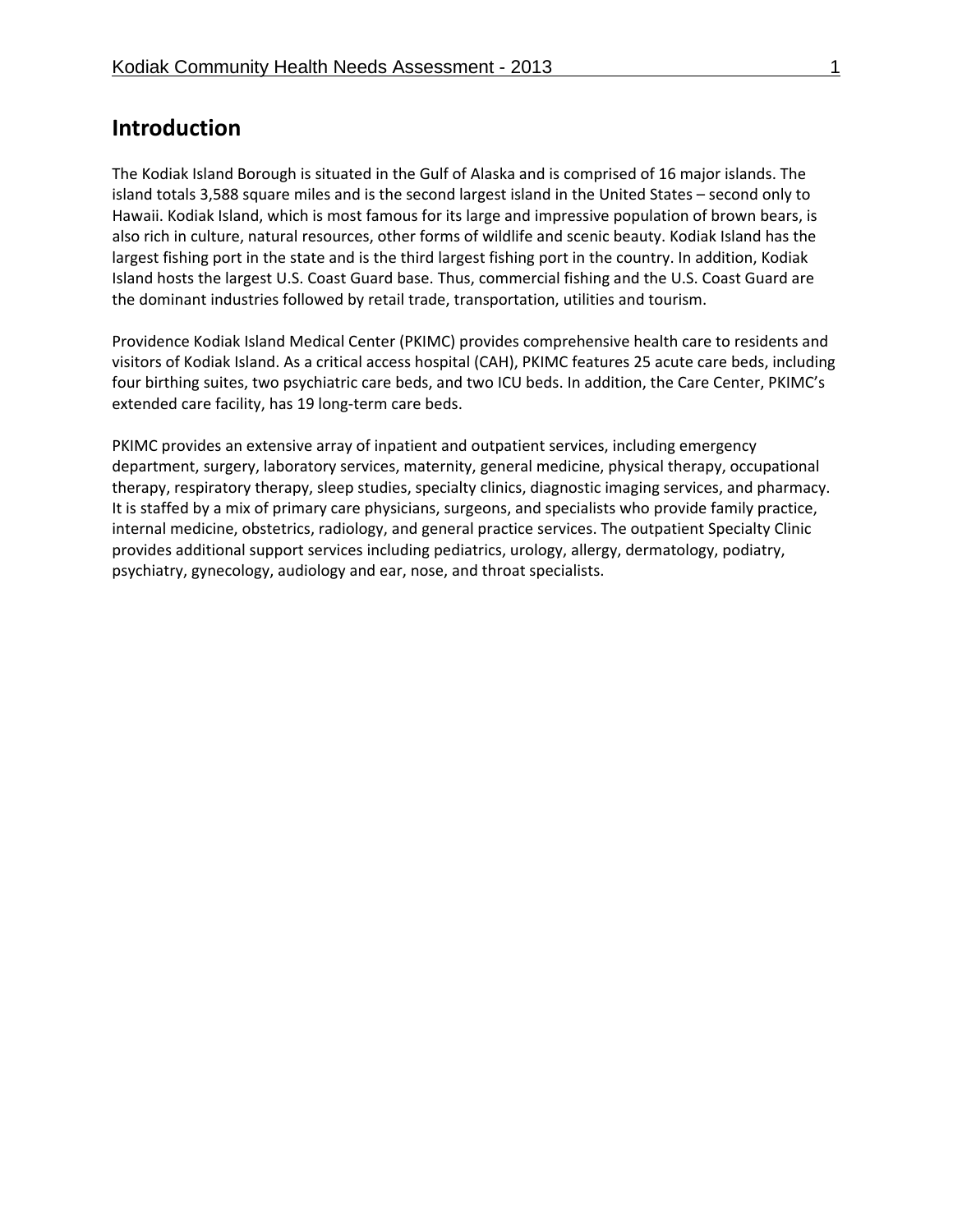# Introduction

The Kodiak Island Borough is situated in the Gulf of Alaska and is comprised of 16 major islands. The island totals 3,588 square miles and is the second largest island in the United States – second only to Hawaii. Kodiak Island, which is most famous for its large and impressive population of brown bears, is also rich in culture, natural resources, other forms of wildlife and scenic beauty. Kodiak Island has the largest fishing port in the state and is the third largest fishing port in the country. In addition, Kodiak Island hosts the largest U.S. Coast Guard base. Thus, commercial fishing and the U.S. Coast Guard are the dominant industries followed by retail trade, transportation, utilities and tourism.

Providence Kodiak Island Medical Center (PKIMC) provides comprehensive health care to residents and visitors of Kodiak Island. As a critical access hospital (CAH), PKIMC features 25 acute care beds, including four birthing suites, two psychiatric care beds, and two ICU beds. In addition, the Care Center, PKIMC's extended care facility, has 19 long-term care beds.

PKIMC provides an extensive array of inpatient and outpatient services, including emergency department, surgery, laboratory services, maternity, general medicine, physical therapy, occupational therapy, respiratory therapy, sleep studies, specialty clinics, diagnostic imaging services, and pharmacy. It is staffed by a mix of primary care physicians, surgeons, and specialists who provide family practice, internal medicine, obstetrics, radiology, and general practice services. The outpatient Specialty Clinic provides additional support services including pediatrics, urology, allergy, dermatology, podiatry, psychiatry, gynecology, audiology and ear, nose, and throat specialists.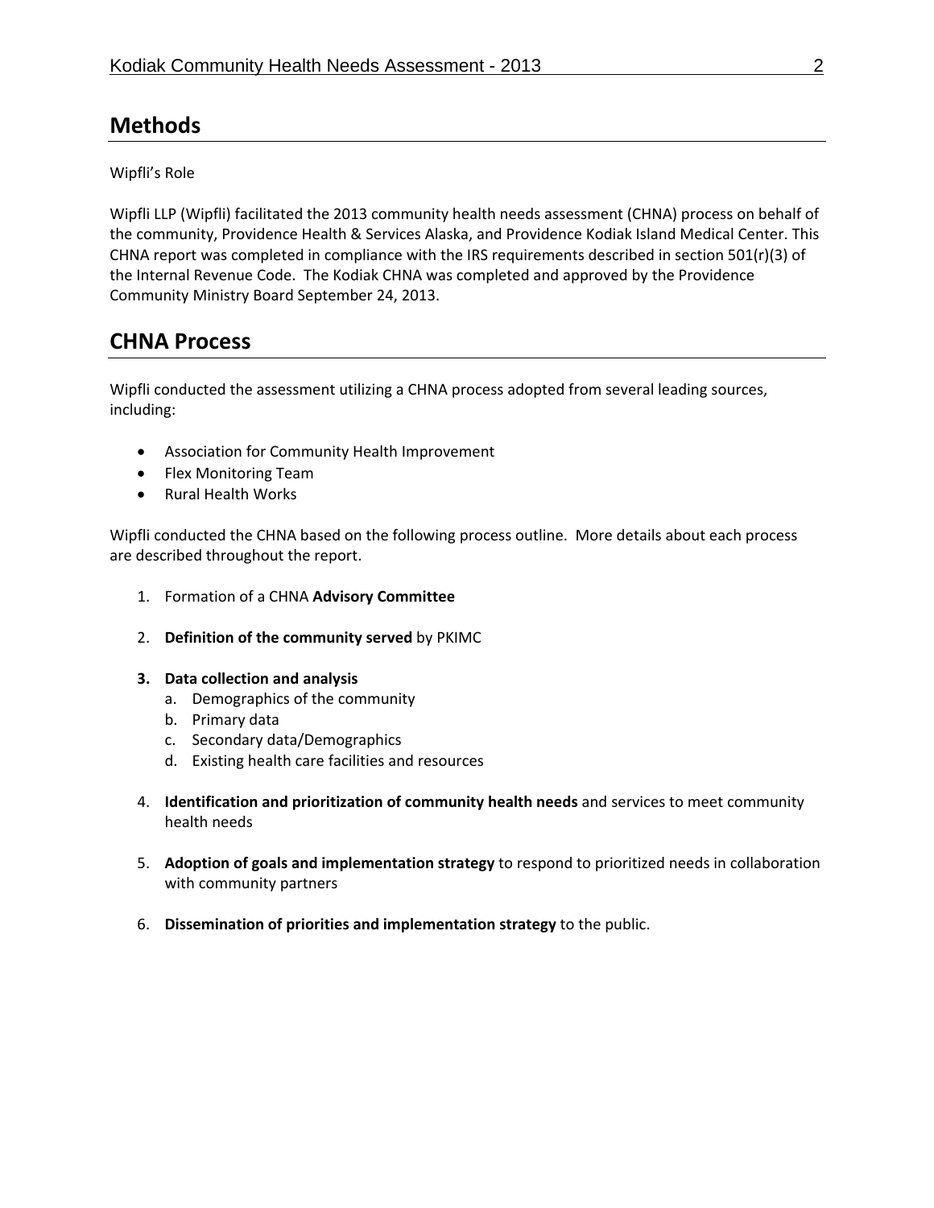## Methods

Wipfli's Role

Wipfli LLP (Wipfli) facilitated the 2013 community health needs assessment (CHNA) process on behalf of the community, Providence Health & Services Alaska, and Providence Kodiak Island Medical Center. This CHNA report was completed in compliance with the IRS requirements described in section 501(r)(3) of the Internal Revenue Code. The Kodiak CHNA was completed and approved by the Providence Community Ministry Board September 24, 2013.

## CHNA Process

Wipfli conducted the assessment utilizing a CHNA process adopted from several leading sources, including:

- Association for Community Health Improvement
- Flex Monitoring Team
- Rural Health Works

Wipfli conducted the CHNA based on the following process outline. More details about each process are described throughout the report.

1. Formation of a CHNA **Advisory Committee**

2. **Definition of the community served** by PKIMC

3. **Data collection and analysis**
   a. Demographics of the community
   b. Primary data
   c. Secondary data/Demographics
   d. Existing health care facilities and resources

4. **Identification and prioritization of community health needs** and services to meet community health needs

5. **Adoption of goals and implementation strategy** to respond to prioritized needs in collaboration with community partners

6. **Dissemination of priorities and implementation strategy** to the public.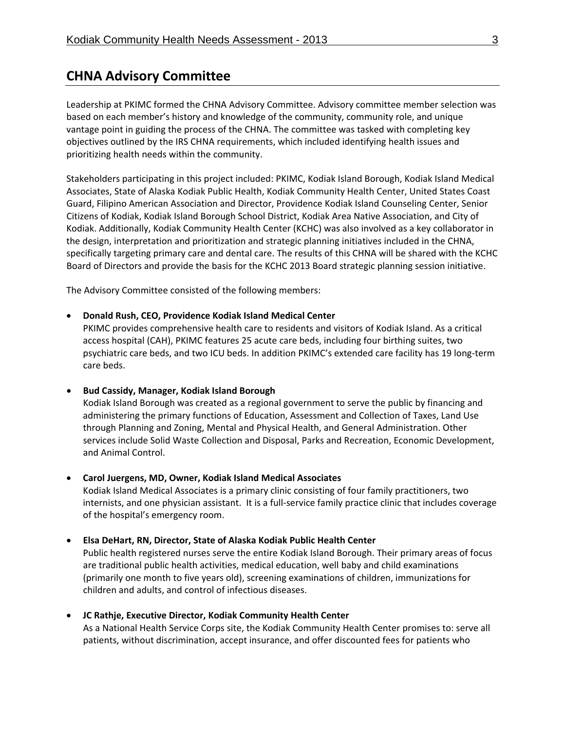## CHNA Advisory Committee

Leadership at PKIMC formed the CHNA Advisory Committee. Advisory committee member selection was based on each member's history and knowledge of the community, community role, and unique vantage point in guiding the process of the CHNA. The committee was tasked with completing key objectives outlined by the IRS CHNA requirements, which included identifying health issues and prioritizing health needs within the community.

Stakeholders participating in this project included: PKIMC, Kodiak Island Borough, Kodiak Island Medical Associates, State of Alaska Kodiak Public Health, Kodiak Community Health Center, United States Coast Guard, Filipino American Association and Director, Providence Kodiak Island Counseling Center, Senior Citizens of Kodiak, Kodiak Island Borough School District, Kodiak Area Native Association, and City of Kodiak. Additionally, Kodiak Community Health Center (KCHC) was also involved as a key collaborator in the design, interpretation and prioritization and strategic planning initiatives included in the CHNA, specifically targeting primary care and dental care. The results of this CHNA will be shared with the KCHC Board of Directors and provide the basis for the KCHC 2013 Board strategic planning session initiative.

The Advisory Committee consisted of the following members:

- **Donald Rush, CEO, Providence Kodiak Island Medical Center**
  PKIMC provides comprehensive health care to residents and visitors of Kodiak Island. As a critical access hospital (CAH), PKIMC features 25 acute care beds, including four birthing suites, two psychiatric care beds, and two ICU beds. In addition PKIMC's extended care facility has 19 long-term care beds.

- **Bud Cassidy, Manager, Kodiak Island Borough**
  Kodiak Island Borough was created as a regional government to serve the public by financing and administering the primary functions of Education, Assessment and Collection of Taxes, Land Use through Planning and Zoning, Mental and Physical Health, and General Administration. Other services include Solid Waste Collection and Disposal, Parks and Recreation, Economic Development, and Animal Control.

- **Carol Juergens, MD, Owner, Kodiak Island Medical Associates**
  Kodiak Island Medical Associates is a primary clinic consisting of four family practitioners, two internists, and one physician assistant. It is a full-service family practice clinic that includes coverage of the hospital's emergency room.

- **Elsa DeHart, RN, Director, State of Alaska Kodiak Public Health Center**
  Public health registered nurses serve the entire Kodiak Island Borough. Their primary areas of focus are traditional public health activities, medical education, well baby and child examinations (primarily one month to five years old), screening examinations of children, immunizations for children and adults, and control of infectious diseases.

- **JC Rathje, Executive Director, Kodiak Community Health Center**
  As a National Health Service Corps site, the Kodiak Community Health Center promises to: serve all patients, without discrimination, accept insurance, and offer discounted fees for patients who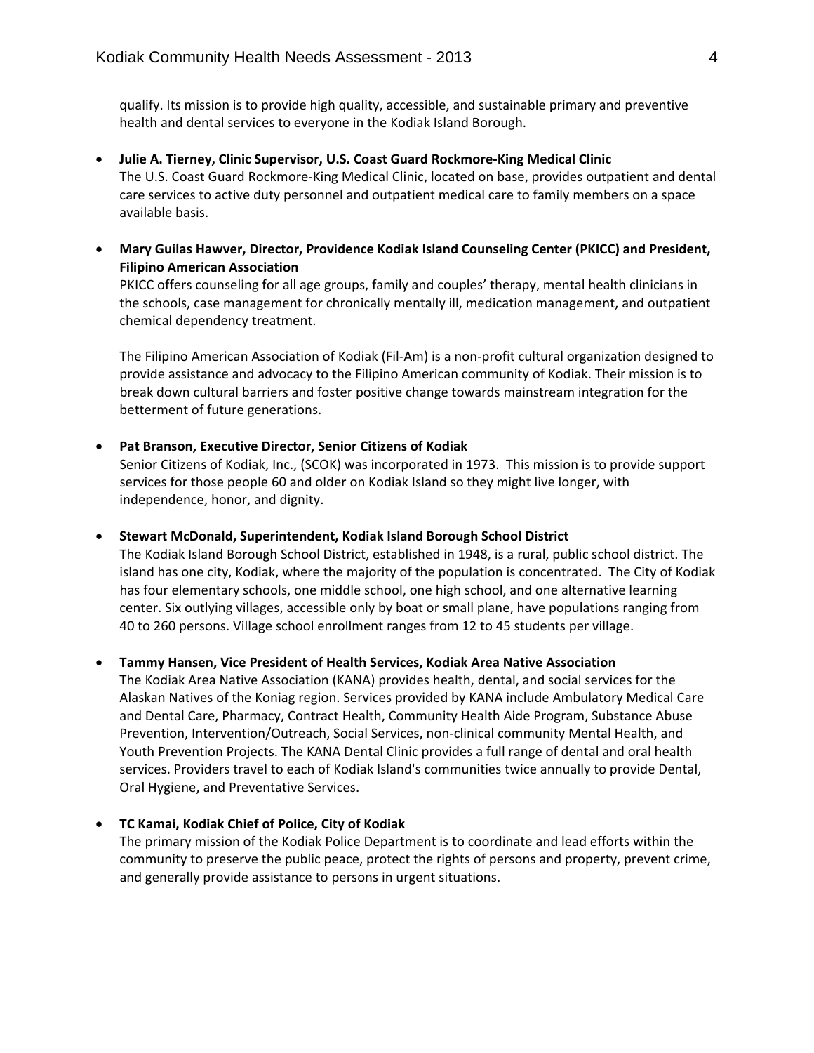qualify. Its mission is to provide high quality, accessible, and sustainable primary and preventive health and dental services to everyone in the Kodiak Island Borough.

- **Julie A. Tierney, Clinic Supervisor, U.S. Coast Guard Rockmore-King Medical Clinic**
  The U.S. Coast Guard Rockmore-King Medical Clinic, located on base, provides outpatient and dental care services to active duty personnel and outpatient medical care to family members on a space available basis.

- **Mary Guilas Hawver, Director, Providence Kodiak Island Counseling Center (PKICC) and President, Filipino American Association**
  PKICC offers counseling for all age groups, family and couples' therapy, mental health clinicians in the schools, case management for chronically mentally ill, medication management, and outpatient chemical dependency treatment.

  The Filipino American Association of Kodiak (Fil-Am) is a non-profit cultural organization designed to provide assistance and advocacy to the Filipino American community of Kodiak. Their mission is to break down cultural barriers and foster positive change towards mainstream integration for the betterment of future generations.

- **Pat Branson, Executive Director, Senior Citizens of Kodiak**
  Senior Citizens of Kodiak, Inc., (SCOK) was incorporated in 1973. This mission is to provide support services for those people 60 and older on Kodiak Island so they might live longer, with independence, honor, and dignity.

- **Stewart McDonald, Superintendent, Kodiak Island Borough School District**
  The Kodiak Island Borough School District, established in 1948, is a rural, public school district. The island has one city, Kodiak, where the majority of the population is concentrated. The City of Kodiak has four elementary schools, one middle school, one high school, and one alternative learning center. Six outlying villages, accessible only by boat or small plane, have populations ranging from 40 to 260 persons. Village school enrollment ranges from 12 to 45 students per village.

- **Tammy Hansen, Vice President of Health Services, Kodiak Area Native Association**
  The Kodiak Area Native Association (KANA) provides health, dental, and social services for the Alaskan Natives of the Koniag region. Services provided by KANA include Ambulatory Medical Care and Dental Care, Pharmacy, Contract Health, Community Health Aide Program, Substance Abuse Prevention, Intervention/Outreach, Social Services, non-clinical community Mental Health, and Youth Prevention Projects. The KANA Dental Clinic provides a full range of dental and oral health services. Providers travel to each of Kodiak Island's communities twice annually to provide Dental, Oral Hygiene, and Preventative Services.

- **TC Kamai, Kodiak Chief of Police, City of Kodiak**
  The primary mission of the Kodiak Police Department is to coordinate and lead efforts within the community to preserve the public peace, protect the rights of persons and property, prevent crime, and generally provide assistance to persons in urgent situations.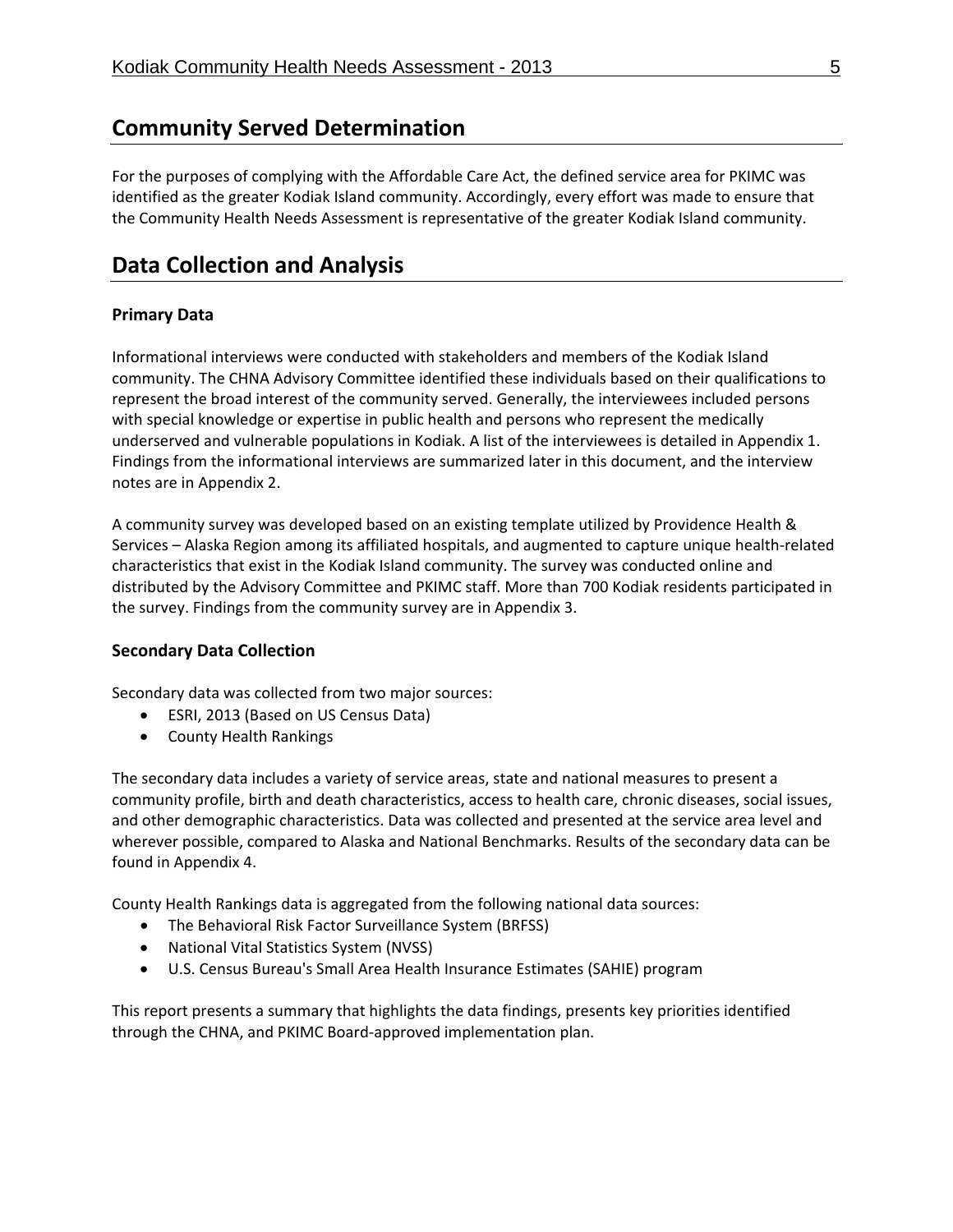## Community Served Determination

For the purposes of complying with the Affordable Care Act, the defined service area for PKIMC was identified as the greater Kodiak Island community. Accordingly, every effort was made to ensure that the Community Health Needs Assessment is representative of the greater Kodiak Island community.

## Data Collection and Analysis

### Primary Data

Informational interviews were conducted with stakeholders and members of the Kodiak Island community. The CHNA Advisory Committee identified these individuals based on their qualifications to represent the broad interest of the community served. Generally, the interviewees included persons with special knowledge or expertise in public health and persons who represent the medically underserved and vulnerable populations in Kodiak. A list of the interviewees is detailed in Appendix 1. Findings from the informational interviews are summarized later in this document, and the interview notes are in Appendix 2.

A community survey was developed based on an existing template utilized by Providence Health & Services – Alaska Region among its affiliated hospitals, and augmented to capture unique health-related characteristics that exist in the Kodiak Island community. The survey was conducted online and distributed by the Advisory Committee and PKIMC staff. More than 700 Kodiak residents participated in the survey. Findings from the community survey are in Appendix 3.

### Secondary Data Collection

Secondary data was collected from two major sources:

- ESRI, 2013 (Based on US Census Data)
- County Health Rankings

The secondary data includes a variety of service areas, state and national measures to present a community profile, birth and death characteristics, access to health care, chronic diseases, social issues, and other demographic characteristics. Data was collected and presented at the service area level and wherever possible, compared to Alaska and National Benchmarks. Results of the secondary data can be found in Appendix 4.

County Health Rankings data is aggregated from the following national data sources:

- The Behavioral Risk Factor Surveillance System (BRFSS)
- National Vital Statistics System (NVSS)
- U.S. Census Bureau's Small Area Health Insurance Estimates (SAHIE) program

This report presents a summary that highlights the data findings, presents key priorities identified through the CHNA, and PKIMC Board-approved implementation plan.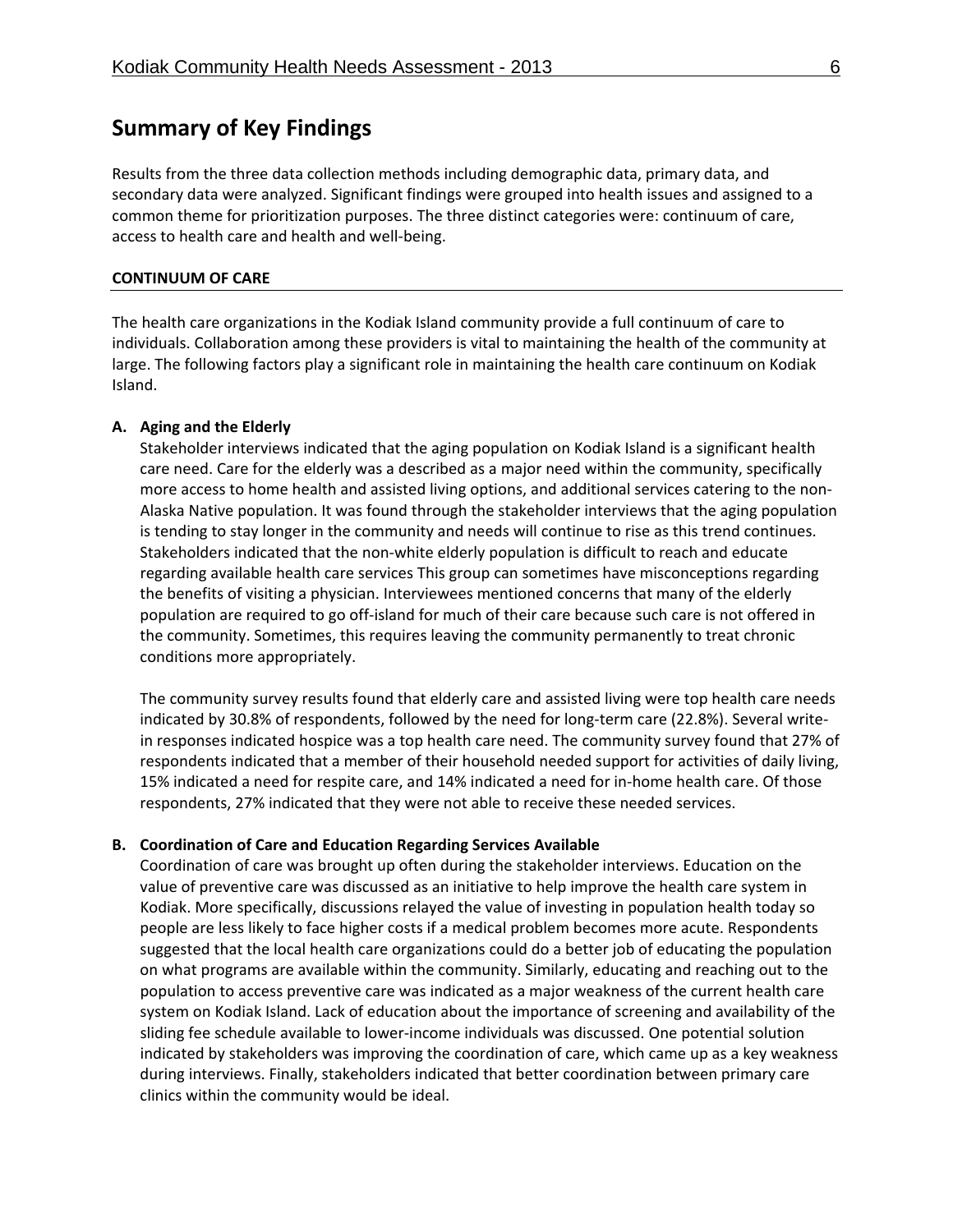## Summary of Key Findings

Results from the three data collection methods including demographic data, primary data, and secondary data were analyzed. Significant findings were grouped into health issues and assigned to a common theme for prioritization purposes. The three distinct categories were: continuum of care, access to health care and health and well-being.

### CONTINUUM OF CARE

The health care organizations in the Kodiak Island community provide a full continuum of care to individuals. Collaboration among these providers is vital to maintaining the health of the community at large. The following factors play a significant role in maintaining the health care continuum on Kodiak Island.

**A. Aging and the Elderly**

Stakeholder interviews indicated that the aging population on Kodiak Island is a significant health care need. Care for the elderly was a described as a major need within the community, specifically more access to home health and assisted living options, and additional services catering to the non-Alaska Native population. It was found through the stakeholder interviews that the aging population is tending to stay longer in the community and needs will continue to rise as this trend continues. Stakeholders indicated that the non-white elderly population is difficult to reach and educate regarding available health care services This group can sometimes have misconceptions regarding the benefits of visiting a physician. Interviewees mentioned concerns that many of the elderly population are required to go off-island for much of their care because such care is not offered in the community. Sometimes, this requires leaving the community permanently to treat chronic conditions more appropriately.

The community survey results found that elderly care and assisted living were top health care needs indicated by 30.8% of respondents, followed by the need for long-term care (22.8%). Several write-in responses indicated hospice was a top health care need. The community survey found that 27% of respondents indicated that a member of their household needed support for activities of daily living, 15% indicated a need for respite care, and 14% indicated a need for in-home health care. Of those respondents, 27% indicated that they were not able to receive these needed services.

**B. Coordination of Care and Education Regarding Services Available**

Coordination of care was brought up often during the stakeholder interviews. Education on the value of preventive care was discussed as an initiative to help improve the health care system in Kodiak. More specifically, discussions relayed the value of investing in population health today so people are less likely to face higher costs if a medical problem becomes more acute. Respondents suggested that the local health care organizations could do a better job of educating the population on what programs are available within the community. Similarly, educating and reaching out to the population to access preventive care was indicated as a major weakness of the current health care system on Kodiak Island. Lack of education about the importance of screening and availability of the sliding fee schedule available to lower-income individuals was discussed. One potential solution indicated by stakeholders was improving the coordination of care, which came up as a key weakness during interviews. Finally, stakeholders indicated that better coordination between primary care clinics within the community would be ideal.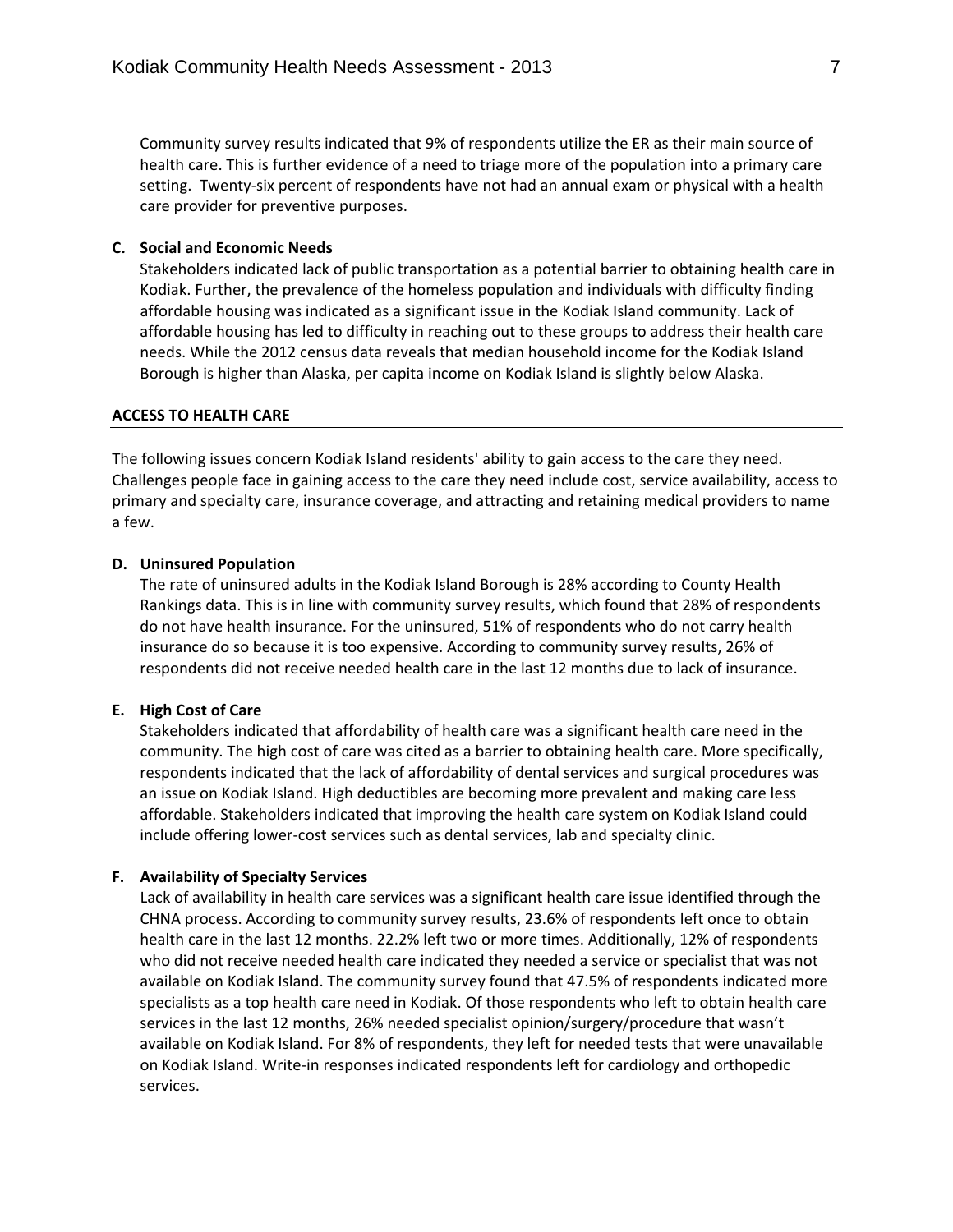Community survey results indicated that 9% of respondents utilize the ER as their main source of health care. This is further evidence of a need to triage more of the population into a primary care setting. Twenty-six percent of respondents have not had an annual exam or physical with a health care provider for preventive purposes.

**C. Social and Economic Needs**

Stakeholders indicated lack of public transportation as a potential barrier to obtaining health care in Kodiak. Further, the prevalence of the homeless population and individuals with difficulty finding affordable housing was indicated as a significant issue in the Kodiak Island community. Lack of affordable housing has led to difficulty in reaching out to these groups to address their health care needs. While the 2012 census data reveals that median household income for the Kodiak Island Borough is higher than Alaska, per capita income on Kodiak Island is slightly below Alaska.

## ACCESS TO HEALTH CARE

The following issues concern Kodiak Island residents' ability to gain access to the care they need. Challenges people face in gaining access to the care they need include cost, service availability, access to primary and specialty care, insurance coverage, and attracting and retaining medical providers to name a few.

**D. Uninsured Population**

The rate of uninsured adults in the Kodiak Island Borough is 28% according to County Health Rankings data. This is in line with community survey results, which found that 28% of respondents do not have health insurance. For the uninsured, 51% of respondents who do not carry health insurance do so because it is too expensive. According to community survey results, 26% of respondents did not receive needed health care in the last 12 months due to lack of insurance.

**E. High Cost of Care**

Stakeholders indicated that affordability of health care was a significant health care need in the community. The high cost of care was cited as a barrier to obtaining health care. More specifically, respondents indicated that the lack of affordability of dental services and surgical procedures was an issue on Kodiak Island. High deductibles are becoming more prevalent and making care less affordable. Stakeholders indicated that improving the health care system on Kodiak Island could include offering lower-cost services such as dental services, lab and specialty clinic.

**F. Availability of Specialty Services**

Lack of availability in health care services was a significant health care issue identified through the CHNA process. According to community survey results, 23.6% of respondents left once to obtain health care in the last 12 months. 22.2% left two or more times. Additionally, 12% of respondents who did not receive needed health care indicated they needed a service or specialist that was not available on Kodiak Island. The community survey found that 47.5% of respondents indicated more specialists as a top health care need in Kodiak. Of those respondents who left to obtain health care services in the last 12 months, 26% needed specialist opinion/surgery/procedure that wasn't available on Kodiak Island. For 8% of respondents, they left for needed tests that were unavailable on Kodiak Island. Write-in responses indicated respondents left for cardiology and orthopedic services.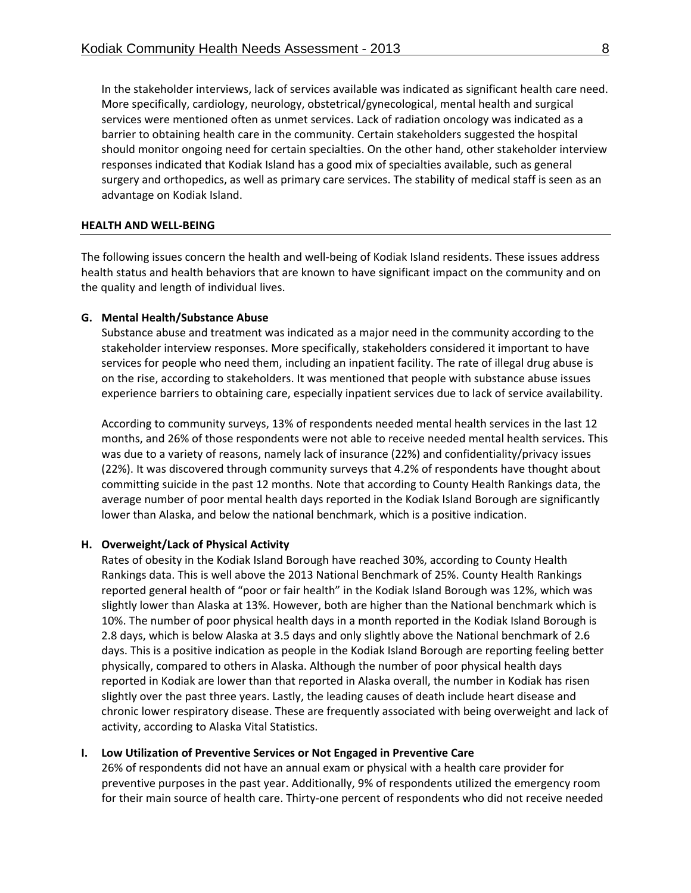In the stakeholder interviews, lack of services available was indicated as significant health care need. More specifically, cardiology, neurology, obstetrical/gynecological, mental health and surgical services were mentioned often as unmet services. Lack of radiation oncology was indicated as a barrier to obtaining health care in the community. Certain stakeholders suggested the hospital should monitor ongoing need for certain specialties. On the other hand, other stakeholder interview responses indicated that Kodiak Island has a good mix of specialties available, such as general surgery and orthopedics, as well as primary care services. The stability of medical staff is seen as an advantage on Kodiak Island.

## HEALTH AND WELL-BEING

The following issues concern the health and well-being of Kodiak Island residents. These issues address health status and health behaviors that are known to have significant impact on the community and on the quality and length of individual lives.

### G. Mental Health/Substance Abuse

Substance abuse and treatment was indicated as a major need in the community according to the stakeholder interview responses. More specifically, stakeholders considered it important to have services for people who need them, including an inpatient facility. The rate of illegal drug abuse is on the rise, according to stakeholders. It was mentioned that people with substance abuse issues experience barriers to obtaining care, especially inpatient services due to lack of service availability.

According to community surveys, 13% of respondents needed mental health services in the last 12 months, and 26% of those respondents were not able to receive needed mental health services. This was due to a variety of reasons, namely lack of insurance (22%) and confidentiality/privacy issues (22%). It was discovered through community surveys that 4.2% of respondents have thought about committing suicide in the past 12 months. Note that according to County Health Rankings data, the average number of poor mental health days reported in the Kodiak Island Borough are significantly lower than Alaska, and below the national benchmark, which is a positive indication.

### H. Overweight/Lack of Physical Activity

Rates of obesity in the Kodiak Island Borough have reached 30%, according to County Health Rankings data. This is well above the 2013 National Benchmark of 25%. County Health Rankings reported general health of "poor or fair health" in the Kodiak Island Borough was 12%, which was slightly lower than Alaska at 13%. However, both are higher than the National benchmark which is 10%. The number of poor physical health days in a month reported in the Kodiak Island Borough is 2.8 days, which is below Alaska at 3.5 days and only slightly above the National benchmark of 2.6 days. This is a positive indication as people in the Kodiak Island Borough are reporting feeling better physically, compared to others in Alaska. Although the number of poor physical health days reported in Kodiak are lower than that reported in Alaska overall, the number in Kodiak has risen slightly over the past three years. Lastly, the leading causes of death include heart disease and chronic lower respiratory disease. These are frequently associated with being overweight and lack of activity, according to Alaska Vital Statistics.

### I. Low Utilization of Preventive Services or Not Engaged in Preventive Care

26% of respondents did not have an annual exam or physical with a health care provider for preventive purposes in the past year. Additionally, 9% of respondents utilized the emergency room for their main source of health care. Thirty-one percent of respondents who did not receive needed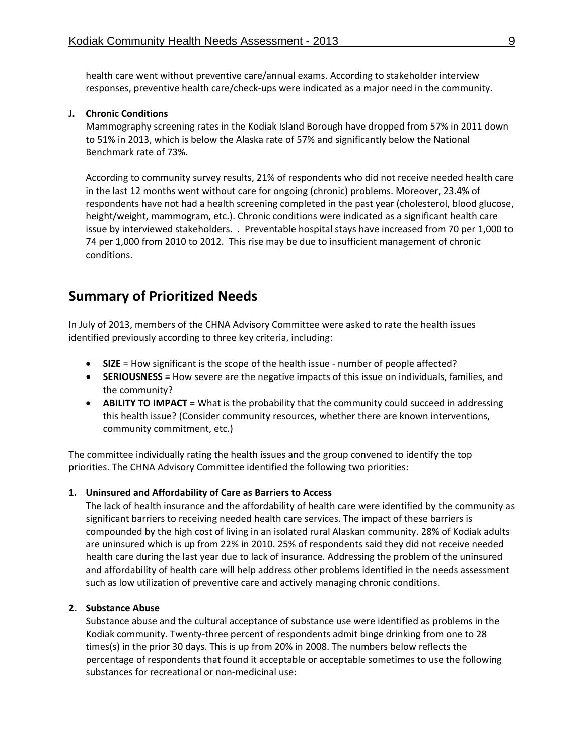health care went without preventive care/annual exams. According to stakeholder interview responses, preventive health care/check-ups were indicated as a major need in the community.

**J. Chronic Conditions**

Mammography screening rates in the Kodiak Island Borough have dropped from 57% in 2011 down to 51% in 2013, which is below the Alaska rate of 57% and significantly below the National Benchmark rate of 73%.

According to community survey results, 21% of respondents who did not receive needed health care in the last 12 months went without care for ongoing (chronic) problems. Moreover, 23.4% of respondents have not had a health screening completed in the past year (cholesterol, blood glucose, height/weight, mammogram, etc.). Chronic conditions were indicated as a significant health care issue by interviewed stakeholders. . Preventable hospital stays have increased from 70 per 1,000 to 74 per 1,000 from 2010 to 2012. This rise may be due to insufficient management of chronic conditions.

## Summary of Prioritized Needs

In July of 2013, members of the CHNA Advisory Committee were asked to rate the health issues identified previously according to three key criteria, including:

- **SIZE** = How significant is the scope of the health issue - number of people affected?
- **SERIOUSNESS** = How severe are the negative impacts of this issue on individuals, families, and the community?
- **ABILITY TO IMPACT** = What is the probability that the community could succeed in addressing this health issue? (Consider community resources, whether there are known interventions, community commitment, etc.)

The committee individually rating the health issues and the group convened to identify the top priorities. The CHNA Advisory Committee identified the following two priorities:

**1. Uninsured and Affordability of Care as Barriers to Access**

The lack of health insurance and the affordability of health care were identified by the community as significant barriers to receiving needed health care services. The impact of these barriers is compounded by the high cost of living in an isolated rural Alaskan community. 28% of Kodiak adults are uninsured which is up from 22% in 2010. 25% of respondents said they did not receive needed health care during the last year due to lack of insurance. Addressing the problem of the uninsured and affordability of health care will help address other problems identified in the needs assessment such as low utilization of preventive care and actively managing chronic conditions.

**2. Substance Abuse**

Substance abuse and the cultural acceptance of substance use were identified as problems in the Kodiak community. Twenty-three percent of respondents admit binge drinking from one to 28 times(s) in the prior 30 days. This is up from 20% in 2008. The numbers below reflects the percentage of respondents that found it acceptable or acceptable sometimes to use the following substances for recreational or non-medicinal use: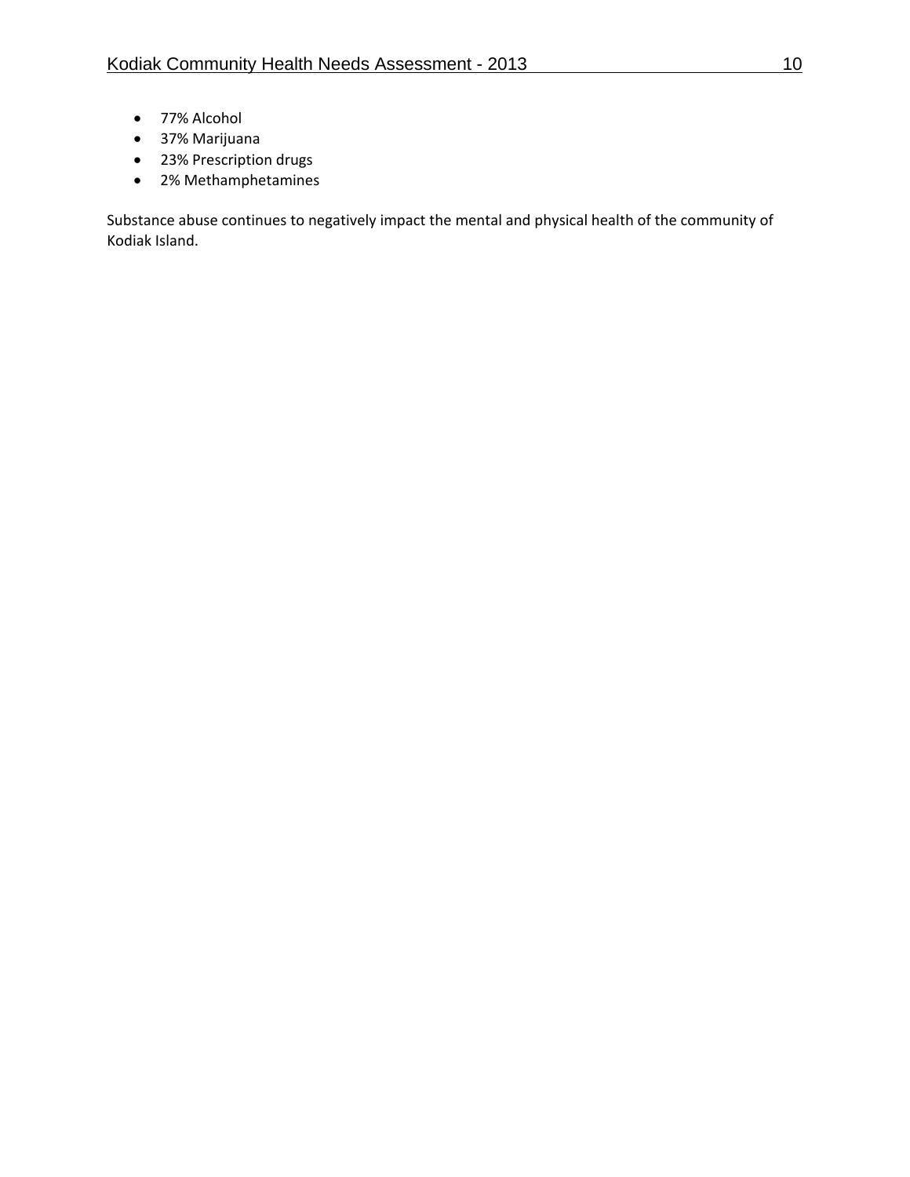- 77% Alcohol
- 37% Marijuana
- 23% Prescription drugs
- 2% Methamphetamines

Substance abuse continues to negatively impact the mental and physical health of the community of Kodiak Island.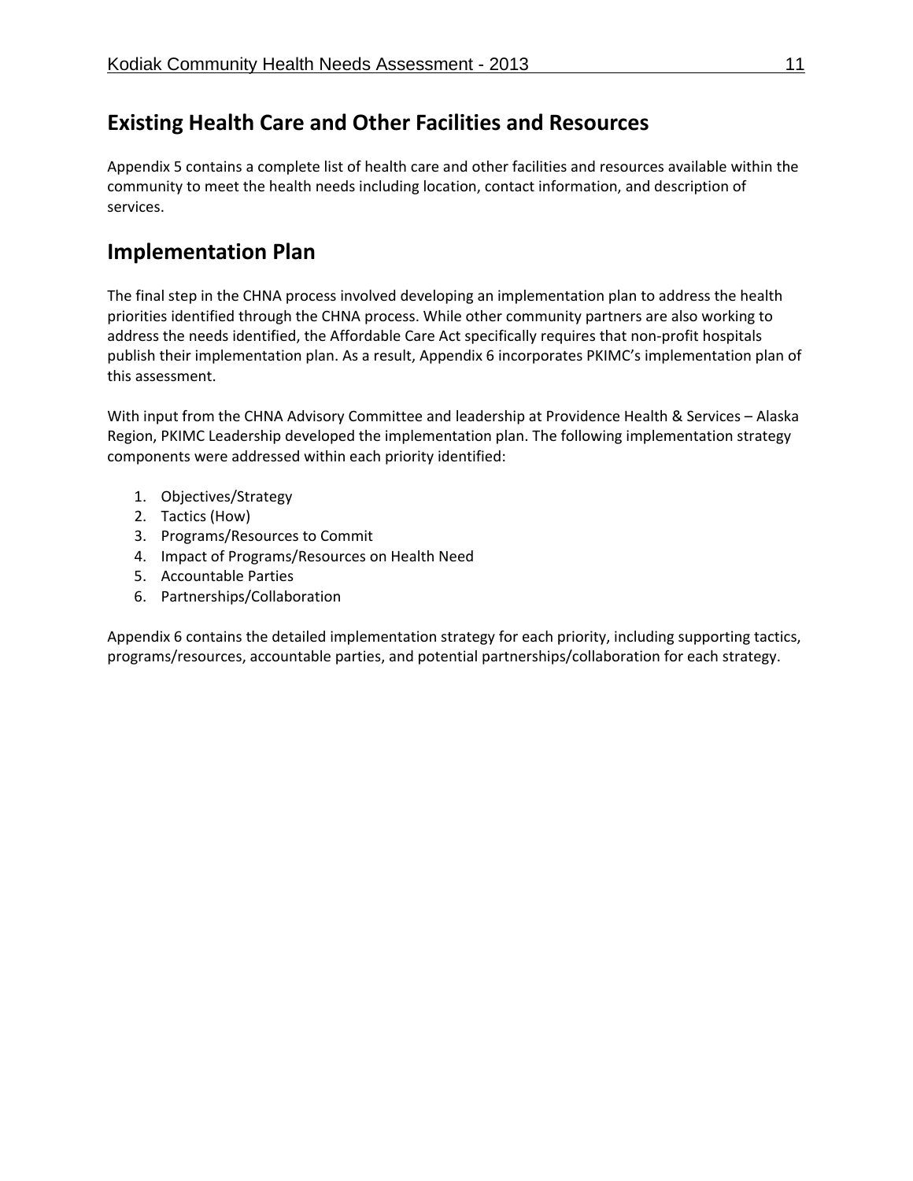## Existing Health Care and Other Facilities and Resources

Appendix 5 contains a complete list of health care and other facilities and resources available within the community to meet the health needs including location, contact information, and description of services.

## Implementation Plan

The final step in the CHNA process involved developing an implementation plan to address the health priorities identified through the CHNA process. While other community partners are also working to address the needs identified, the Affordable Care Act specifically requires that non-profit hospitals publish their implementation plan. As a result, Appendix 6 incorporates PKIMC's implementation plan of this assessment.

With input from the CHNA Advisory Committee and leadership at Providence Health & Services – Alaska Region, PKIMC Leadership developed the implementation plan. The following implementation strategy components were addressed within each priority identified:

1. Objectives/Strategy
2. Tactics (How)
3. Programs/Resources to Commit
4. Impact of Programs/Resources on Health Need
5. Accountable Parties
6. Partnerships/Collaboration

Appendix 6 contains the detailed implementation strategy for each priority, including supporting tactics, programs/resources, accountable parties, and potential partnerships/collaboration for each strategy.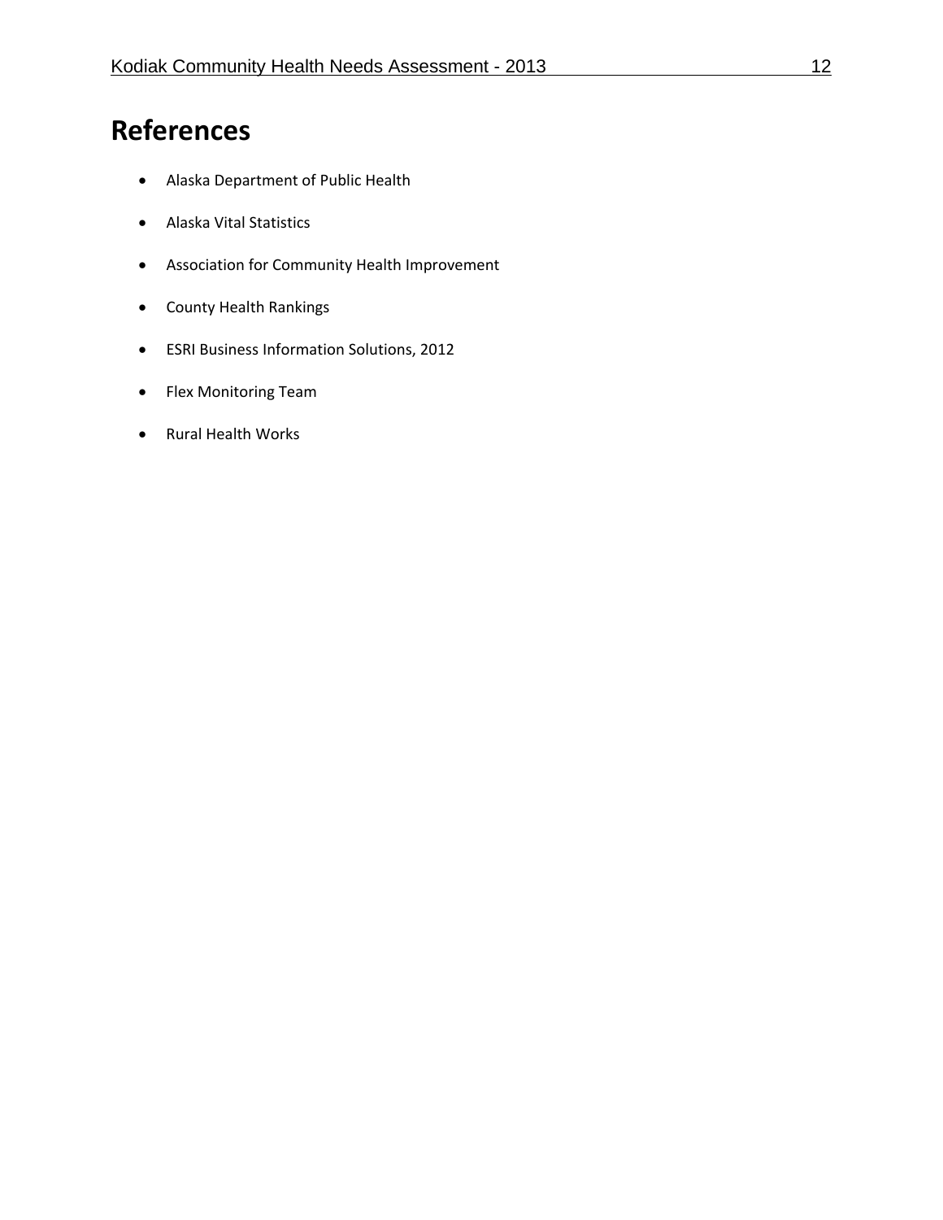# References

- Alaska Department of Public Health
- Alaska Vital Statistics
- Association for Community Health Improvement
- County Health Rankings
- ESRI Business Information Solutions, 2012
- Flex Monitoring Team
- Rural Health Works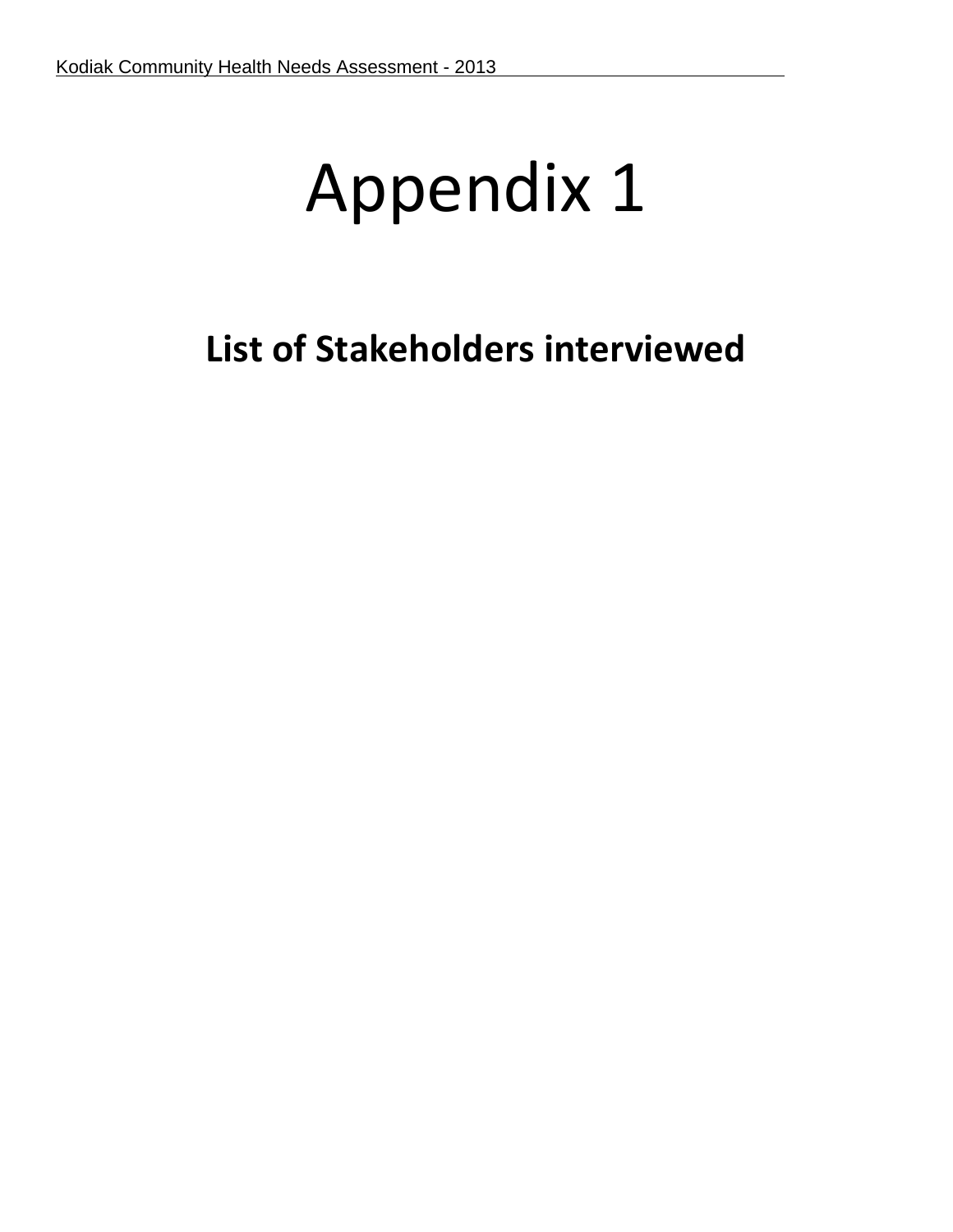# Appendix 1

## List of Stakeholders interviewed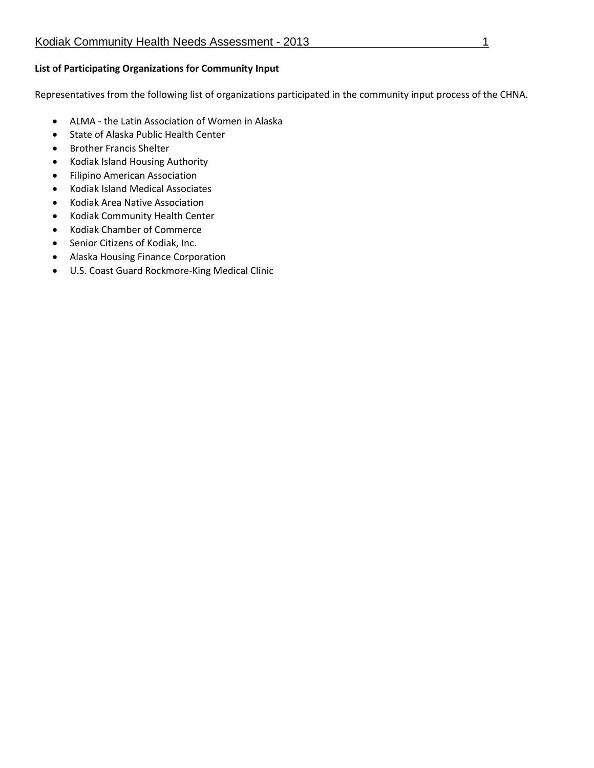**List of Participating Organizations for Community Input**

Representatives from the following list of organizations participated in the community input process of the CHNA.

- ALMA - the Latin Association of Women in Alaska
- State of Alaska Public Health Center
- Brother Francis Shelter
- Kodiak Island Housing Authority
- Filipino American Association
- Kodiak Island Medical Associates
- Kodiak Area Native Association
- Kodiak Community Health Center
- Kodiak Chamber of Commerce
- Senior Citizens of Kodiak, Inc.
- Alaska Housing Finance Corporation
- U.S. Coast Guard Rockmore-King Medical Clinic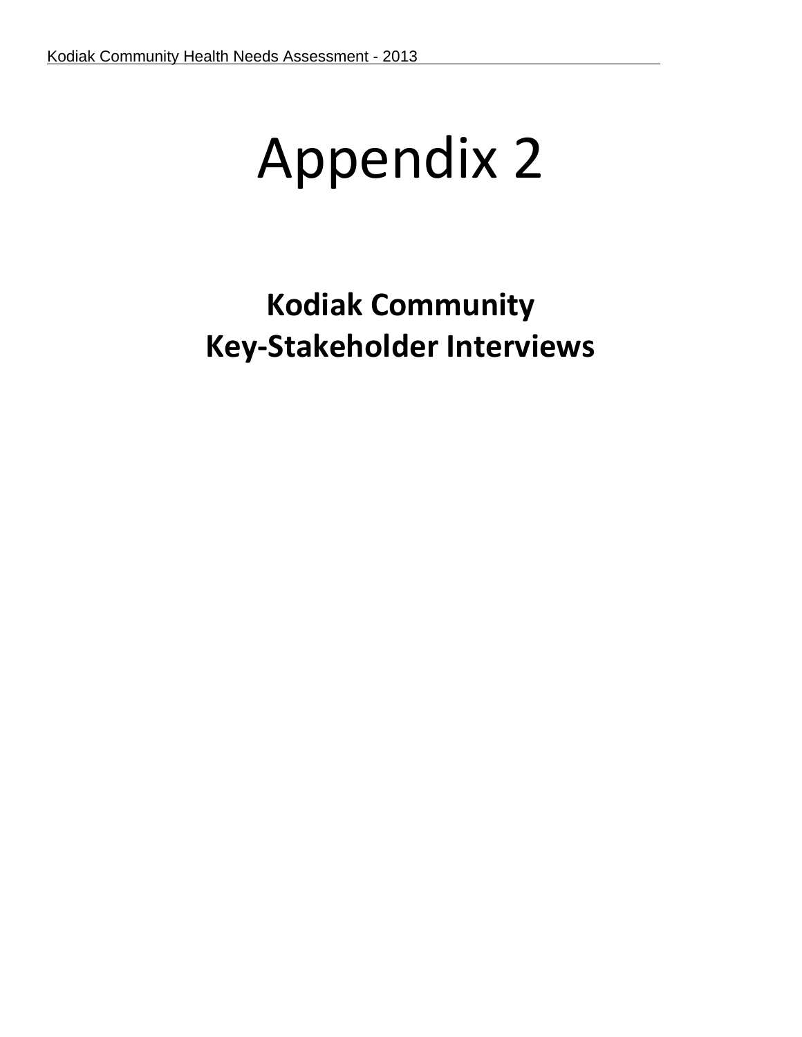# Appendix 2

## Kodiak Community
## Key-Stakeholder Interviews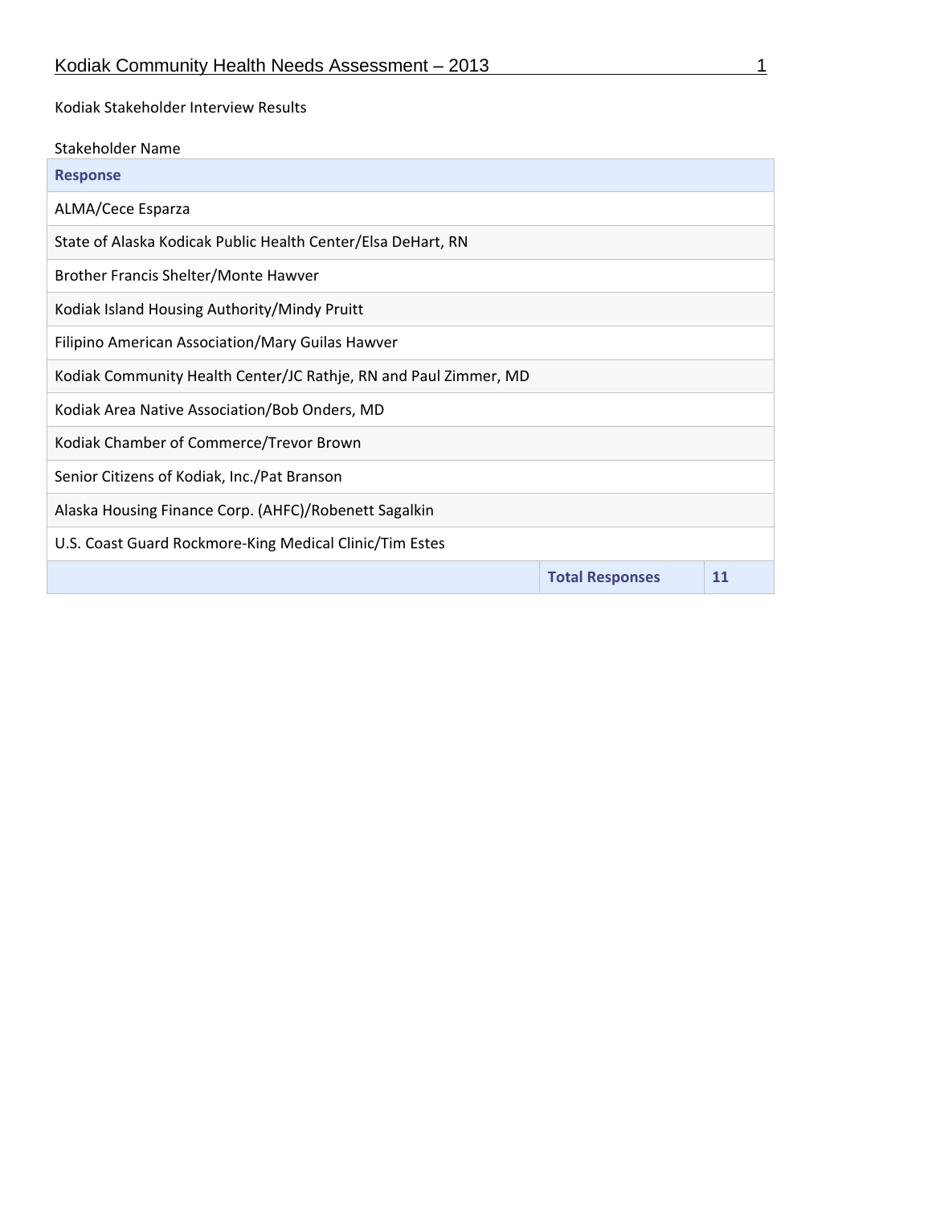Kodiak Stakeholder Interview Results

Stakeholder Name

| Response | | |
|---|---|---|
| ALMA/Cece Esparza | | |
| State of Alaska Kodicak Public Health Center/Elsa DeHart, RN | | |
| Brother Francis Shelter/Monte Hawver | | |
| Kodiak Island Housing Authority/Mindy Pruitt | | |
| Filipino American Association/Mary Guilas Hawver | | |
| Kodiak Community Health Center/JC Rathje, RN and Paul Zimmer, MD | | |
| Kodiak Area Native Association/Bob Onders, MD | | |
| Kodiak Chamber of Commerce/Trevor Brown | | |
| Senior Citizens of Kodiak, Inc./Pat Branson | | |
| Alaska Housing Finance Corp. (AHFC)/Robenett Sagalkin | | |
| U.S. Coast Guard Rockmore-King Medical Clinic/Tim Estes | | |
| | **Total Responses** | **11** |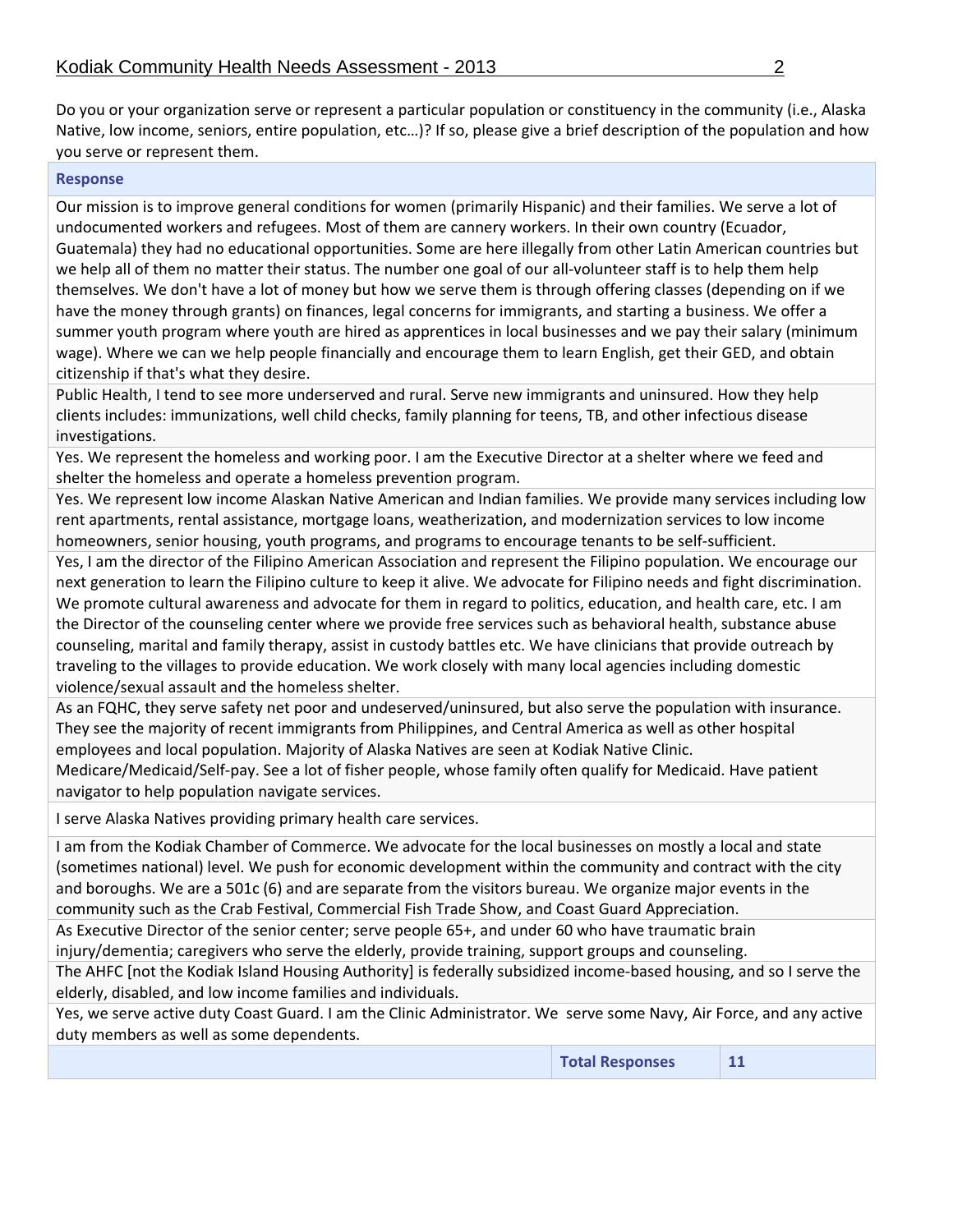Do you or your organization serve or represent a particular population or constituency in the community (i.e., Alaska Native, low income, seniors, entire population, etc…)? If so, please give a brief description of the population and how you serve or represent them.

| Response | |
|---|---|
| Our mission is to improve general conditions for women (primarily Hispanic) and their families. We serve a lot of undocumented workers and refugees. Most of them are cannery workers. In their own country (Ecuador, Guatemala) they had no educational opportunities. Some are here illegally from other Latin American countries but we help all of them no matter their status. The number one goal of our all-volunteer staff is to help them help themselves. We don't have a lot of money but how we serve them is through offering classes (depending on if we have the money through grants) on finances, legal concerns for immigrants, and starting a business. We offer a summer youth program where youth are hired as apprentices in local businesses and we pay their salary (minimum wage). Where we can we help people financially and encourage them to learn English, get their GED, and obtain citizenship if that's what they desire. | |
| Public Health, I tend to see more underserved and rural. Serve new immigrants and uninsured. How they help clients includes: immunizations, well child checks, family planning for teens, TB, and other infectious disease investigations. | |
| Yes. We represent the homeless and working poor. I am the Executive Director at a shelter where we feed and shelter the homeless and operate a homeless prevention program. | |
| Yes. We represent low income Alaskan Native American and Indian families. We provide many services including low rent apartments, rental assistance, mortgage loans, weatherization, and modernization services to low income homeowners, senior housing, youth programs, and programs to encourage tenants to be self-sufficient. | |
| Yes, I am the director of the Filipino American Association and represent the Filipino population. We encourage our next generation to learn the Filipino culture to keep it alive. We advocate for Filipino needs and fight discrimination. We promote cultural awareness and advocate for them in regard to politics, education, and health care, etc. I am the Director of the counseling center where we provide free services such as behavioral health, substance abuse counseling, marital and family therapy, assist in custody battles etc. We have clinicians that provide outreach by traveling to the villages to provide education. We work closely with many local agencies including domestic violence/sexual assault and the homeless shelter. | |
| As an FQHC, they serve safety net poor and undeserved/uninsured, but also serve the population with insurance. They see the majority of recent immigrants from Philippines, and Central America as well as other hospital employees and local population. Majority of Alaska Natives are seen at Kodiak Native Clinic. Medicare/Medicaid/Self-pay. See a lot of fisher people, whose family often qualify for Medicaid. Have patient navigator to help population navigate services. | |
| I serve Alaska Natives providing primary health care services. | |
| I am from the Kodiak Chamber of Commerce. We advocate for the local businesses on mostly a local and state (sometimes national) level. We push for economic development within the community and contract with the city and boroughs. We are a 501c (6) and are separate from the visitors bureau. We organize major events in the community such as the Crab Festival, Commercial Fish Trade Show, and Coast Guard Appreciation. | |
| As Executive Director of the senior center; serve people 65+, and under 60 who have traumatic brain injury/dementia; caregivers who serve the elderly, provide training, support groups and counseling. | |
| The AHFC [not the Kodiak Island Housing Authority] is federally subsidized income-based housing, and so I serve the elderly, disabled, and low income families and individuals. | |
| Yes, we serve active duty Coast Guard. I am the Clinic Administrator. We serve some Navy, Air Force, and any active duty members as well as some dependents. | |
| **Total Responses** | **11** |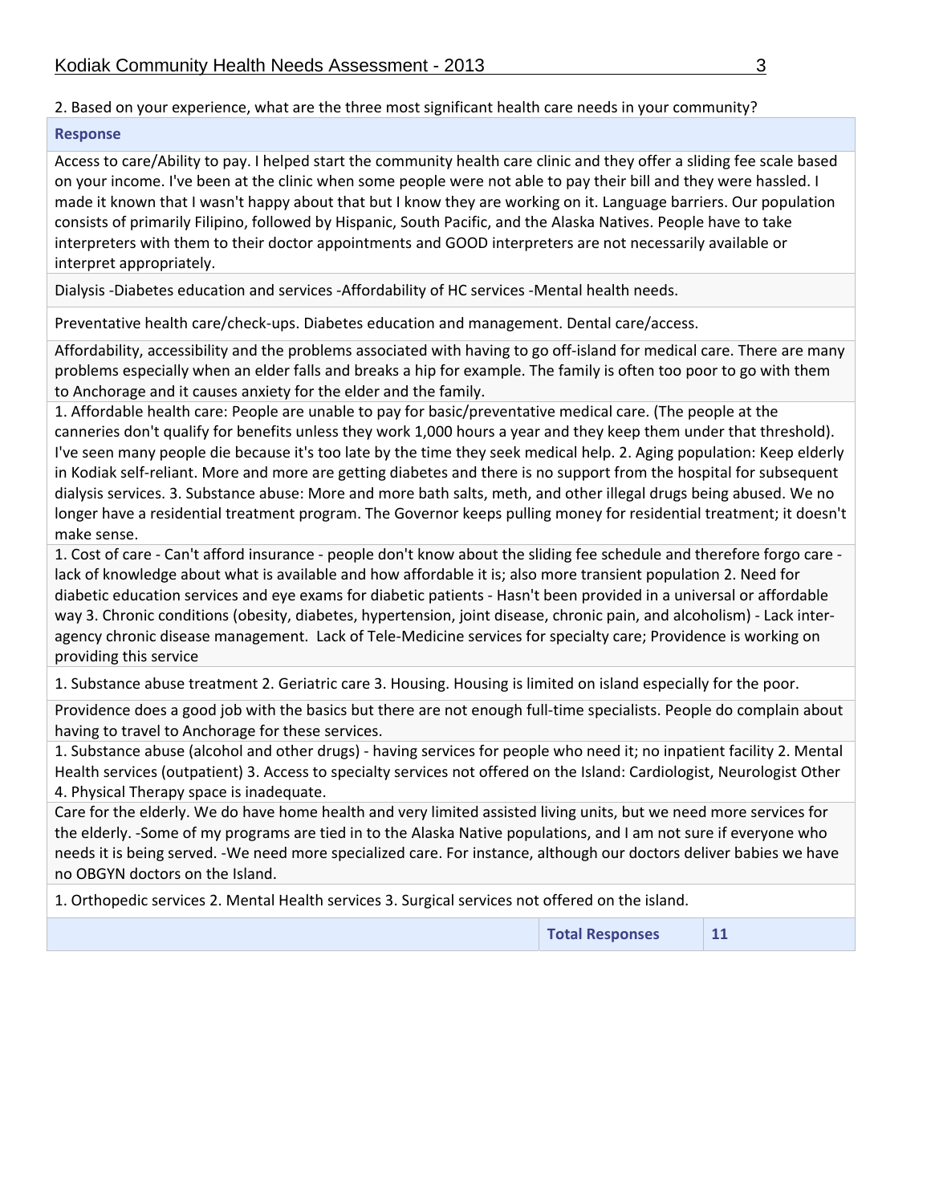2. Based on your experience, what are the three most significant health care needs in your community?

| Response | |
|---|---|
| Access to care/Ability to pay. I helped start the community health care clinic and they offer a sliding fee scale based on your income. I've been at the clinic when some people were not able to pay their bill and they were hassled. I made it known that I wasn't happy about that but I know they are working on it. Language barriers. Our population consists of primarily Filipino, followed by Hispanic, South Pacific, and the Alaska Natives. People have to take interpreters with them to their doctor appointments and GOOD interpreters are not necessarily available or interpret appropriately. | |
| Dialysis -Diabetes education and services -Affordability of HC services -Mental health needs. | |
| Preventative health care/check-ups. Diabetes education and management. Dental care/access. | |
| Affordability, accessibility and the problems associated with having to go off-island for medical care. There are many problems especially when an elder falls and breaks a hip for example. The family is often too poor to go with them to Anchorage and it causes anxiety for the elder and the family. | |
| 1. Affordable health care: People are unable to pay for basic/preventative medical care. (The people at the canneries don't qualify for benefits unless they work 1,000 hours a year and they keep them under that threshold). I've seen many people die because it's too late by the time they seek medical help. 2. Aging population: Keep elderly in Kodiak self-reliant. More and more are getting diabetes and there is no support from the hospital for subsequent dialysis services. 3. Substance abuse: More and more bath salts, meth, and other illegal drugs being abused. We no longer have a residential treatment program. The Governor keeps pulling money for residential treatment; it doesn't make sense. | |
| 1. Cost of care - Can't afford insurance - people don't know about the sliding fee schedule and therefore forgo care - lack of knowledge about what is available and how affordable it is; also more transient population 2. Need for diabetic education services and eye exams for diabetic patients - Hasn't been provided in a universal or affordable way 3. Chronic conditions (obesity, diabetes, hypertension, joint disease, chronic pain, and alcoholism) - Lack inter-agency chronic disease management. Lack of Tele-Medicine services for specialty care; Providence is working on providing this service | |
| 1. Substance abuse treatment 2. Geriatric care 3. Housing. Housing is limited on island especially for the poor. | |
| Providence does a good job with the basics but there are not enough full-time specialists. People do complain about having to travel to Anchorage for these services. | |
| 1. Substance abuse (alcohol and other drugs) - having services for people who need it; no inpatient facility 2. Mental Health services (outpatient) 3. Access to specialty services not offered on the Island: Cardiologist, Neurologist Other 4. Physical Therapy space is inadequate. | |
| Care for the elderly. We do have home health and very limited assisted living units, but we need more services for the elderly. -Some of my programs are tied in to the Alaska Native populations, and I am not sure if everyone who needs it is being served. -We need more specialized care. For instance, although our doctors deliver babies we have no OBGYN doctors on the Island. | |
| 1. Orthopedic services 2. Mental Health services 3. Surgical services not offered on the island. | |
| **Total Responses** | **11** |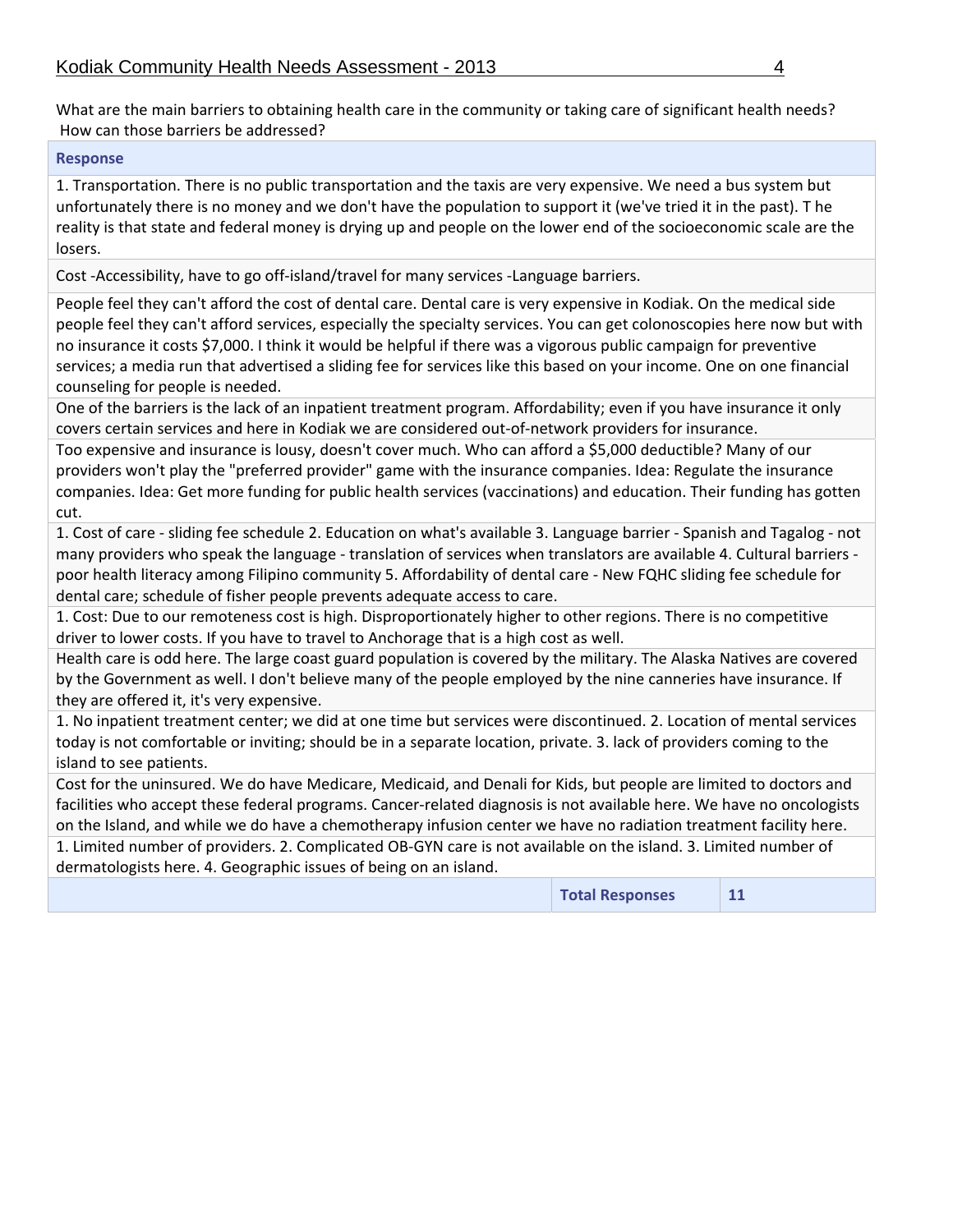What are the main barriers to obtaining health care in the community or taking care of significant health needs? How can those barriers be addressed?

| Response | | |
|---|---|---|
| 1. Transportation. There is no public transportation and the taxis are very expensive. We need a bus system but unfortunately there is no money and we don't have the population to support it (we've tried it in the past). T he reality is that state and federal money is drying up and people on the lower end of the socioeconomic scale are the losers. | | |
| Cost -Accessibility, have to go off-island/travel for many services -Language barriers. | | |
| People feel they can't afford the cost of dental care. Dental care is very expensive in Kodiak. On the medical side people feel they can't afford services, especially the specialty services. You can get colonoscopies here now but with no insurance it costs $7,000. I think it would be helpful if there was a vigorous public campaign for preventive services; a media run that advertised a sliding fee for services like this based on your income. One on one financial counseling for people is needed. | | |
| One of the barriers is the lack of an inpatient treatment program. Affordability; even if you have insurance it only covers certain services and here in Kodiak we are considered out-of-network providers for insurance. | | |
| Too expensive and insurance is lousy, doesn't cover much. Who can afford a $5,000 deductible? Many of our providers won't play the "preferred provider" game with the insurance companies. Idea: Regulate the insurance companies. Idea: Get more funding for public health services (vaccinations) and education. Their funding has gotten cut. | | |
| 1. Cost of care - sliding fee schedule 2. Education on what's available 3. Language barrier - Spanish and Tagalog - not many providers who speak the language - translation of services when translators are available 4. Cultural barriers - poor health literacy among Filipino community 5. Affordability of dental care - New FQHC sliding fee schedule for dental care; schedule of fisher people prevents adequate access to care. | | |
| 1. Cost: Due to our remoteness cost is high. Disproportionately higher to other regions. There is no competitive driver to lower costs. If you have to travel to Anchorage that is a high cost as well. | | |
| Health care is odd here. The large coast guard population is covered by the military. The Alaska Natives are covered by the Government as well. I don't believe many of the people employed by the nine canneries have insurance. If they are offered it, it's very expensive. | | |
| 1. No inpatient treatment center; we did at one time but services were discontinued. 2. Location of mental services today is not comfortable or inviting; should be in a separate location, private. 3. lack of providers coming to the island to see patients. | | |
| Cost for the uninsured. We do have Medicare, Medicaid, and Denali for Kids, but people are limited to doctors and facilities who accept these federal programs. Cancer-related diagnosis is not available here. We have no oncologists on the Island, and while we do have a chemotherapy infusion center we have no radiation treatment facility here. | | |
| 1. Limited number of providers. 2. Complicated OB-GYN care is not available on the island. 3. Limited number of dermatologists here. 4. Geographic issues of being on an island. | | |
| | **Total Responses** | **11** |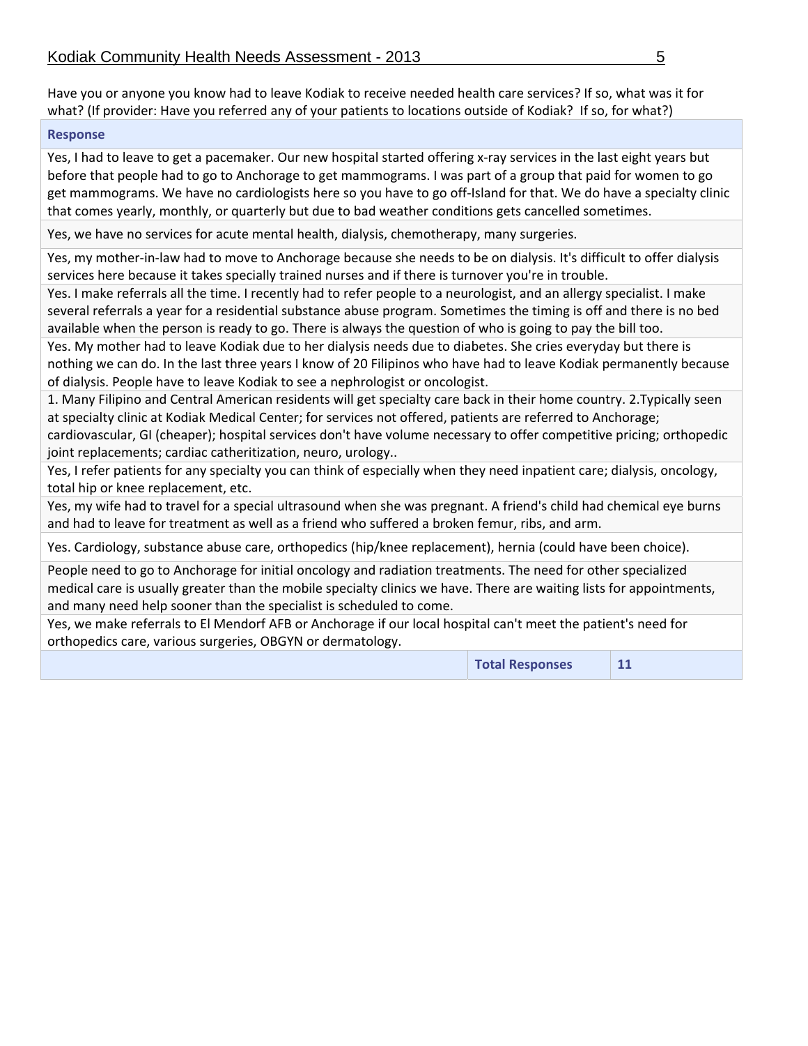Have you or anyone you know had to leave Kodiak to receive needed health care services? If so, what was it for what? (If provider: Have you referred any of your patients to locations outside of Kodiak? If so, for what?)

| Response | | |
|---|---|---|
| Yes, I had to leave to get a pacemaker. Our new hospital started offering x-ray services in the last eight years but before that people had to go to Anchorage to get mammograms. I was part of a group that paid for women to go get mammograms. We have no cardiologists here so you have to go off-Island for that. We do have a specialty clinic that comes yearly, monthly, or quarterly but due to bad weather conditions gets cancelled sometimes. | | |
| Yes, we have no services for acute mental health, dialysis, chemotherapy, many surgeries. | | |
| Yes, my mother-in-law had to move to Anchorage because she needs to be on dialysis. It's difficult to offer dialysis services here because it takes specially trained nurses and if there is turnover you're in trouble. | | |
| Yes. I make referrals all the time. I recently had to refer people to a neurologist, and an allergy specialist. I make several referrals a year for a residential substance abuse program. Sometimes the timing is off and there is no bed available when the person is ready to go. There is always the question of who is going to pay the bill too. | | |
| Yes. My mother had to leave Kodiak due to her dialysis needs due to diabetes. She cries everyday but there is nothing we can do. In the last three years I know of 20 Filipinos who have had to leave Kodiak permanently because of dialysis. People have to leave Kodiak to see a nephrologist or oncologist. | | |
| 1. Many Filipino and Central American residents will get specialty care back in their home country. 2.Typically seen at specialty clinic at Kodiak Medical Center; for services not offered, patients are referred to Anchorage; cardiovascular, GI (cheaper); hospital services don't have volume necessary to offer competitive pricing; orthopedic joint replacements; cardiac catheritization, neuro, urology.. | | |
| Yes, I refer patients for any specialty you can think of especially when they need inpatient care; dialysis, oncology, total hip or knee replacement, etc. | | |
| Yes, my wife had to travel for a special ultrasound when she was pregnant. A friend's child had chemical eye burns and had to leave for treatment as well as a friend who suffered a broken femur, ribs, and arm. | | |
| Yes. Cardiology, substance abuse care, orthopedics (hip/knee replacement), hernia (could have been choice). | | |
| People need to go to Anchorage for initial oncology and radiation treatments. The need for other specialized medical care is usually greater than the mobile specialty clinics we have. There are waiting lists for appointments, and many need help sooner than the specialist is scheduled to come. | | |
| Yes, we make referrals to El Mendorf AFB or Anchorage if our local hospital can't meet the patient's need for orthopedics care, various surgeries, OBGYN or dermatology. | | |
| | **Total Responses** | **11** |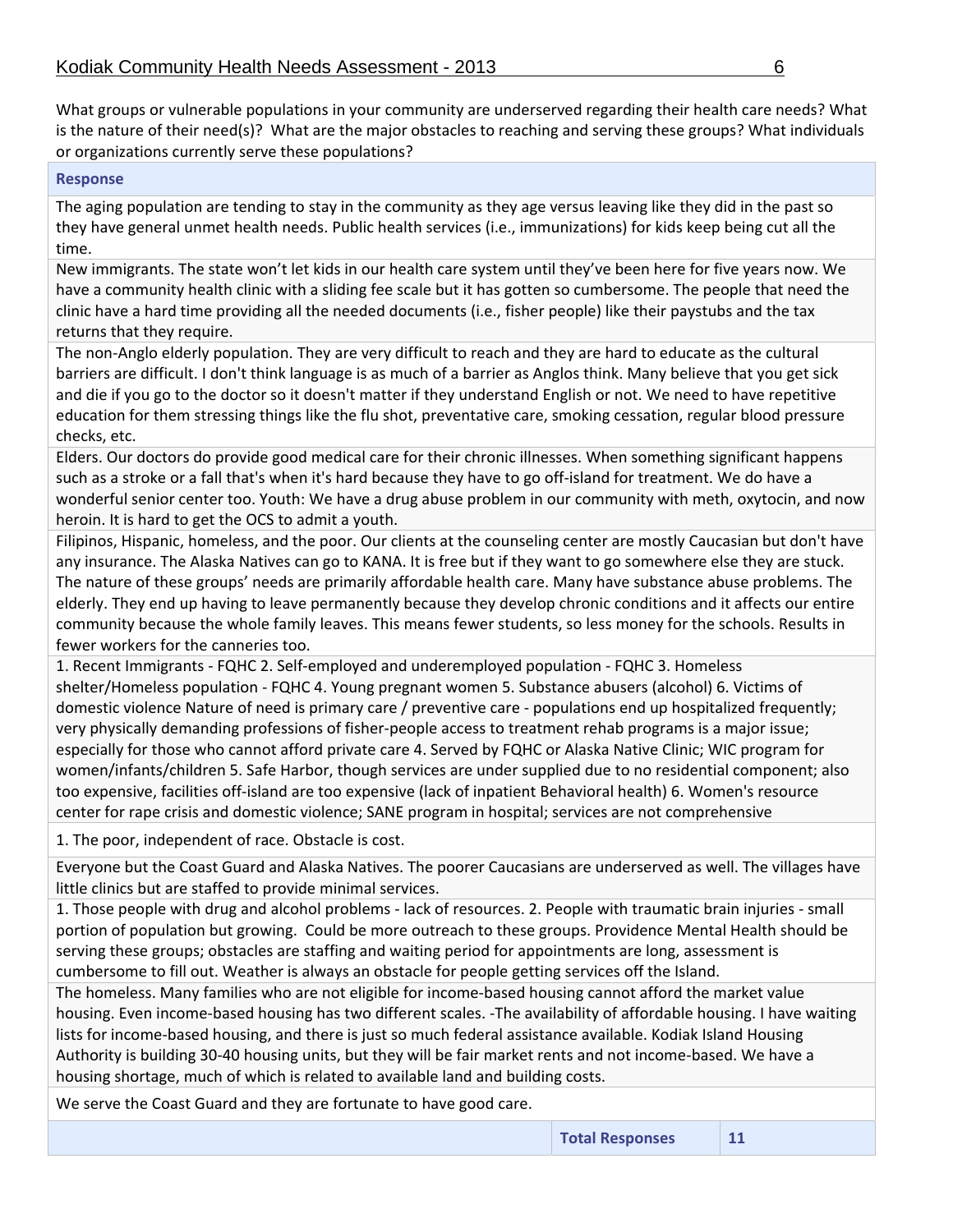What groups or vulnerable populations in your community are underserved regarding their health care needs? What is the nature of their need(s)? What are the major obstacles to reaching and serving these groups? What individuals or organizations currently serve these populations?

| Response | |
|---|---|
| The aging population are tending to stay in the community as they age versus leaving like they did in the past so they have general unmet health needs. Public health services (i.e., immunizations) for kids keep being cut all the time. | |
| New immigrants. The state won't let kids in our health care system until they've been here for five years now. We have a community health clinic with a sliding fee scale but it has gotten so cumbersome. The people that need the clinic have a hard time providing all the needed documents (i.e., fisher people) like their paystubs and the tax returns that they require. | |
| The non-Anglo elderly population. They are very difficult to reach and they are hard to educate as the cultural barriers are difficult. I don't think language is as much of a barrier as Anglos think. Many believe that you get sick and die if you go to the doctor so it doesn't matter if they understand English or not. We need to have repetitive education for them stressing things like the flu shot, preventative care, smoking cessation, regular blood pressure checks, etc. | |
| Elders. Our doctors do provide good medical care for their chronic illnesses. When something significant happens such as a stroke or a fall that's when it's hard because they have to go off-island for treatment. We do have a wonderful senior center too. Youth: We have a drug abuse problem in our community with meth, oxytocin, and now heroin. It is hard to get the OCS to admit a youth. | |
| Filipinos, Hispanic, homeless, and the poor. Our clients at the counseling center are mostly Caucasian but don't have any insurance. The Alaska Natives can go to KANA. It is free but if they want to go somewhere else they are stuck. The nature of these groups' needs are primarily affordable health care. Many have substance abuse problems. The elderly. They end up having to leave permanently because they develop chronic conditions and it affects our entire community because the whole family leaves. This means fewer students, so less money for the schools. Results in fewer workers for the canneries too. | |
| 1. Recent Immigrants - FQHC 2. Self-employed and underemployed population - FQHC 3. Homeless shelter/Homeless population - FQHC 4. Young pregnant women 5. Substance abusers (alcohol) 6. Victims of domestic violence Nature of need is primary care / preventive care - populations end up hospitalized frequently; very physically demanding professions of fisher-people access to treatment rehab programs is a major issue; especially for those who cannot afford private care 4. Served by FQHC or Alaska Native Clinic; WIC program for women/infants/children 5. Safe Harbor, though services are under supplied due to no residential component; also too expensive, facilities off-island are too expensive (lack of inpatient Behavioral health) 6. Women's resource center for rape crisis and domestic violence; SANE program in hospital; services are not comprehensive | |
| 1. The poor, independent of race. Obstacle is cost. | |
| Everyone but the Coast Guard and Alaska Natives. The poorer Caucasians are underserved as well. The villages have little clinics but are staffed to provide minimal services. | |
| 1. Those people with drug and alcohol problems - lack of resources. 2. People with traumatic brain injuries - small portion of population but growing. Could be more outreach to these groups. Providence Mental Health should be serving these groups; obstacles are staffing and waiting period for appointments are long, assessment is cumbersome to fill out. Weather is always an obstacle for people getting services off the Island. | |
| The homeless. Many families who are not eligible for income-based housing cannot afford the market value housing. Even income-based housing has two different scales. -The availability of affordable housing. I have waiting lists for income-based housing, and there is just so much federal assistance available. Kodiak Island Housing Authority is building 30-40 housing units, but they will be fair market rents and not income-based. We have a housing shortage, much of which is related to available land and building costs. | |
| We serve the Coast Guard and they are fortunate to have good care. | |
| **Total Responses** | **11** |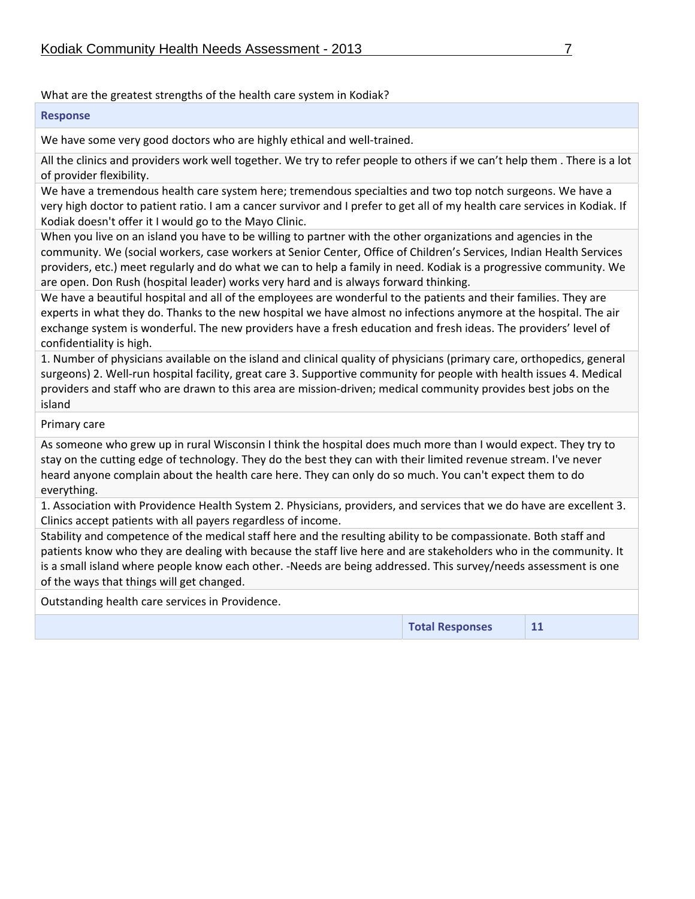What are the greatest strengths of the health care system in Kodiak?

| Response | |
|---|---|
| We have some very good doctors who are highly ethical and well-trained. | |
| All the clinics and providers work well together. We try to refer people to others if we can't help them . There is a lot of provider flexibility. | |
| We have a tremendous health care system here; tremendous specialties and two top notch surgeons. We have a very high doctor to patient ratio. I am a cancer survivor and I prefer to get all of my health care services in Kodiak. If Kodiak doesn't offer it I would go to the Mayo Clinic. | |
| When you live on an island you have to be willing to partner with the other organizations and agencies in the community. We (social workers, case workers at Senior Center, Office of Children's Services, Indian Health Services providers, etc.) meet regularly and do what we can to help a family in need. Kodiak is a progressive community. We are open. Don Rush (hospital leader) works very hard and is always forward thinking. | |
| We have a beautiful hospital and all of the employees are wonderful to the patients and their families. They are experts in what they do. Thanks to the new hospital we have almost no infections anymore at the hospital. The air exchange system is wonderful. The new providers have a fresh education and fresh ideas. The providers' level of confidentiality is high. | |
| 1. Number of physicians available on the island and clinical quality of physicians (primary care, orthopedics, general surgeons) 2. Well-run hospital facility, great care 3. Supportive community for people with health issues 4. Medical providers and staff who are drawn to this area are mission-driven; medical community provides best jobs on the island | |
| Primary care | |
| As someone who grew up in rural Wisconsin I think the hospital does much more than I would expect. They try to stay on the cutting edge of technology. They do the best they can with their limited revenue stream. I've never heard anyone complain about the health care here. They can only do so much. You can't expect them to do everything. | |
| 1. Association with Providence Health System 2. Physicians, providers, and services that we do have are excellent 3. Clinics accept patients with all payers regardless of income. | |
| Stability and competence of the medical staff here and the resulting ability to be compassionate. Both staff and patients know who they are dealing with because the staff live here and are stakeholders who in the community. It is a small island where people know each other. -Needs are being addressed. This survey/needs assessment is one of the ways that things will get changed. | |
| Outstanding health care services in Providence. | |
| **Total Responses** | **11** |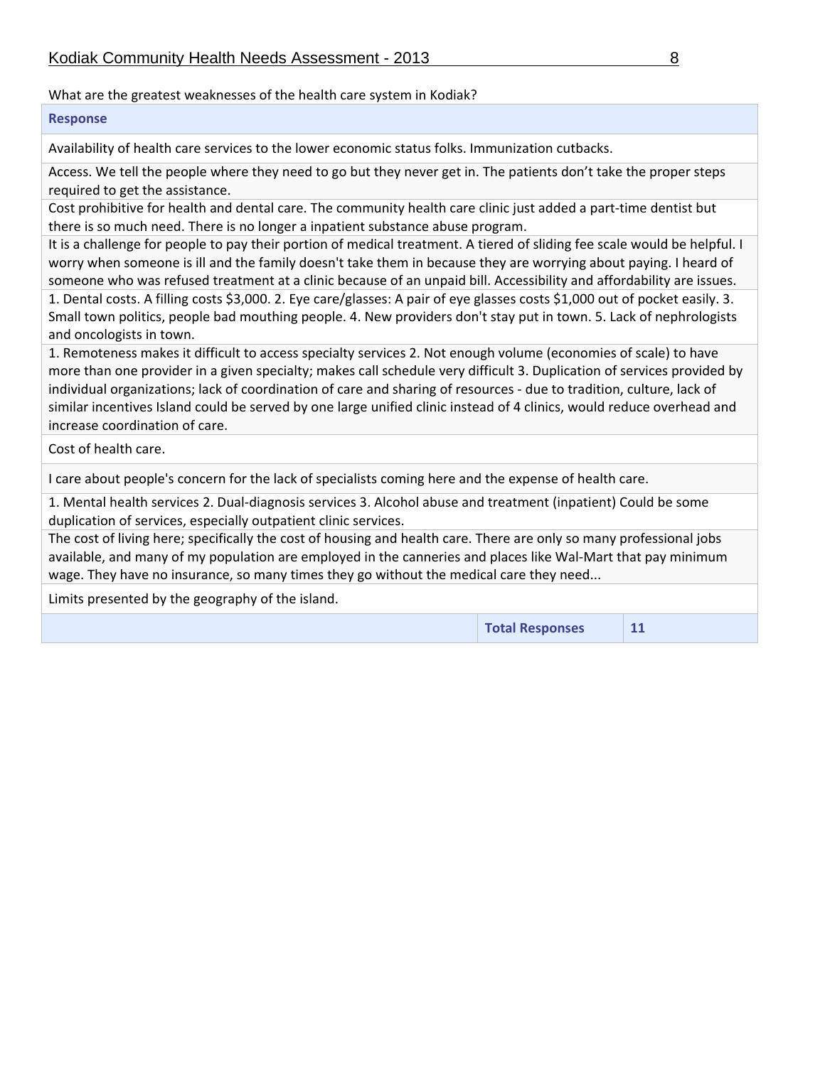What are the greatest weaknesses of the health care system in Kodiak?

| Response | |
|---|---|
| Availability of health care services to the lower economic status folks. Immunization cutbacks. | |
| Access. We tell the people where they need to go but they never get in. The patients don't take the proper steps required to get the assistance. | |
| Cost prohibitive for health and dental care. The community health care clinic just added a part-time dentist but there is so much need. There is no longer a inpatient substance abuse program. | |
| It is a challenge for people to pay their portion of medical treatment. A tiered of sliding fee scale would be helpful. I worry when someone is ill and the family doesn't take them in because they are worrying about paying. I heard of someone who was refused treatment at a clinic because of an unpaid bill. Accessibility and affordability are issues. | |
| 1. Dental costs. A filling costs $3,000. 2. Eye care/glasses: A pair of eye glasses costs $1,000 out of pocket easily. 3. Small town politics, people bad mouthing people. 4. New providers don't stay put in town. 5. Lack of nephrologists and oncologists in town. | |
| 1. Remoteness makes it difficult to access specialty services 2. Not enough volume (economies of scale) to have more than one provider in a given specialty; makes call schedule very difficult 3. Duplication of services provided by individual organizations; lack of coordination of care and sharing of resources - due to tradition, culture, lack of similar incentives Island could be served by one large unified clinic instead of 4 clinics, would reduce overhead and increase coordination of care. | |
| Cost of health care. | |
| I care about people's concern for the lack of specialists coming here and the expense of health care. | |
| 1. Mental health services 2. Dual-diagnosis services 3. Alcohol abuse and treatment (inpatient) Could be some duplication of services, especially outpatient clinic services. | |
| The cost of living here; specifically the cost of housing and health care. There are only so many professional jobs available, and many of my population are employed in the canneries and places like Wal-Mart that pay minimum wage. They have no insurance, so many times they go without the medical care they need... | |
| Limits presented by the geography of the island. | |
| **Total Responses** | **11** |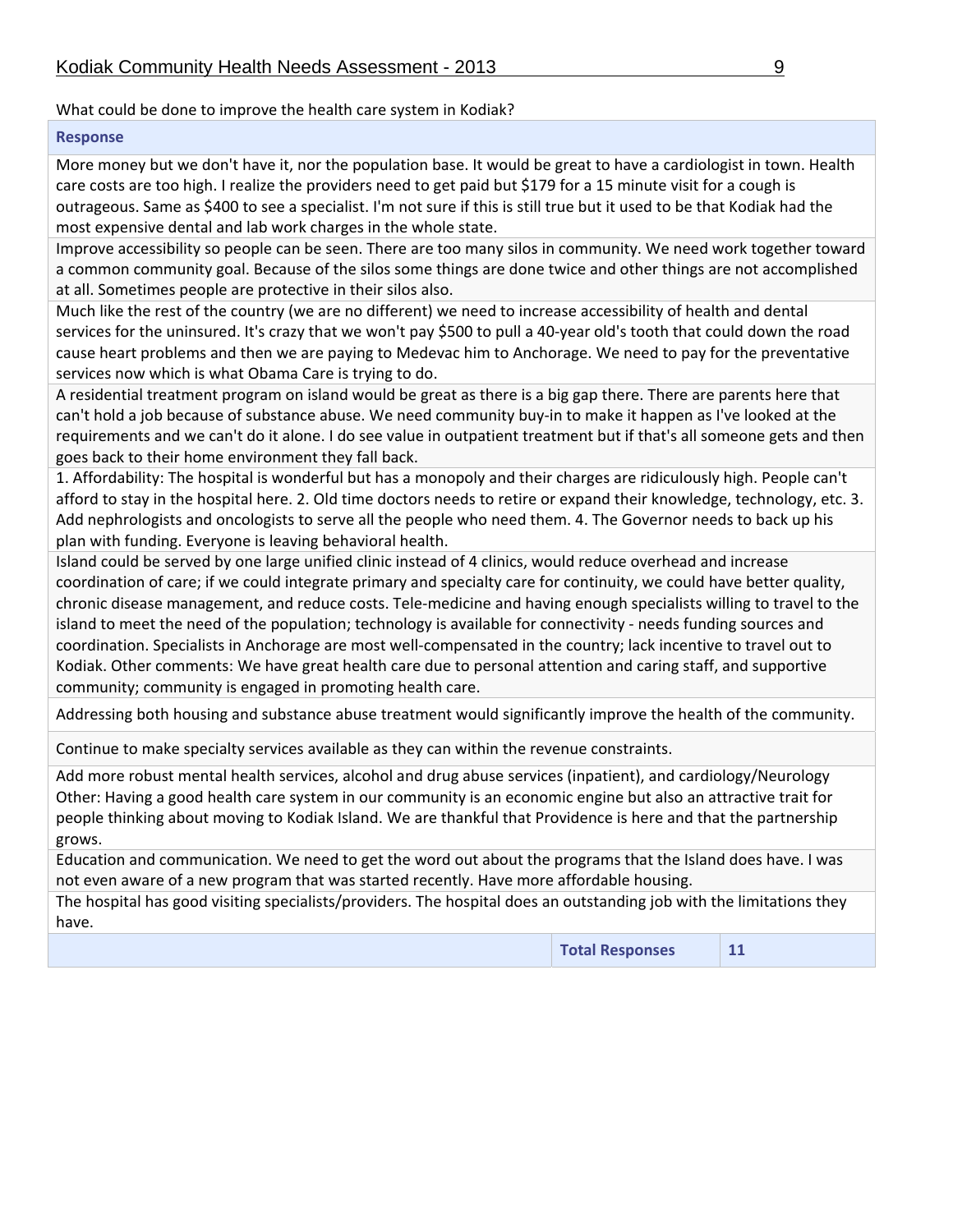What could be done to improve the health care system in Kodiak?

| Response | |
|---|---|
| More money but we don't have it, nor the population base. It would be great to have a cardiologist in town. Health care costs are too high. I realize the providers need to get paid but $179 for a 15 minute visit for a cough is outrageous. Same as $400 to see a specialist. I'm not sure if this is still true but it used to be that Kodiak had the most expensive dental and lab work charges in the whole state. | |
| Improve accessibility so people can be seen. There are too many silos in community. We need work together toward a common community goal. Because of the silos some things are done twice and other things are not accomplished at all. Sometimes people are protective in their silos also. | |
| Much like the rest of the country (we are no different) we need to increase accessibility of health and dental services for the uninsured. It's crazy that we won't pay $500 to pull a 40-year old's tooth that could down the road cause heart problems and then we are paying to Medevac him to Anchorage. We need to pay for the preventative services now which is what Obama Care is trying to do. | |
| A residential treatment program on island would be great as there is a big gap there. There are parents here that can't hold a job because of substance abuse. We need community buy-in to make it happen as I've looked at the requirements and we can't do it alone. I do see value in outpatient treatment but if that's all someone gets and then goes back to their home environment they fall back. | |
| 1. Affordability: The hospital is wonderful but has a monopoly and their charges are ridiculously high. People can't afford to stay in the hospital here. 2. Old time doctors needs to retire or expand their knowledge, technology, etc. 3. Add nephrologists and oncologists to serve all the people who need them. 4. The Governor needs to back up his plan with funding. Everyone is leaving behavioral health. | |
| Island could be served by one large unified clinic instead of 4 clinics, would reduce overhead and increase coordination of care; if we could integrate primary and specialty care for continuity, we could have better quality, chronic disease management, and reduce costs. Tele-medicine and having enough specialists willing to travel to the island to meet the need of the population; technology is available for connectivity - needs funding sources and coordination. Specialists in Anchorage are most well-compensated in the country; lack incentive to travel out to Kodiak. Other comments: We have great health care due to personal attention and caring staff, and supportive community; community is engaged in promoting health care. | |
| Addressing both housing and substance abuse treatment would significantly improve the health of the community. | |
| Continue to make specialty services available as they can within the revenue constraints. | |
| Add more robust mental health services, alcohol and drug abuse services (inpatient), and cardiology/Neurology Other: Having a good health care system in our community is an economic engine but also an attractive trait for people thinking about moving to Kodiak Island. We are thankful that Providence is here and that the partnership grows. | |
| Education and communication. We need to get the word out about the programs that the Island does have. I was not even aware of a new program that was started recently. Have more affordable housing. | |
| The hospital has good visiting specialists/providers. The hospital does an outstanding job with the limitations they have. | |
| **Total Responses** | **11** |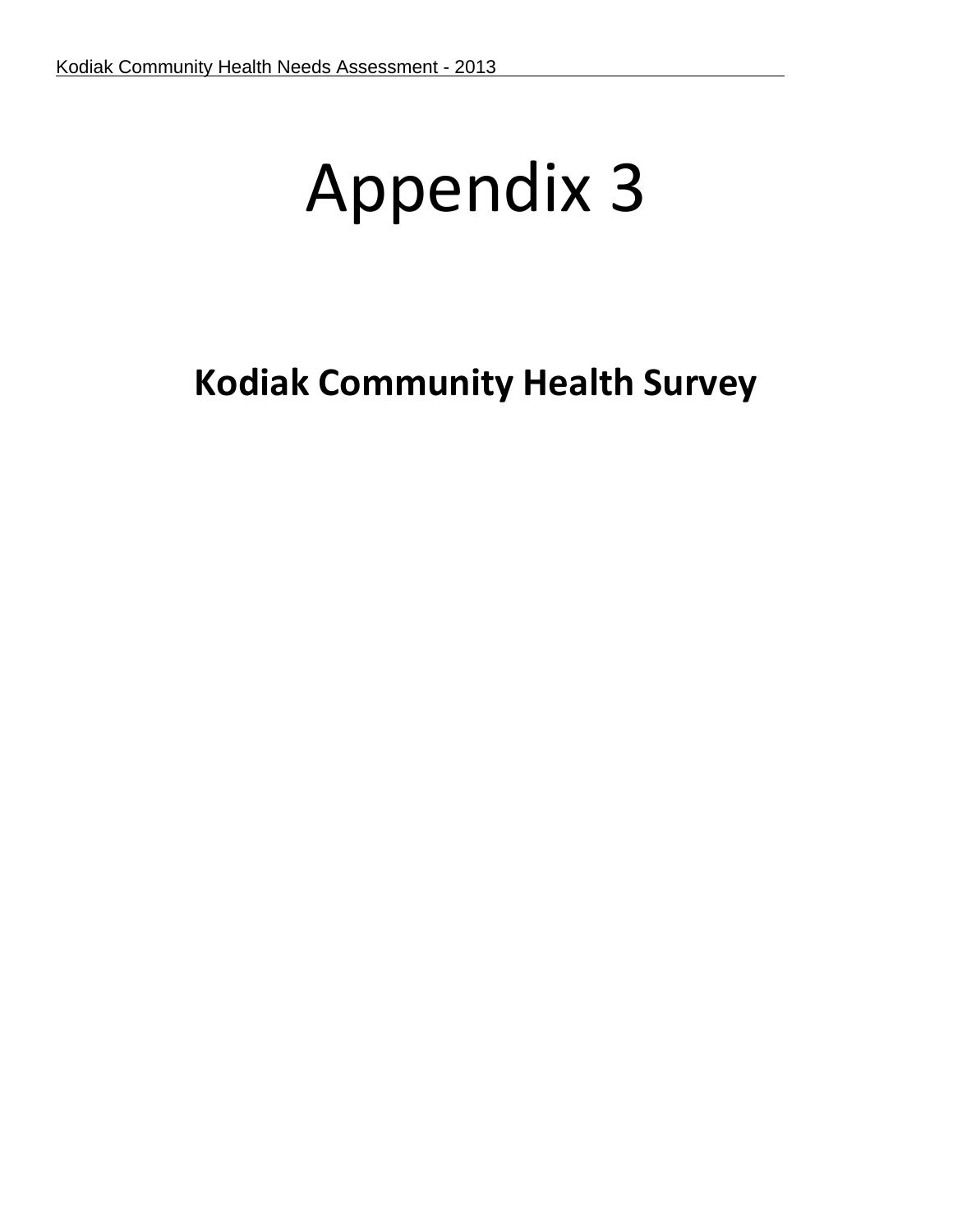# Appendix 3

## Kodiak Community Health Survey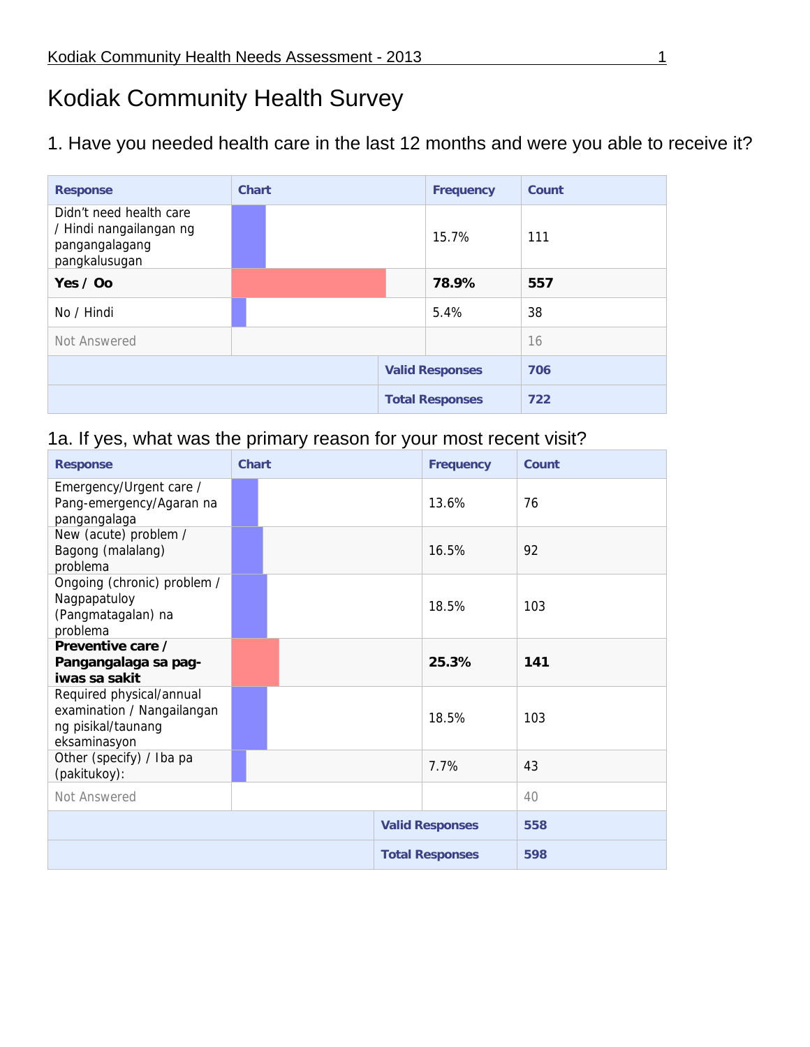# Kodiak Community Health Survey

## 1. Have you needed health care in the last 12 months and were you able to receive it?

| Response | Chart | Frequency | Count |
|---|---|---|---|
| Didn't need health care / Hindi nangailangan ng pangangalagang pangkalusugan | | 15.7% | 111 |
| **Yes / Oo** | | **78.9%** | **557** |
| No / Hindi | | 5.4% | 38 |
| Not Answered | | | 16 |
| | | Valid Responses | 706 |
| | | Total Responses | 722 |

### 1a. If yes, what was the primary reason for your most recent visit?

| Response | Chart | Frequency | Count |
|---|---|---|---|
| Emergency/Urgent care / Pang-emergency/Agaran na pangangalaga | | 13.6% | 76 |
| New (acute) problem / Bagong (malalang) problema | | 16.5% | 92 |
| Ongoing (chronic) problem / Nagpapatuloy (Pangmatagalan) na problema | | 18.5% | 103 |
| **Preventive care / Pangangalaga sa pag-iwas sa sakit** | | **25.3%** | **141** |
| Required physical/annual examination / Nangailangan ng pisikal/taunang eksaminasyon | | 18.5% | 103 |
| Other (specify) / Iba pa (pakitukoy): | | 7.7% | 43 |
| Not Answered | | | 40 |
| | | Valid Responses | 558 |
| | | Total Responses | 598 |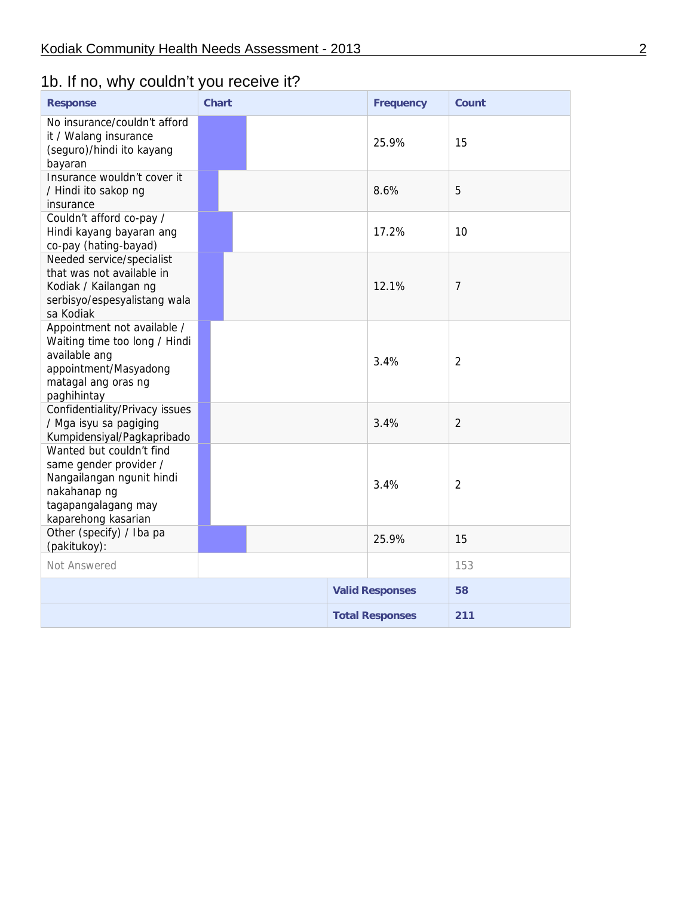## 1b. If no, why couldn't you receive it?

| Response | Chart | Frequency | Count |
|---|---|---|---|
| No insurance/couldn't afford it / Walang insurance (seguro)/hindi ito kayang bayaran | | 25.9% | 15 |
| Insurance wouldn't cover it / Hindi ito sakop ng insurance | | 8.6% | 5 |
| Couldn't afford co-pay / Hindi kayang bayaran ang co-pay (hating-bayad) | | 17.2% | 10 |
| Needed service/specialist that was not available in Kodiak / Kailangan ng serbisyo/espesyalistang wala sa Kodiak | | 12.1% | 7 |
| Appointment not available / Waiting time too long / Hindi available ang appointment/Masyadong matagal ang oras ng paghihintay | | 3.4% | 2 |
| Confidentiality/Privacy issues / Mga isyu sa pagiging Kumpidensiyal/Pagkapribado | | 3.4% | 2 |
| Wanted but couldn't find same gender provider / Nangailangan ngunit hindi nakahanap ng tagapangalagang may kaparehong kasarian | | 3.4% | 2 |
| Other (specify) / Iba pa (pakitukoy): | | 25.9% | 15 |
| Not Answered | | | 153 |
| | | **Valid Responses** | **58** |
| | | **Total Responses** | **211** |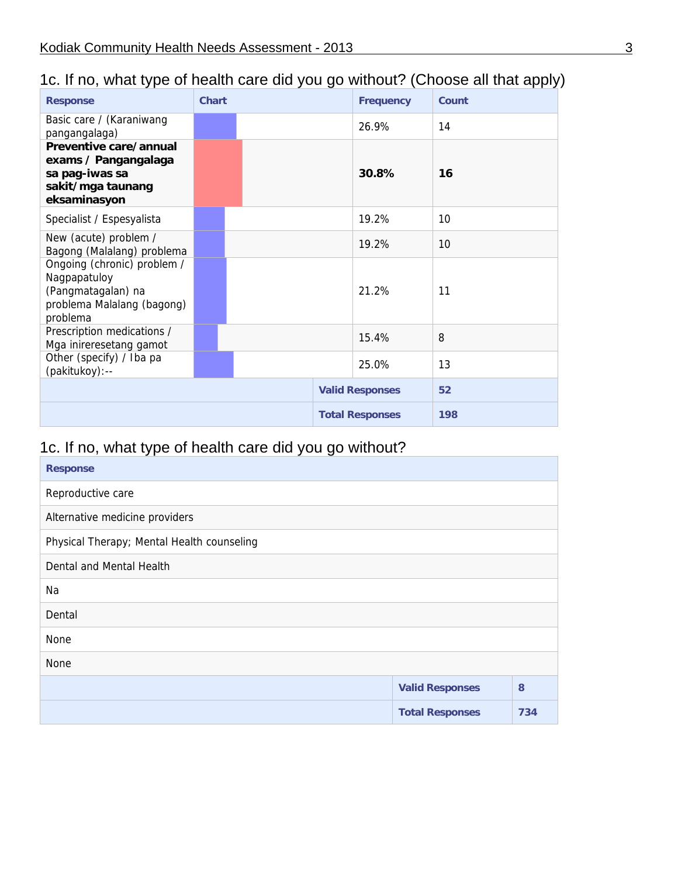## 1c. If no, what type of health care did you go without? (Choose all that apply)

| Response | Chart | Frequency | Count |
|---|---|---|---|
| Basic care / (Karaniwang pangangalaga) | | 26.9% | 14 |
| **Preventive care/annual exams / Pangangalaga sa pag-iwas sa sakit/mga taunang eksaminasyon** | | **30.8%** | **16** |
| Specialist / Espesyalista | | 19.2% | 10 |
| New (acute) problem / Bagong (Malalang) problema | | 19.2% | 10 |
| Ongoing (chronic) problem / Nagpapatuloy (Pangmatagalan) na problema Malalang (bagong) problema | | 21.2% | 11 |
| Prescription medications / Mga inireresetang gamot | | 15.4% | 8 |
| Other (specify) / Iba pa (pakitukoy):-- | | 25.0% | 13 |
| | | **Valid Responses** | **52** |
| | | **Total Responses** | **198** |

## 1c. If no, what type of health care did you go without?

| Response | | |
|---|---|---|
| Reproductive care | | |
| Alternative medicine providers | | |
| Physical Therapy; Mental Health counseling | | |
| Dental and Mental Health | | |
| Na | | |
| Dental | | |
| None | | |
| None | | |
| | **Valid Responses** | **8** |
| | **Total Responses** | **734** |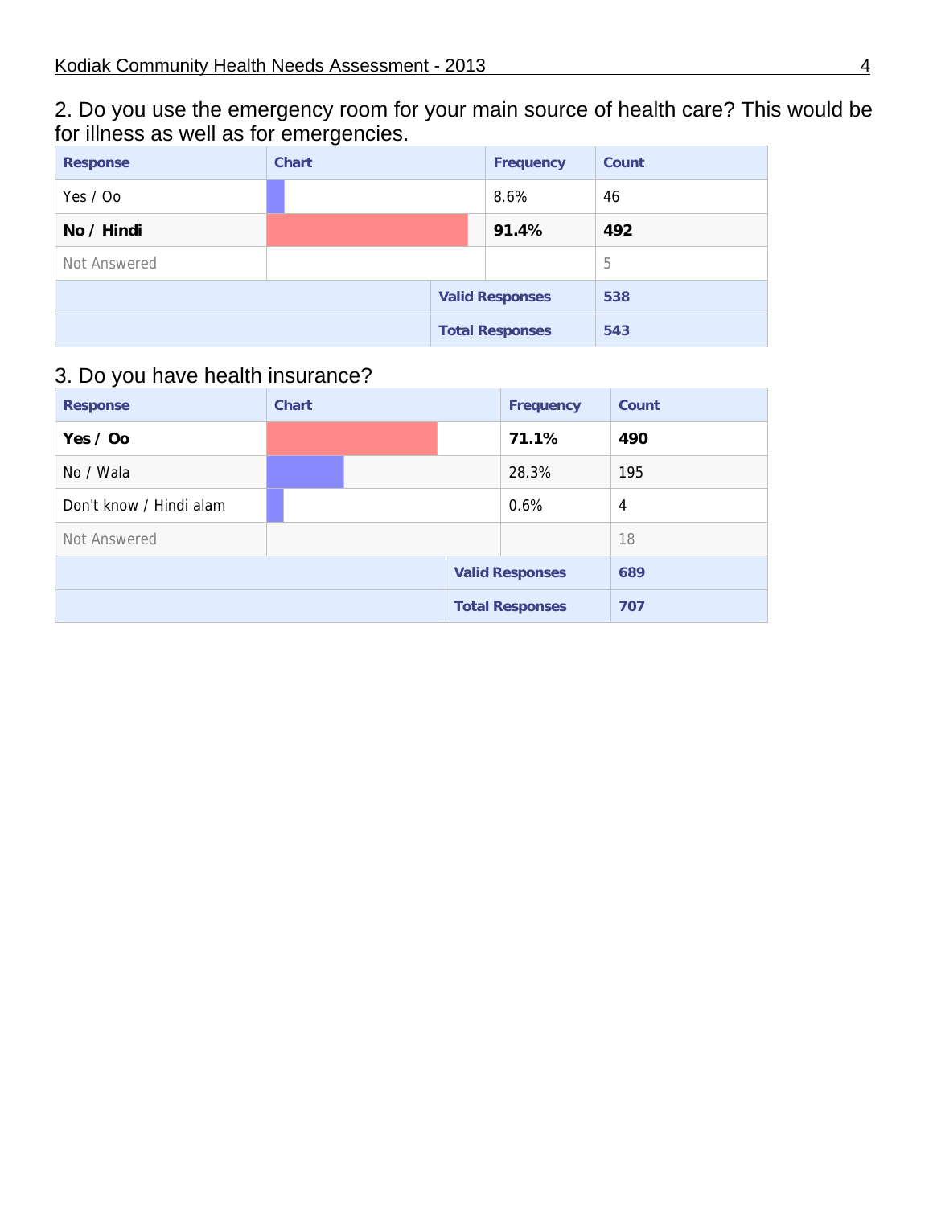2. Do you use the emergency room for your main source of health care? This would be for illness as well as for emergencies.

| Response | Chart | Frequency | Count |
|---|---|---|---|
| Yes / Oo | | 8.6% | 46 |
| **No / Hindi** | | **91.4%** | **492** |
| Not Answered | | | 5 |
| | | Valid Responses | 538 |
| | | Total Responses | 543 |

3. Do you have health insurance?

| Response | Chart | Frequency | Count |
|---|---|---|---|
| **Yes / Oo** | | **71.1%** | **490** |
| No / Wala | | 28.3% | 195 |
| Don't know / Hindi alam | | 0.6% | 4 |
| Not Answered | | | 18 |
| | | Valid Responses | 689 |
| | | Total Responses | 707 |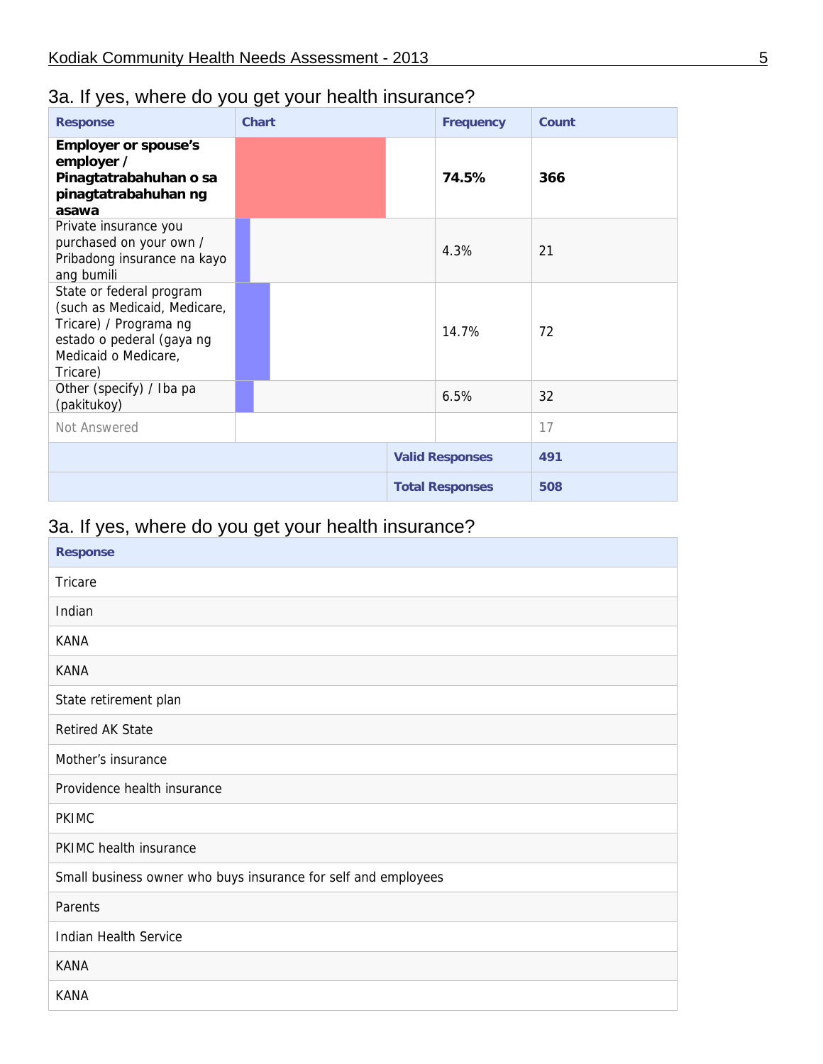## 3a. If yes, where do you get your health insurance?

| Response | Chart | Frequency | Count |
|---|---|---|---|
| **Employer or spouse's employer / Pinagtatrabahuhan o sa pinagtatrabahuhan ng asawa** | | **74.5%** | **366** |
| Private insurance you purchased on your own / Pribadong insurance na kayo ang bumili | | 4.3% | 21 |
| State or federal program (such as Medicaid, Medicare, Tricare) / Programa ng estado o pederal (gaya ng Medicaid o Medicare, Tricare) | | 14.7% | 72 |
| Other (specify) / Iba pa (pakitukoy) | | 6.5% | 32 |
| Not Answered | | | 17 |
| | | **Valid Responses** | **491** |
| | | **Total Responses** | **508** |

## 3a. If yes, where do you get your health insurance?

| Response |
|---|
| Tricare |
| Indian |
| KANA |
| KANA |
| State retirement plan |
| Retired AK State |
| Mother's insurance |
| Providence health insurance |
| PKIMC |
| PKIMC health insurance |
| Small business owner who buys insurance for self and employees |
| Parents |
| Indian Health Service |
| KANA |
| KANA |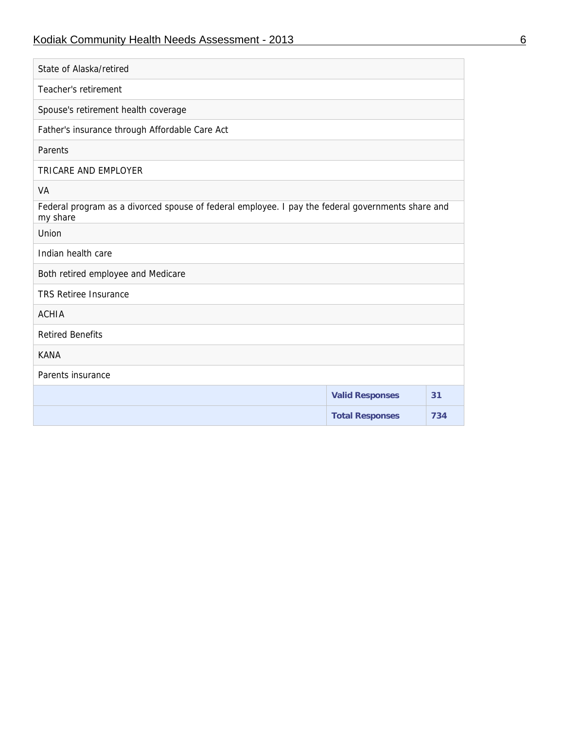| | | |
|---|---|---|
| State of Alaska/retired | | |
| Teacher's retirement | | |
| Spouse's retirement health coverage | | |
| Father's insurance through Affordable Care Act | | |
| Parents | | |
| TRICARE AND EMPLOYER | | |
| VA | | |
| Federal program as a divorced spouse of federal employee. I pay the federal governments share and my share | | |
| Union | | |
| Indian health care | | |
| Both retired employee and Medicare | | |
| TRS Retiree Insurance | | |
| ACHIA | | |
| Retired Benefits | | |
| KANA | | |
| Parents insurance | | |
| | **Valid Responses** | **31** |
| | **Total Responses** | **734** |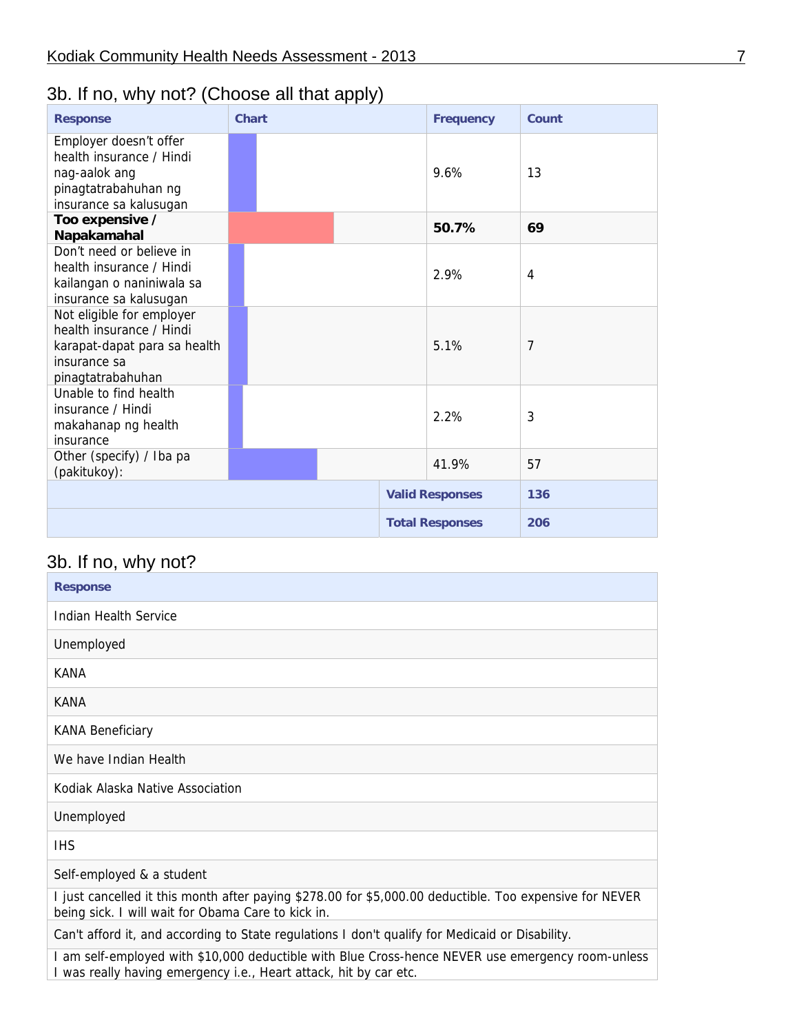## 3b. If no, why not? (Choose all that apply)

| Response | Chart | Frequency | Count |
|---|---|---|---|
| Employer doesn't offer health insurance / Hindi nag-aalok ang pinagtatrabahuhan ng insurance sa kalusugan | | 9.6% | 13 |
| **Too expensive / Napakamahal** | | **50.7%** | **69** |
| Don't need or believe in health insurance / Hindi kailangan o naniniwala sa insurance sa kalusugan | | 2.9% | 4 |
| Not eligible for employer health insurance / Hindi karapat-dapat para sa health insurance sa pinagtatrabahuhan | | 5.1% | 7 |
| Unable to find health insurance / Hindi makahanap ng health insurance | | 2.2% | 3 |
| Other (specify) / Iba pa (pakitukoy): | | 41.9% | 57 |
| | | Valid Responses | 136 |
| | | Total Responses | 206 |

## 3b. If no, why not?

| Response |
|---|
| Indian Health Service |
| Unemployed |
| KANA |
| KANA |
| KANA Beneficiary |
| We have Indian Health |
| Kodiak Alaska Native Association |
| Unemployed |
| IHS |
| Self-employed & a student |
| I just cancelled it this month after paying $278.00 for $5,000.00 deductible. Too expensive for NEVER being sick. I will wait for Obama Care to kick in. |
| Can't afford it, and according to State regulations I don't qualify for Medicaid or Disability. |
| I am self-employed with $10,000 deductible with Blue Cross-hence NEVER use emergency room-unless I was really having emergency i.e., Heart attack, hit by car etc. |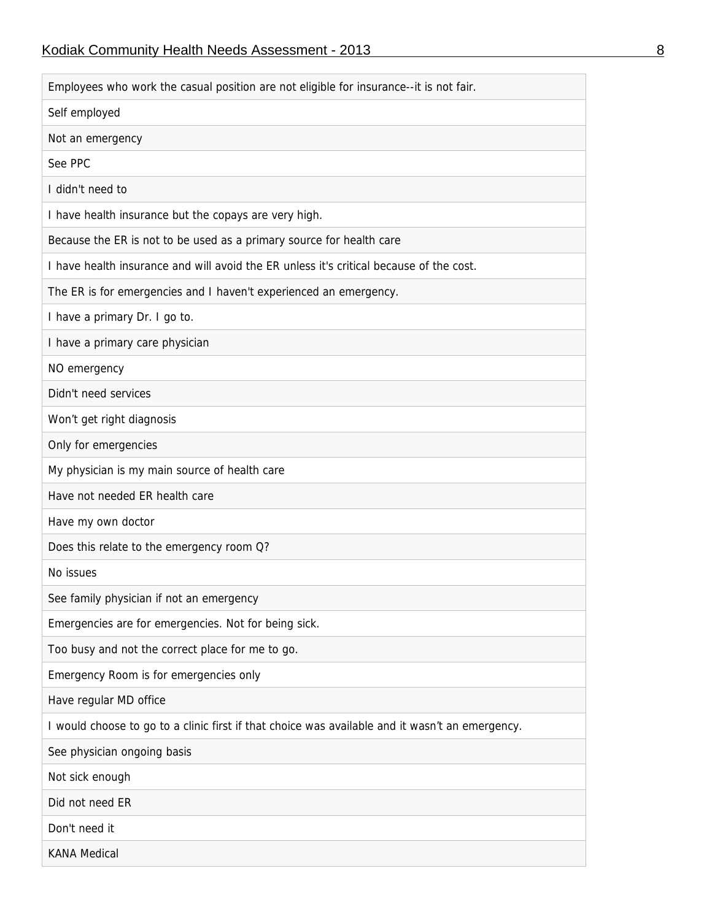| |
|---|
| Employees who work the casual position are not eligible for insurance--it is not fair. |
| Self employed |
| Not an emergency |
| See PPC |
| I didn't need to |
| I have health insurance but the copays are very high. |
| Because the ER is not to be used as a primary source for health care |
| I have health insurance and will avoid the ER unless it's critical because of the cost. |
| The ER is for emergencies and I haven't experienced an emergency. |
| I have a primary Dr. I go to. |
| I have a primary care physician |
| NO emergency |
| Didn't need services |
| Won’t get right diagnosis |
| Only for emergencies |
| My physician is my main source of health care |
| Have not needed ER health care |
| Have my own doctor |
| Does this relate to the emergency room Q? |
| No issues |
| See family physician if not an emergency |
| Emergencies are for emergencies. Not for being sick. |
| Too busy and not the correct place for me to go. |
| Emergency Room is for emergencies only |
| Have regular MD office |
| I would choose to go to a clinic first if that choice was available and it wasn’t an emergency. |
| See physician ongoing basis |
| Not sick enough |
| Did not need ER |
| Don't need it |
| KANA Medical |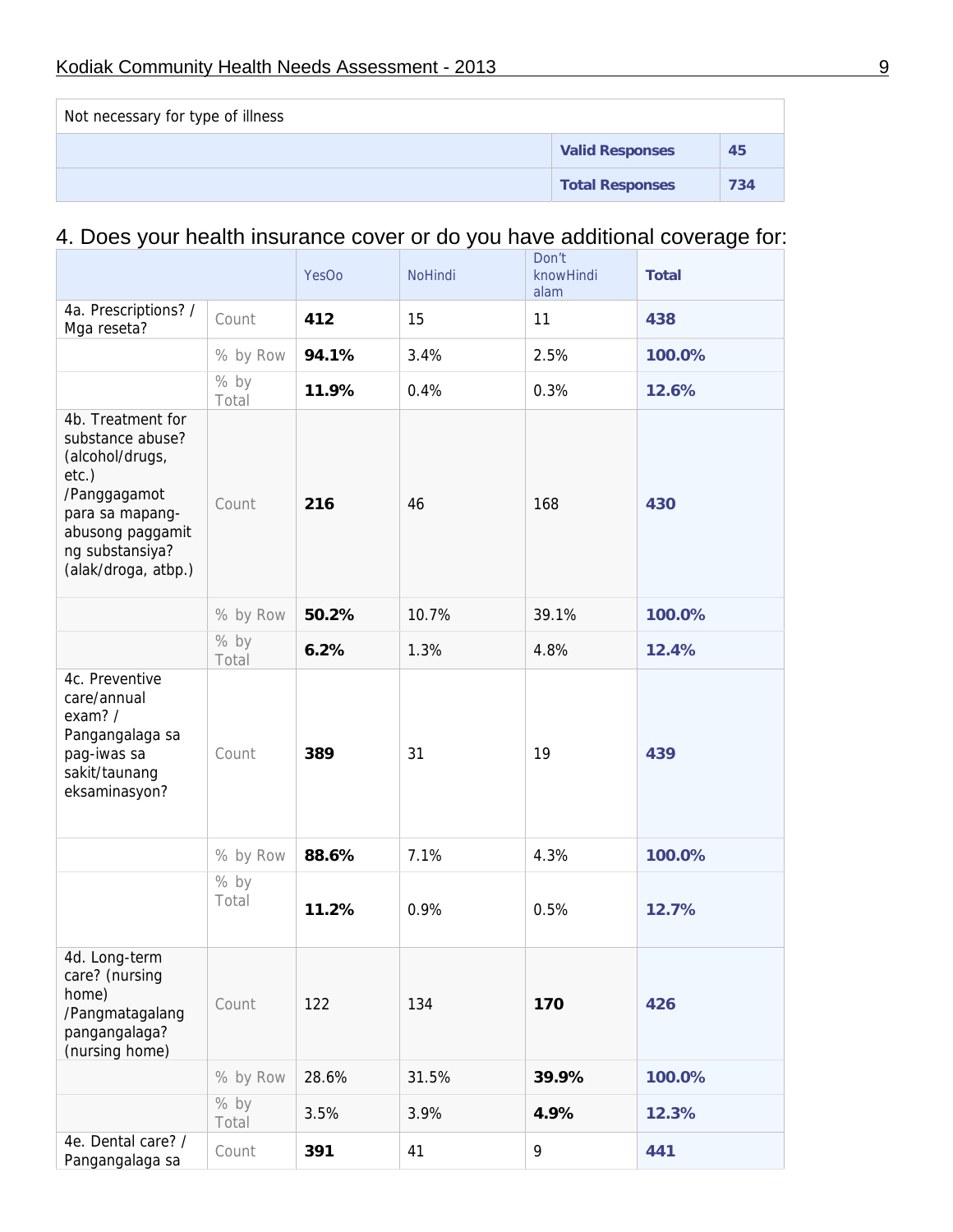| Not necessary for type of illness | | |
|---|---|---|
| | **Valid Responses** | **45** |
| | **Total Responses** | **734** |

## 4. Does your health insurance cover or do you have additional coverage for:

| | | YesOo | NoHindi | Don't knowHindi alam | **Total** |
|---|---|---|---|---|---|
| 4a. Prescriptions? / Mga reseta? | Count | **412** | 15 | 11 | **438** |
| | % by Row | **94.1%** | 3.4% | 2.5% | **100.0%** |
| | % by Total | **11.9%** | 0.4% | 0.3% | **12.6%** |
| 4b. Treatment for substance abuse? (alcohol/drugs, etc.) /Panggagamot para sa mapang-abusong paggamit ng substansiya? (alak/droga, atbp.) | Count | **216** | 46 | 168 | **430** |
| | % by Row | **50.2%** | 10.7% | 39.1% | **100.0%** |
| | % by Total | **6.2%** | 1.3% | 4.8% | **12.4%** |
| 4c. Preventive care/annual exam? / Pangangalaga sa pag-iwas sa sakit/taunang eksaminasyon? | Count | **389** | 31 | 19 | **439** |
| | % by Row | **88.6%** | 7.1% | 4.3% | **100.0%** |
| | % by Total | **11.2%** | 0.9% | 0.5% | **12.7%** |
| 4d. Long-term care? (nursing home) /Pangmatagalang pangangalaga? (nursing home) | Count | 122 | 134 | **170** | **426** |
| | % by Row | 28.6% | 31.5% | **39.9%** | **100.0%** |
| | % by Total | 3.5% | 3.9% | **4.9%** | **12.3%** |
| 4e. Dental care? / Pangangalaga sa | Count | **391** | 41 | 9 | **441** |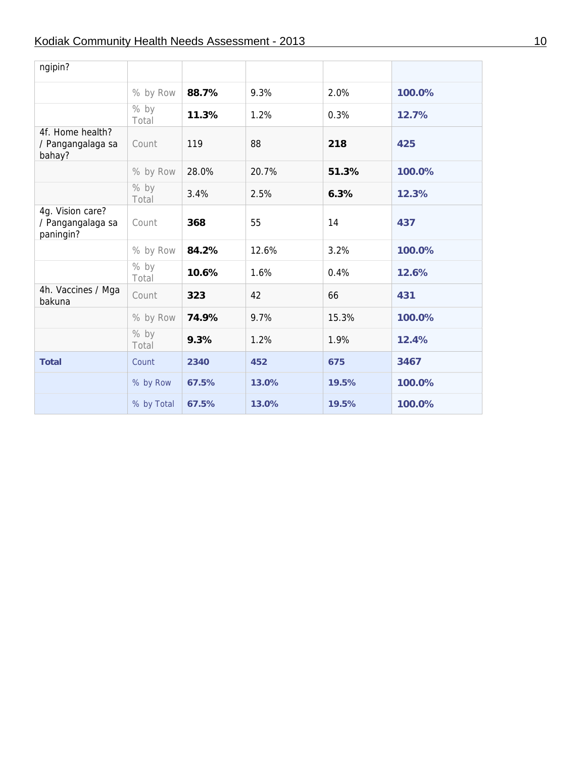| | | | | | |
|---|---|---|---|---|---|
| ngipin? | | | | | |
| | % by Row | **88.7%** | 9.3% | 2.0% | **100.0%** |
| | % by Total | **11.3%** | 1.2% | 0.3% | **12.7%** |
| 4f. Home health? / Pangangalaga sa bahay? | Count | 119 | 88 | **218** | **425** |
| | % by Row | 28.0% | 20.7% | **51.3%** | **100.0%** |
| | % by Total | 3.4% | 2.5% | **6.3%** | **12.3%** |
| 4g. Vision care? / Pangangalaga sa paningin? | Count | **368** | 55 | 14 | **437** |
| | % by Row | **84.2%** | 12.6% | 3.2% | **100.0%** |
| | % by Total | **10.6%** | 1.6% | 0.4% | **12.6%** |
| 4h. Vaccines / Mga bakuna | Count | **323** | 42 | 66 | **431** |
| | % by Row | **74.9%** | 9.7% | 15.3% | **100.0%** |
| | % by Total | **9.3%** | 1.2% | 1.9% | **12.4%** |
| **Total** | Count | **2340** | **452** | **675** | **3467** |
| | % by Row | **67.5%** | **13.0%** | **19.5%** | **100.0%** |
| | % by Total | **67.5%** | **13.0%** | **19.5%** | **100.0%** |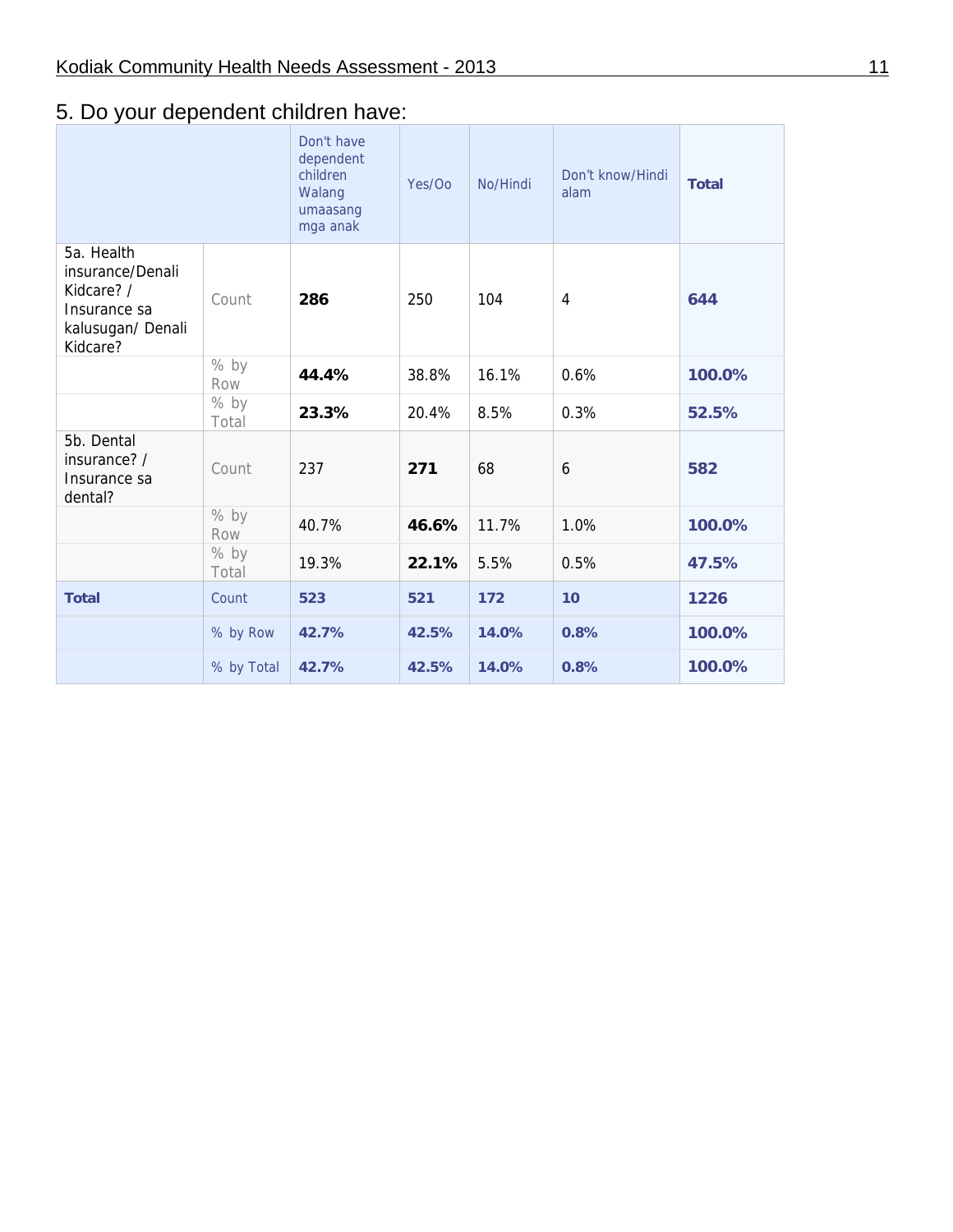## 5. Do your dependent children have:

| | | Don't have dependent children Walang umaasang mga anak | Yes/Oo | No/Hindi | Don't know/Hindi alam | **Total** |
|---|---|---|---|---|---|---|
| 5a. Health insurance/Denali Kidcare? / Insurance sa kalusugan/ Denali Kidcare? | Count | **286** | 250 | 104 | 4 | **644** |
| | % by Row | **44.4%** | 38.8% | 16.1% | 0.6% | **100.0%** |
| | % by Total | **23.3%** | 20.4% | 8.5% | 0.3% | **52.5%** |
| 5b. Dental insurance? / Insurance sa dental? | Count | 237 | **271** | 68 | 6 | **582** |
| | % by Row | 40.7% | **46.6%** | 11.7% | 1.0% | **100.0%** |
| | % by Total | 19.3% | **22.1%** | 5.5% | 0.5% | **47.5%** |
| **Total** | Count | **523** | **521** | **172** | **10** | **1226** |
| | % by Row | **42.7%** | **42.5%** | **14.0%** | **0.8%** | **100.0%** |
| | % by Total | **42.7%** | **42.5%** | **14.0%** | **0.8%** | **100.0%** |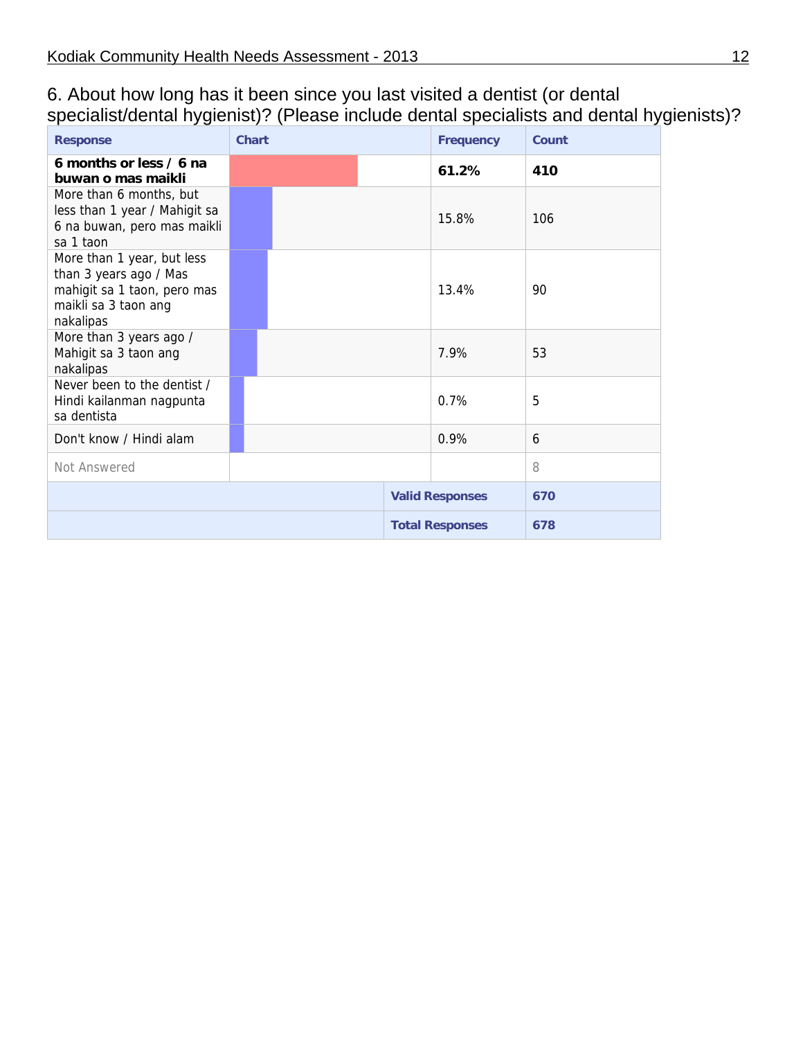## 6. About how long has it been since you last visited a dentist (or dental specialist/dental hygienist)? (Please include dental specialists and dental hygienists)?

| Response | Chart | Frequency | Count |
|---|---|---|---|
| **6 months or less / 6 na buwan o mas maikli** | | **61.2%** | **410** |
| More than 6 months, but less than 1 year / Mahigit sa 6 na buwan, pero mas maikli sa 1 taon | | 15.8% | 106 |
| More than 1 year, but less than 3 years ago / Mas mahigit sa 1 taon, pero mas maikli sa 3 taon ang nakalipas | | 13.4% | 90 |
| More than 3 years ago / Mahigit sa 3 taon ang nakalipas | | 7.9% | 53 |
| Never been to the dentist / Hindi kailanman nagpunta sa dentista | | 0.7% | 5 |
| Don't know / Hindi alam | | 0.9% | 6 |
| Not Answered | | | 8 |
| | | **Valid Responses** | **670** |
| | | **Total Responses** | **678** |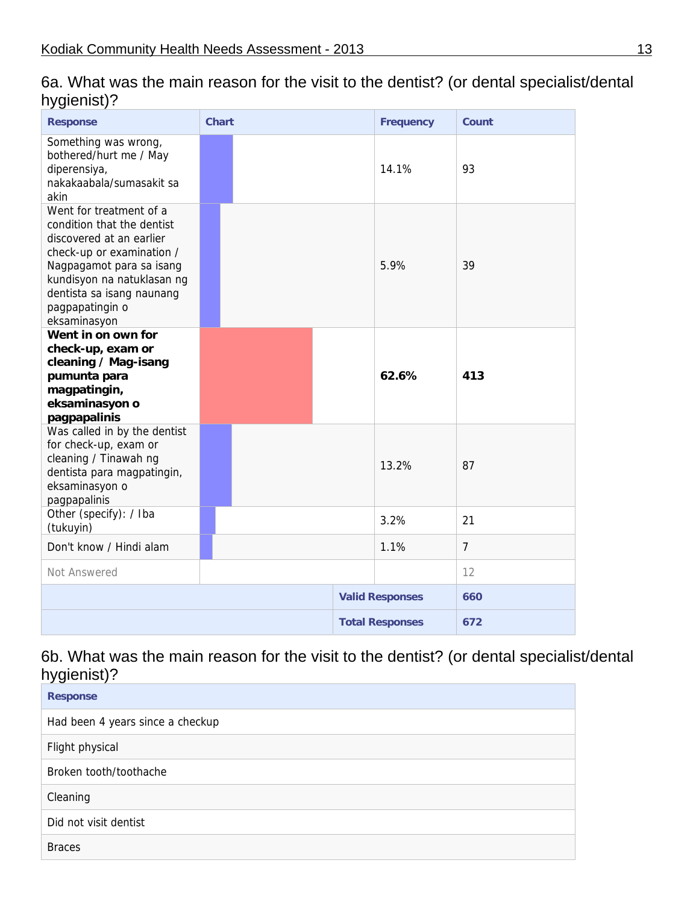## 6a. What was the main reason for the visit to the dentist? (or dental specialist/dental hygienist)?

| Response | Chart | Frequency | Count |
|---|---|---|---|
| Something was wrong, bothered/hurt me / May diperensiya, nakakaabala/sumasakit sa akin | | 14.1% | 93 |
| Went for treatment of a condition that the dentist discovered at an earlier check-up or examination / Nagpagamot para sa isang kundisyon na natuklasan ng dentista sa isang naunang pagpapatingin o eksaminasyon | | 5.9% | 39 |
| **Went in on own for check-up, exam or cleaning / Mag-isang pumunta para magpatingin, eksaminasyon o pagpapalinis** | | **62.6%** | **413** |
| Was called in by the dentist for check-up, exam or cleaning / Tinawah ng dentista para magpatingin, eksaminasyon o pagpapalinis | | 13.2% | 87 |
| Other (specify): / Iba (tukuyin) | | 3.2% | 21 |
| Don't know / Hindi alam | | 1.1% | 7 |
| Not Answered | | | 12 |
| | | **Valid Responses** | **660** |
| | | **Total Responses** | **672** |

## 6b. What was the main reason for the visit to the dentist? (or dental specialist/dental hygienist)?

| Response |
|---|
| Had been 4 years since a checkup |
| Flight physical |
| Broken tooth/toothache |
| Cleaning |
| Did not visit dentist |
| Braces |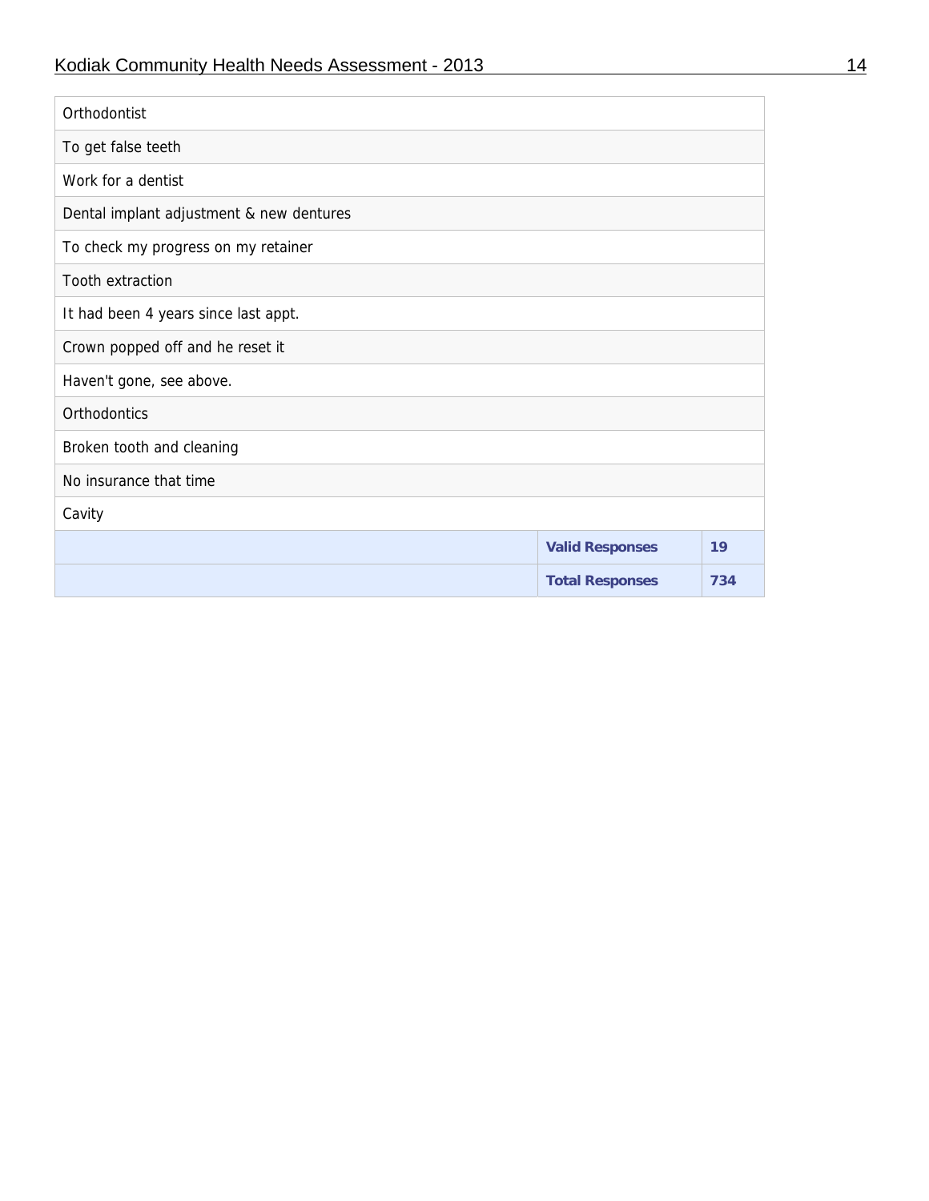| | | |
|---|---|---|
| Orthodontist | | |
| To get false teeth | | |
| Work for a dentist | | |
| Dental implant adjustment & new dentures | | |
| To check my progress on my retainer | | |
| Tooth extraction | | |
| It had been 4 years since last appt. | | |
| Crown popped off and he reset it | | |
| Haven't gone, see above. | | |
| Orthodontics | | |
| Broken tooth and cleaning | | |
| No insurance that time | | |
| Cavity | | |
| | **Valid Responses** | **19** |
| | **Total Responses** | **734** |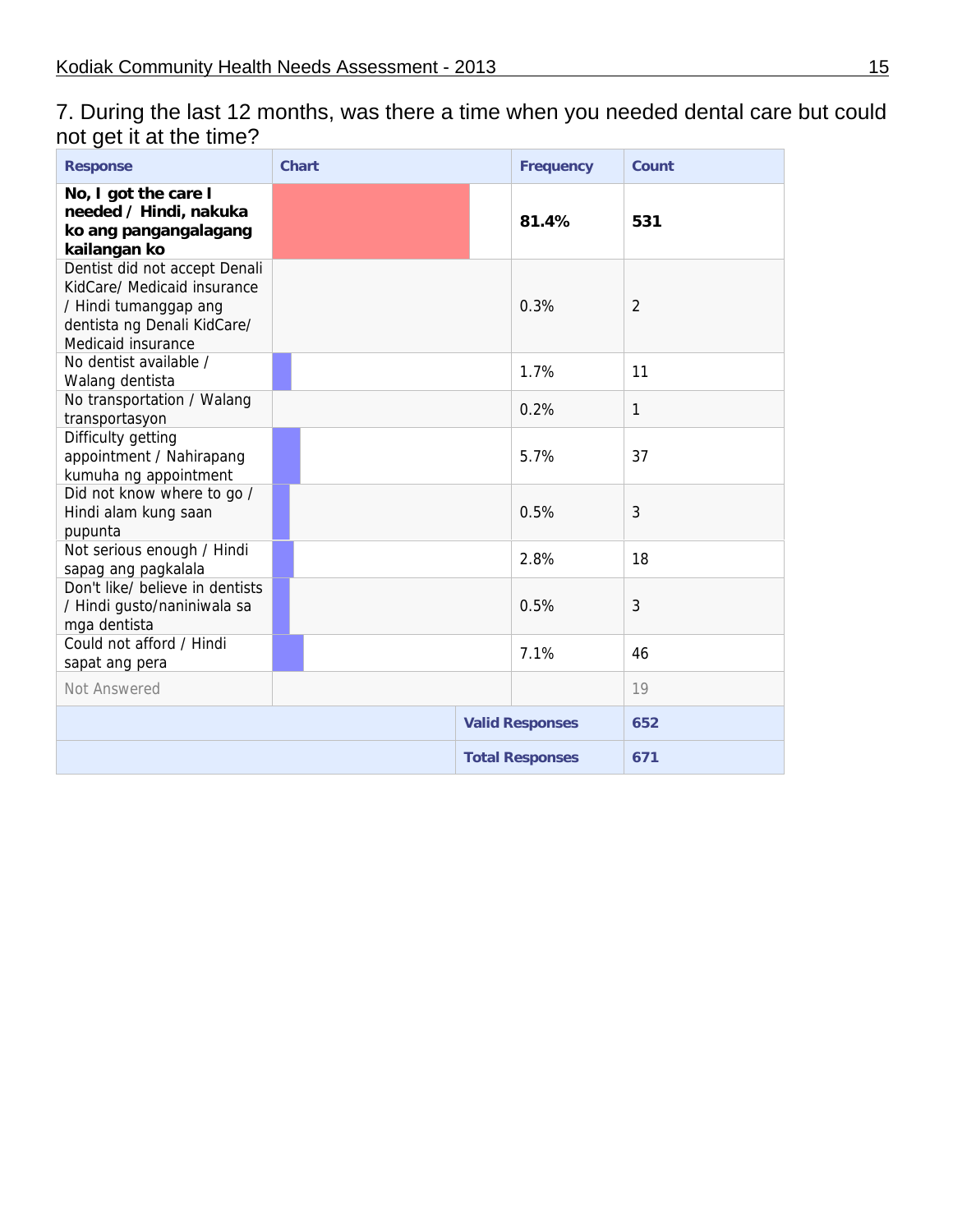## 7. During the last 12 months, was there a time when you needed dental care but could not get it at the time?

| Response | Chart | Frequency | Count |
|---|---|---|---|
| **No, I got the care I needed / Hindi, nakuka ko ang pangangalagang kailangan ko** | | **81.4%** | **531** |
| Dentist did not accept Denali KidCare/ Medicaid insurance / Hindi tumanggap ang dentista ng Denali KidCare/ Medicaid insurance | | 0.3% | 2 |
| No dentist available / Walang dentista | | 1.7% | 11 |
| No transportation / Walang transportasyon | | 0.2% | 1 |
| Difficulty getting appointment / Nahirapang kumuha ng appointment | | 5.7% | 37 |
| Did not know where to go / Hindi alam kung saan pupunta | | 0.5% | 3 |
| Not serious enough / Hindi sapag ang pagkalala | | 2.8% | 18 |
| Don't like/ believe in dentists / Hindi gusto/naniniwala sa mga dentista | | 0.5% | 3 |
| Could not afford / Hindi sapat ang pera | | 7.1% | 46 |
| Not Answered | | | 19 |
| | | **Valid Responses** | **652** |
| | | **Total Responses** | **671** |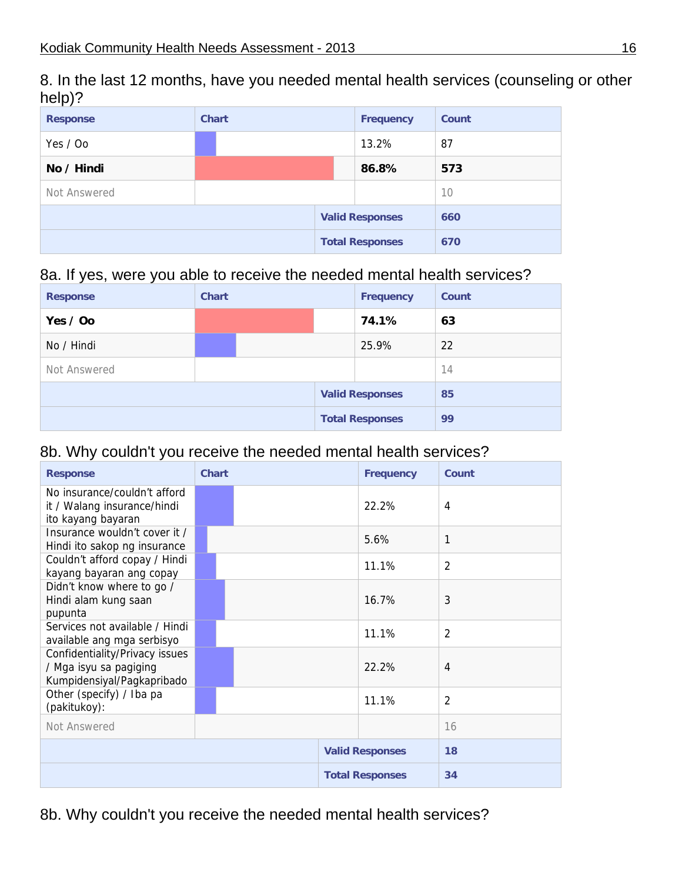## 8. In the last 12 months, have you needed mental health services (counseling or other help)?

| Response | Chart | Frequency | Count |
|---|---|---|---|
| Yes / Oo | | 13.2% | 87 |
| **No / Hindi** | | **86.8%** | **573** |
| Not Answered | | | 10 |
| | | **Valid Responses** | **660** |
| | | **Total Responses** | **670** |

## 8a. If yes, were you able to receive the needed mental health services?

| Response | Chart | Frequency | Count |
|---|---|---|---|
| **Yes / Oo** | | **74.1%** | **63** |
| No / Hindi | | 25.9% | 22 |
| Not Answered | | | 14 |
| | | **Valid Responses** | **85** |
| | | **Total Responses** | **99** |

## 8b. Why couldn't you receive the needed mental health services?

| Response | Chart | Frequency | Count |
|---|---|---|---|
| No insurance/couldn't afford it / Walang insurance/hindi ito kayang bayaran | | 22.2% | 4 |
| Insurance wouldn't cover it / Hindi ito sakop ng insurance | | 5.6% | 1 |
| Couldn't afford copay / Hindi kayang bayaran ang copay | | 11.1% | 2 |
| Didn't know where to go / Hindi alam kung saan pupunta | | 16.7% | 3 |
| Services not available / Hindi available ang mga serbisyo | | 11.1% | 2 |
| Confidentiality/Privacy issues / Mga isyu sa pagiging Kumpidensiyal/Pagkapribado | | 22.2% | 4 |
| Other (specify) / Iba pa (pakitukoy): | | 11.1% | 2 |
| Not Answered | | | 16 |
| | | **Valid Responses** | **18** |
| | | **Total Responses** | **34** |

## 8b. Why couldn't you receive the needed mental health services?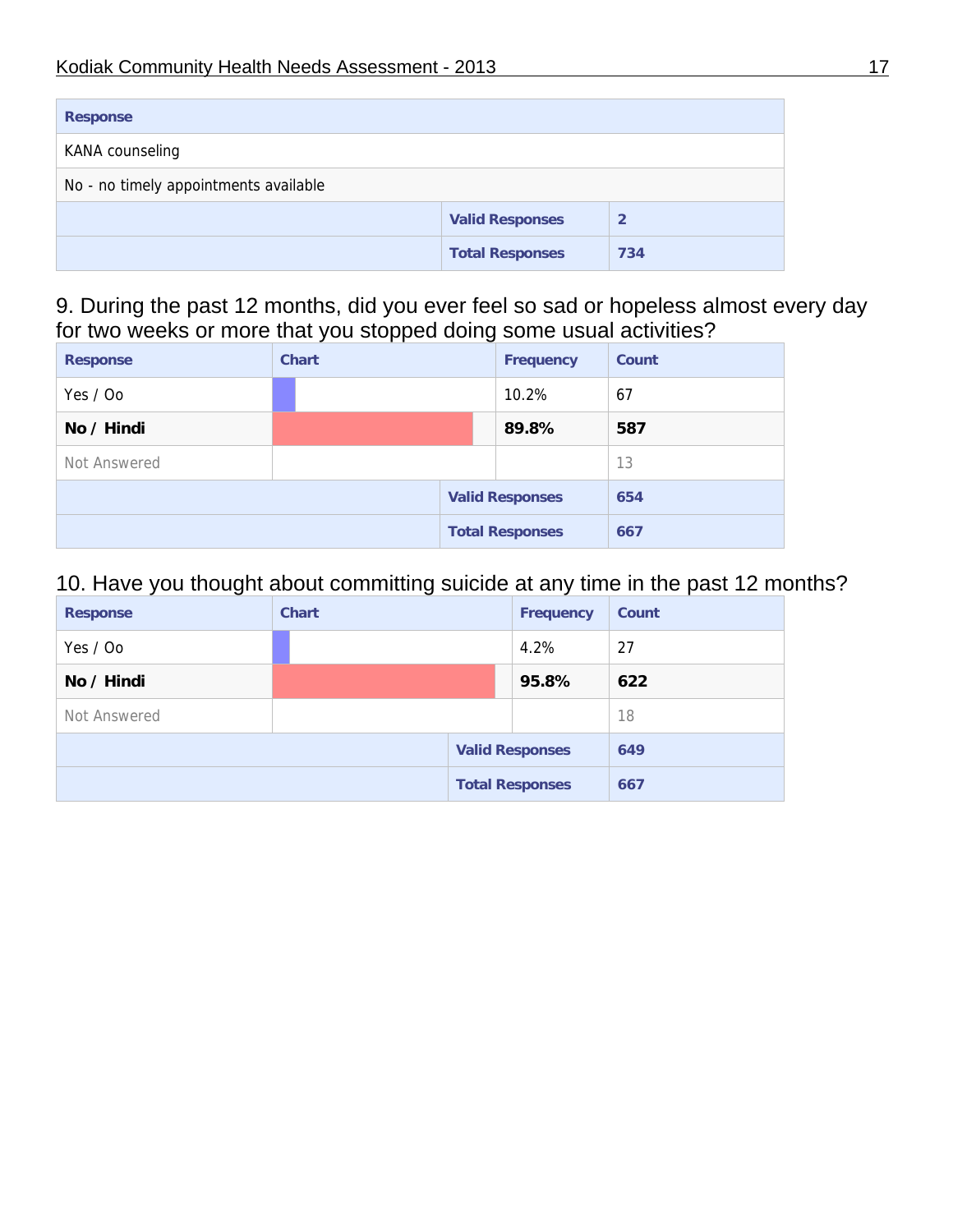| Response | | |
|---|---|---|
| KANA counseling | | |
| No - no timely appointments available | | |
| | Valid Responses | 2 |
| | Total Responses | 734 |

## 9. During the past 12 months, did you ever feel so sad or hopeless almost every day for two weeks or more that you stopped doing some usual activities?

| Response | Chart | Frequency | Count |
|---|---|---|---|
| Yes / Oo | | 10.2% | 67 |
| **No / Hindi** | | **89.8%** | **587** |
| Not Answered | | | 13 |
| | | Valid Responses | 654 |
| | | Total Responses | 667 |

## 10. Have you thought about committing suicide at any time in the past 12 months?

| Response | Chart | Frequency | Count |
|---|---|---|---|
| Yes / Oo | | 4.2% | 27 |
| **No / Hindi** | | **95.8%** | **622** |
| Not Answered | | | 18 |
| | | Valid Responses | 649 |
| | | Total Responses | 667 |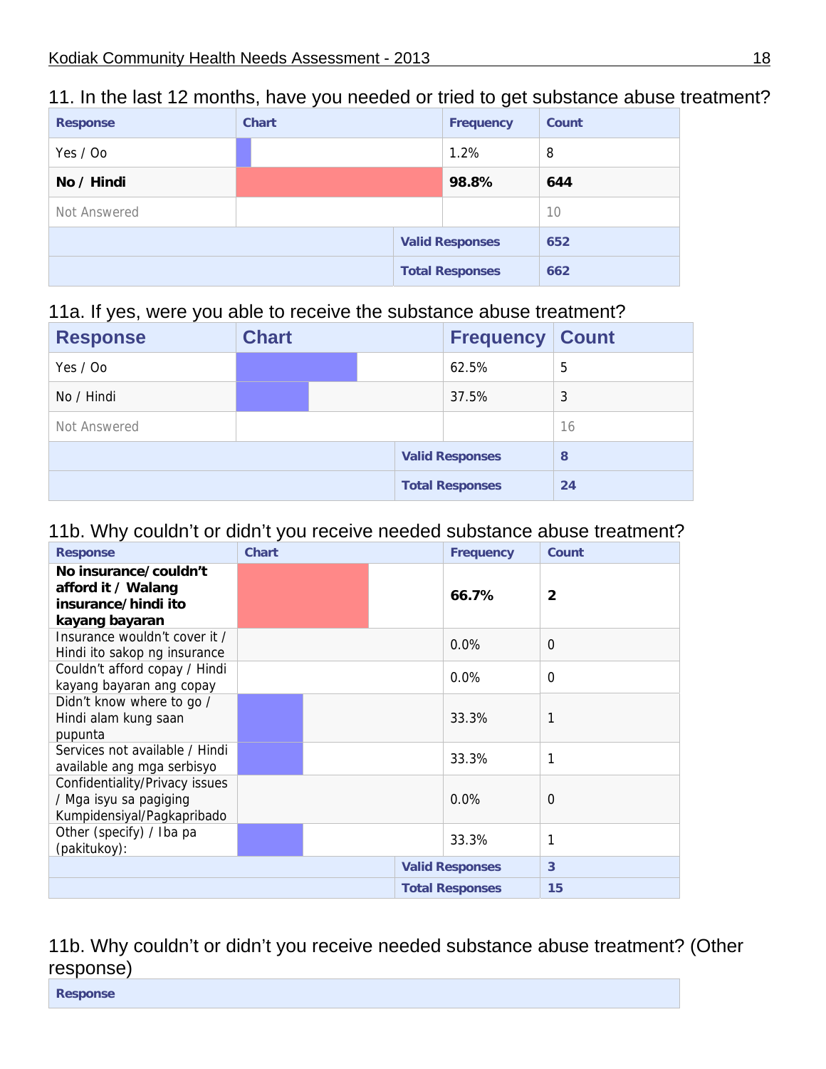## 11. In the last 12 months, have you needed or tried to get substance abuse treatment?

| Response | Chart | Frequency | Count |
|---|---|---|---|
| Yes / Oo | | 1.2% | 8 |
| **No / Hindi** | | **98.8%** | **644** |
| Not Answered | | | 10 |
| | | **Valid Responses** | **652** |
| | | **Total Responses** | **662** |

## 11a. If yes, were you able to receive the substance abuse treatment?

| Response | Chart | Frequency | Count |
|---|---|---|---|
| Yes / Oo | | 62.5% | 5 |
| No / Hindi | | 37.5% | 3 |
| Not Answered | | | 16 |
| | | **Valid Responses** | **8** |
| | | **Total Responses** | **24** |

## 11b. Why couldn't or didn't you receive needed substance abuse treatment?

| Response | Chart | Frequency | Count |
|---|---|---|---|
| **No insurance/couldn't afford it / Walang insurance/hindi ito kayang bayaran** | | **66.7%** | **2** |
| Insurance wouldn't cover it / Hindi ito sakop ng insurance | | 0.0% | 0 |
| Couldn't afford copay / Hindi kayang bayaran ang copay | | 0.0% | 0 |
| Didn't know where to go / Hindi alam kung saan pupunta | | 33.3% | 1 |
| Services not available / Hindi available ang mga serbisyo | | 33.3% | 1 |
| Confidentiality/Privacy issues / Mga isyu sa pagiging Kumpidensiyal/Pagkapribado | | 0.0% | 0 |
| Other (specify) / Iba pa (pakitukoy): | | 33.3% | 1 |
| | | **Valid Responses** | **3** |
| | | **Total Responses** | **15** |

## 11b. Why couldn't or didn't you receive needed substance abuse treatment? (Other response)

| Response |
|---|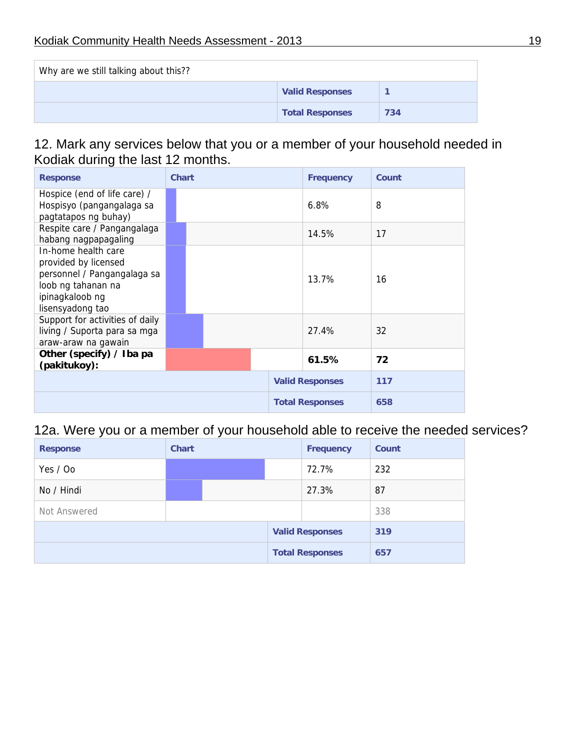| Why are we still talking about this?? | | |
|---|---|---|
| | **Valid Responses** | **1** |
| | **Total Responses** | **734** |

## 12. Mark any services below that you or a member of your household needed in Kodiak during the last 12 months.

| Response | Chart | Frequency | Count |
|---|---|---|---|
| Hospice (end of life care) / Hospisyo (pangangalaga sa pagtatapos ng buhay) | | 6.8% | 8 |
| Respite care / Pangangalaga habang nagpapagaling | | 14.5% | 17 |
| In-home health care provided by licensed personnel / Pangangalaga sa loob ng tahanan na ipinagkaloob ng lisensyadong tao | | 13.7% | 16 |
| Support for activities of daily living / Suporta para sa mga araw-araw na gawain | | 27.4% | 32 |
| **Other (specify) / Iba pa (pakitukoy):** | | **61.5%** | **72** |
| | | **Valid Responses** | **117** |
| | | **Total Responses** | **658** |

## 12a. Were you or a member of your household able to receive the needed services?

| Response | Chart | Frequency | Count |
|---|---|---|---|
| Yes / Oo | | 72.7% | 232 |
| No / Hindi | | 27.3% | 87 |
| Not Answered | | | 338 |
| | | **Valid Responses** | **319** |
| | | **Total Responses** | **657** |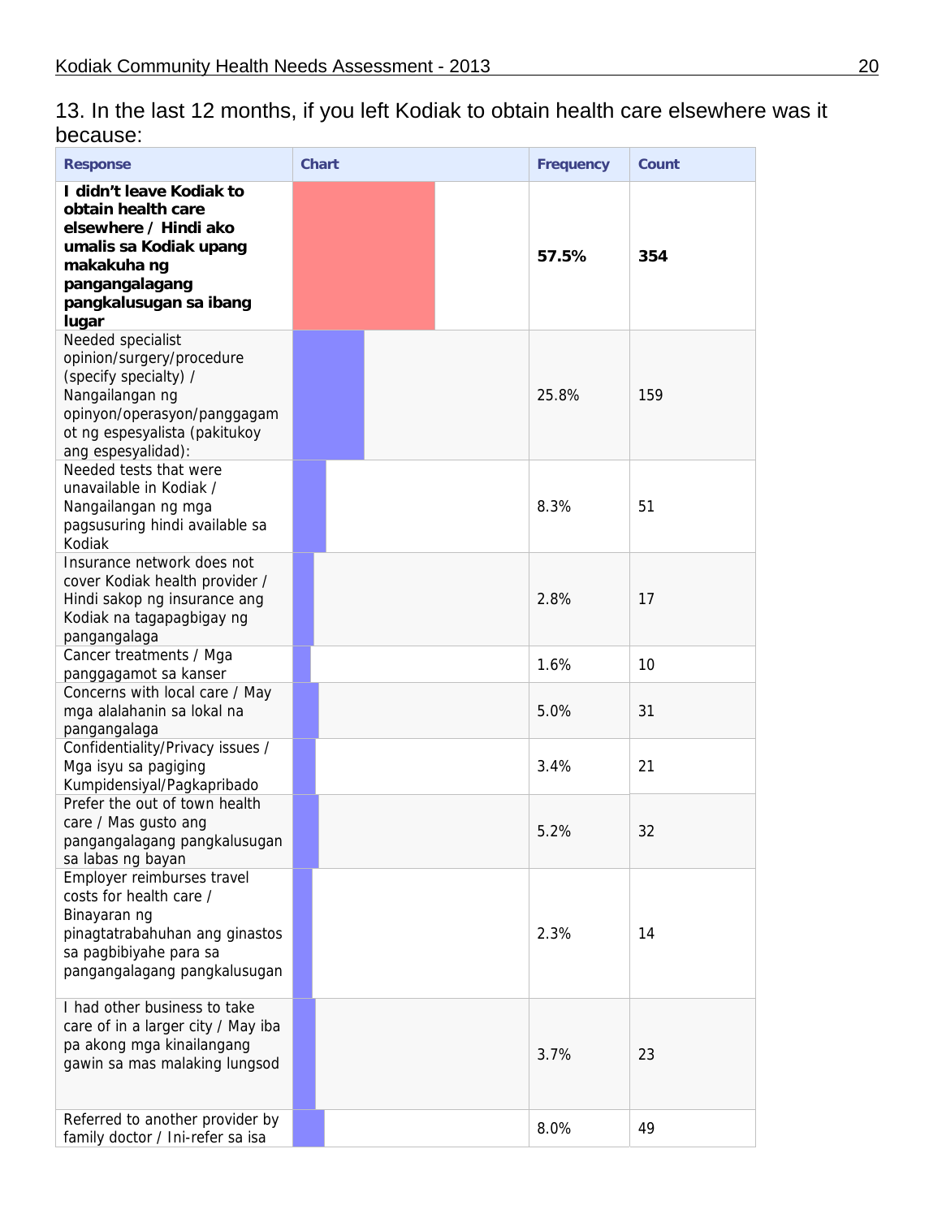13. In the last 12 months, if you left Kodiak to obtain health care elsewhere was it because:

| Response | Chart | Frequency | Count |
|---|---|---|---|
| **I didn't leave Kodiak to obtain health care elsewhere / Hindi ako umalis sa Kodiak upang makakuha ng pangangalagang pangkalusugan sa ibang lugar** | | **57.5%** | **354** |
| Needed specialist opinion/surgery/procedure (specify specialty) / Nangailangan ng opinyon/operasyon/panggagamot ng espesyalista (pakitukoy ang espesyalidad): | | 25.8% | 159 |
| Needed tests that were unavailable in Kodiak / Nangailangan ng mga pagsusuring hindi available sa Kodiak | | 8.3% | 51 |
| Insurance network does not cover Kodiak health provider / Hindi sakop ng insurance ang Kodiak na tagapagbigay ng pangangalaga | | 2.8% | 17 |
| Cancer treatments / Mga panggagamot sa kanser | | 1.6% | 10 |
| Concerns with local care / May mga alalahanin sa lokal na pangangalaga | | 5.0% | 31 |
| Confidentiality/Privacy issues / Mga isyu sa pagiging Kumpidensiyal/Pagkapribado | | 3.4% | 21 |
| Prefer the out of town health care / Mas gusto ang pangangalagang pangkalusugan sa labas ng bayan | | 5.2% | 32 |
| Employer reimburses travel costs for health care / Binayaran ng pinagtatrabahuhan ang ginastos sa pagbibiyahe para sa pangangalagang pangkalusugan | | 2.3% | 14 |
| I had other business to take care of in a larger city / May iba pa akong mga kinailangang gawin sa mas malaking lungsod | | 3.7% | 23 |
| Referred to another provider by family doctor / Ini-refer sa isa | | 8.0% | 49 |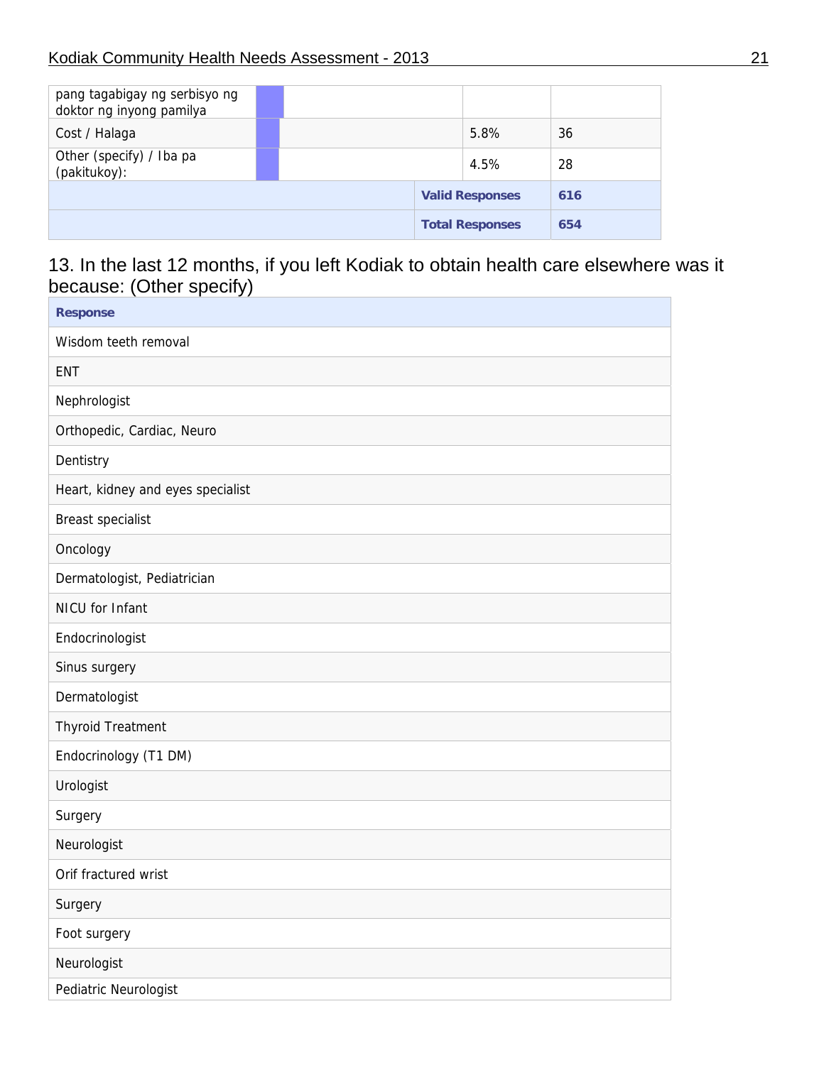| | | | |
|---|---|---|---|
| pang tagabigay ng serbisyo ng doktor ng inyong pamilya | | | |
| Cost / Halaga | | 5.8% | 36 |
| Other (specify) / Iba pa (pakitukoy): | | 4.5% | 28 |
| | | **Valid Responses** | **616** |
| | | **Total Responses** | **654** |

## 13. In the last 12 months, if you left Kodiak to obtain health care elsewhere was it because: (Other specify)

| Response |
|---|
| Wisdom teeth removal |
| ENT |
| Nephrologist |
| Orthopedic, Cardiac, Neuro |
| Dentistry |
| Heart, kidney and eyes specialist |
| Breast specialist |
| Oncology |
| Dermatologist, Pediatrician |
| NICU for Infant |
| Endocrinologist |
| Sinus surgery |
| Dermatologist |
| Thyroid Treatment |
| Endocrinology (T1 DM) |
| Urologist |
| Surgery |
| Neurologist |
| Orif fractured wrist |
| Surgery |
| Foot surgery |
| Neurologist |
| Pediatric Neurologist |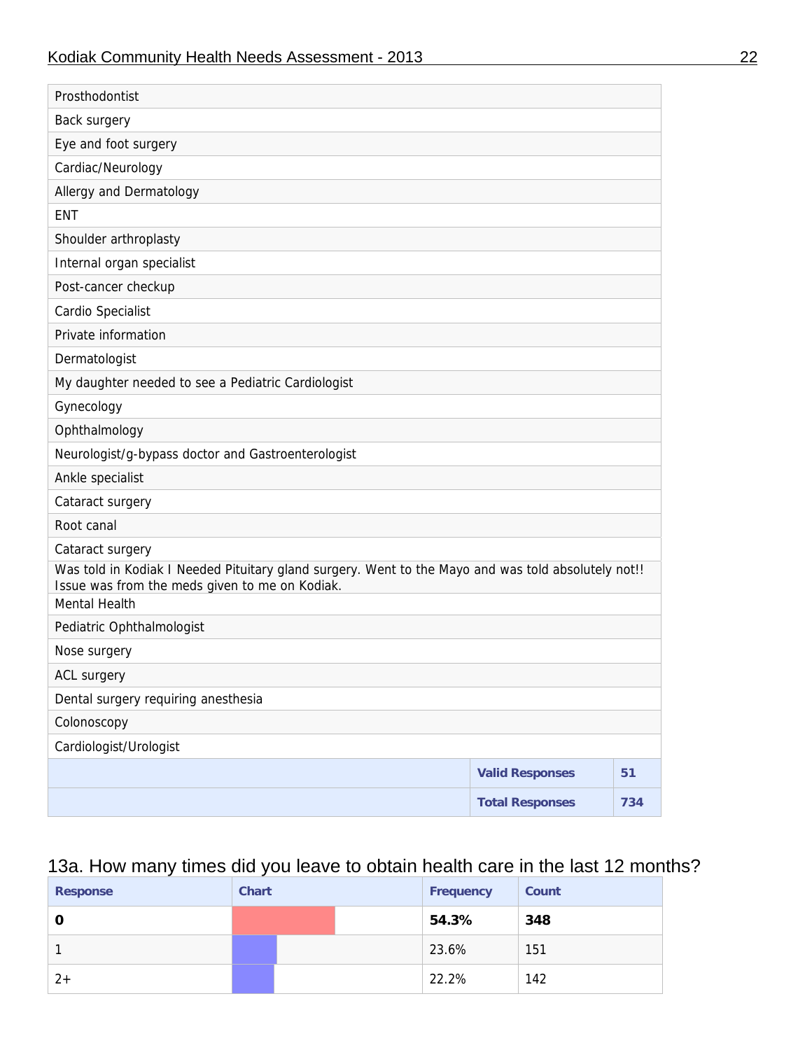| |
|---|
| Prosthodontist |
| Back surgery |
| Eye and foot surgery |
| Cardiac/Neurology |
| Allergy and Dermatology |
| ENT |
| Shoulder arthroplasty |
| Internal organ specialist |
| Post-cancer checkup |
| Cardio Specialist |
| Private information |
| Dermatologist |
| My daughter needed to see a Pediatric Cardiologist |
| Gynecology |
| Ophthalmology |
| Neurologist/g-bypass doctor and Gastroenterologist |
| Ankle specialist |
| Cataract surgery |
| Root canal |
| Cataract surgery |
| Was told in Kodiak I Needed Pituitary gland surgery. Went to the Mayo and was told absolutely not!! Issue was from the meds given to me on Kodiak. |
| Mental Health |
| Pediatric Ophthalmologist |
| Nose surgery |
| ACL surgery |
| Dental surgery requiring anesthesia |
| Colonoscopy |
| Cardiologist/Urologist |

| | | |
|---|---|---|
| | **Valid Responses** | **51** |
| | **Total Responses** | **734** |

## 13a. How many times did you leave to obtain health care in the last 12 months?

| Response | Chart | Frequency | Count |
|---|---|---|---|
| **0** | | **54.3%** | **348** |
| 1 | | 23.6% | 151 |
| 2+ | | 22.2% | 142 |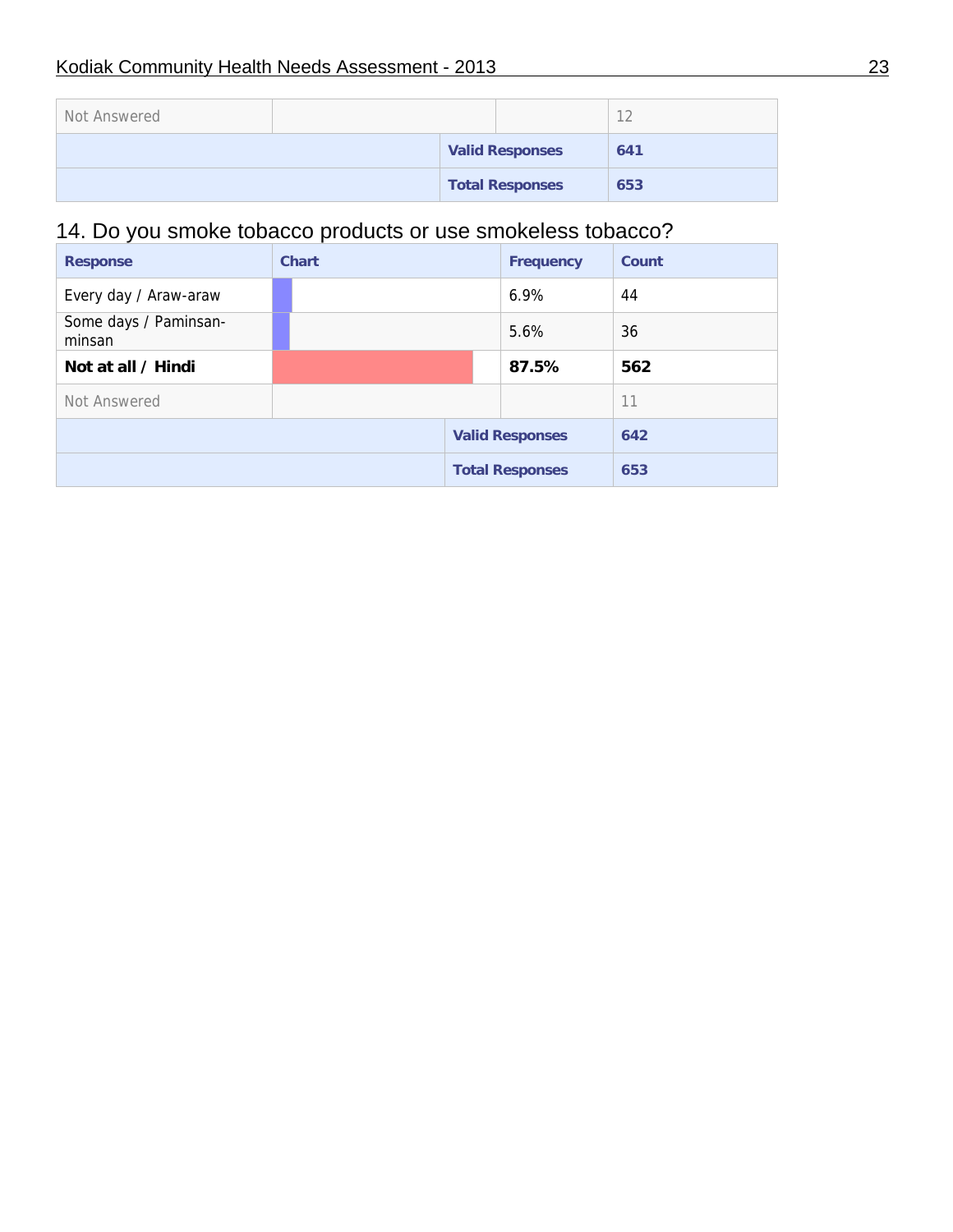| Not Answered | | | 12 |
| --- | --- | --- | --- |
| | | **Valid Responses** | **641** |
| | | **Total Responses** | **653** |

## 14. Do you smoke tobacco products or use smokeless tobacco?

| Response | Chart | Frequency | Count |
| --- | --- | --- | --- |
| Every day / Araw-araw | | 6.9% | 44 |
| Some days / Paminsan-minsan | | 5.6% | 36 |
| **Not at all / Hindi** | | **87.5%** | **562** |
| Not Answered | | | 11 |
| | | **Valid Responses** | **642** |
| | | **Total Responses** | **653** |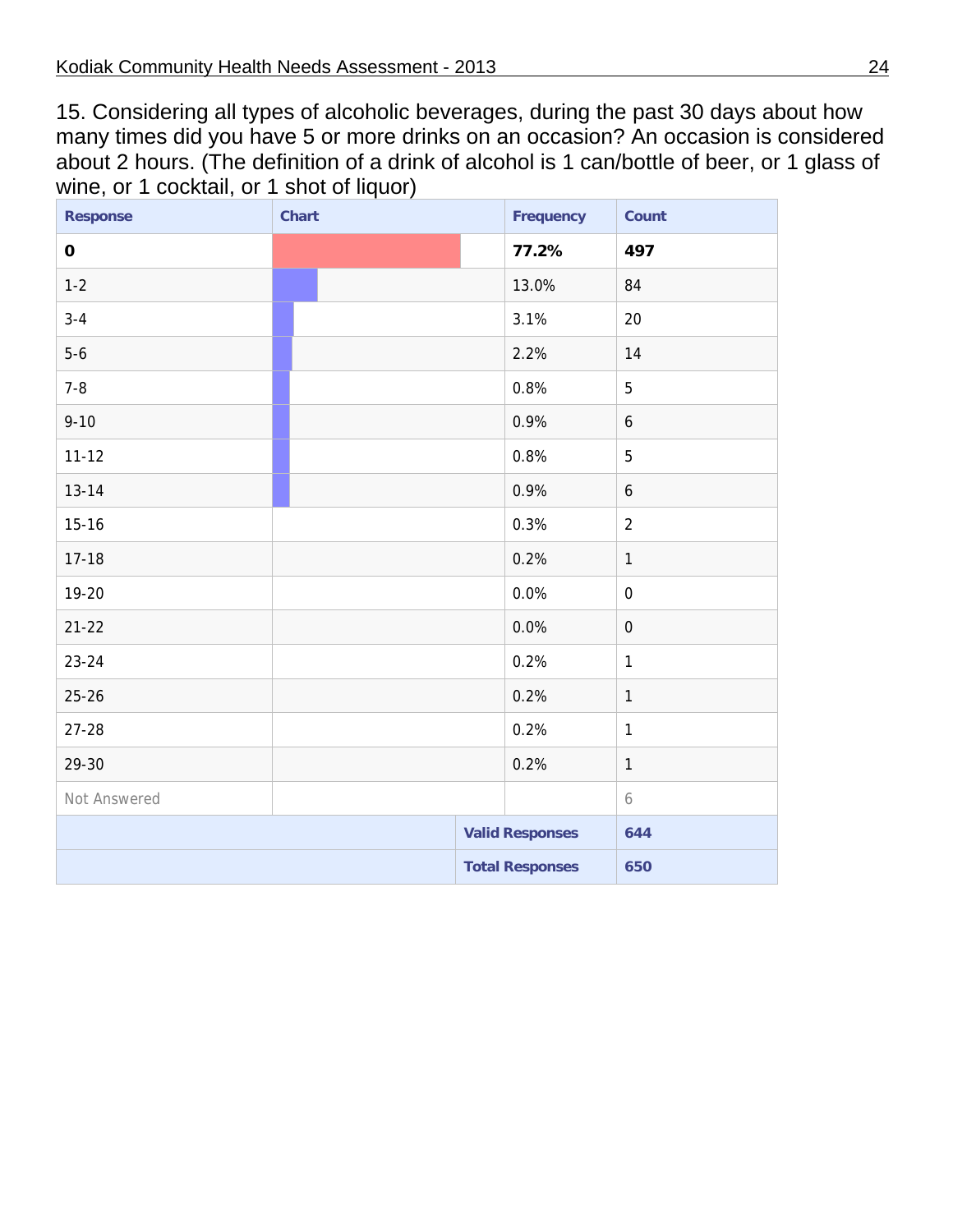15. Considering all types of alcoholic beverages, during the past 30 days about how many times did you have 5 or more drinks on an occasion? An occasion is considered about 2 hours. (The definition of a drink of alcohol is 1 can/bottle of beer, or 1 glass of wine, or 1 cocktail, or 1 shot of liquor)

| Response | Chart | Frequency | Count |
|---|---|---|---|
| **0** | | **77.2%** | **497** |
| 1-2 | | 13.0% | 84 |
| 3-4 | | 3.1% | 20 |
| 5-6 | | 2.2% | 14 |
| 7-8 | | 0.8% | 5 |
| 9-10 | | 0.9% | 6 |
| 11-12 | | 0.8% | 5 |
| 13-14 | | 0.9% | 6 |
| 15-16 | | 0.3% | 2 |
| 17-18 | | 0.2% | 1 |
| 19-20 | | 0.0% | 0 |
| 21-22 | | 0.0% | 0 |
| 23-24 | | 0.2% | 1 |
| 25-26 | | 0.2% | 1 |
| 27-28 | | 0.2% | 1 |
| 29-30 | | 0.2% | 1 |
| Not Answered | | | 6 |
| | | **Valid Responses** | **644** |
| | | **Total Responses** | **650** |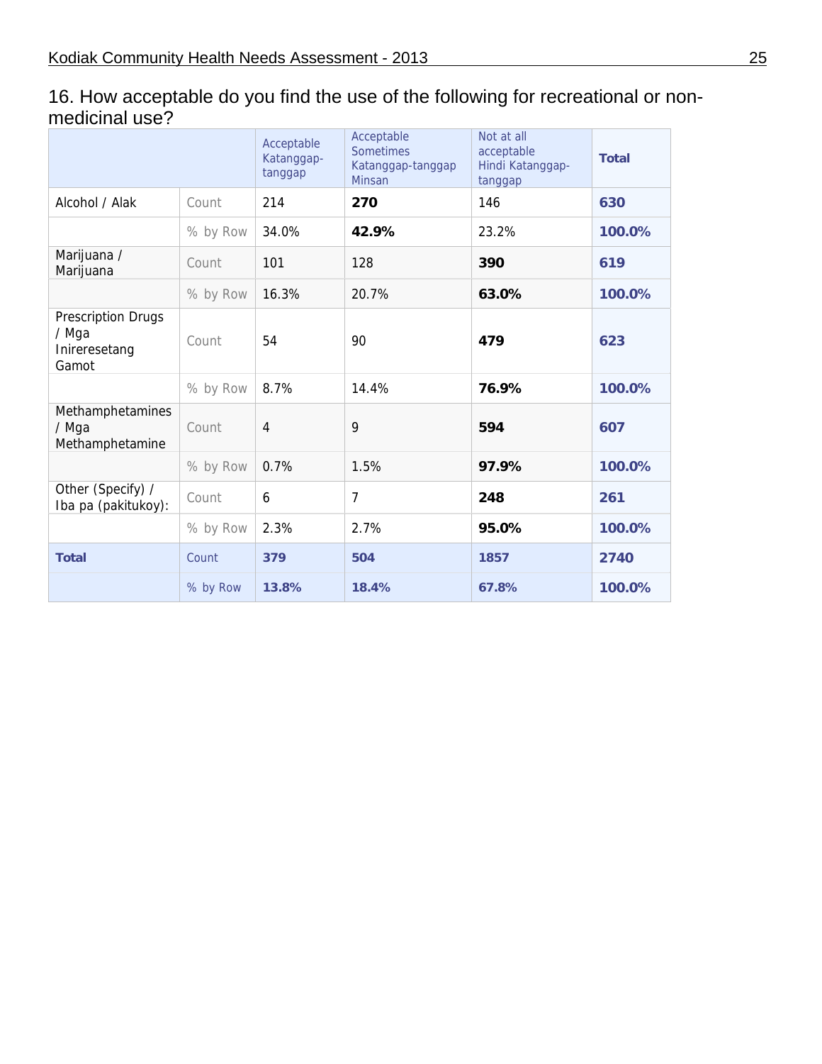## 16. How acceptable do you find the use of the following for recreational or non-medicinal use?

| | | Acceptable Katanggap-tanggap | Acceptable Sometimes Katanggap-tanggap Minsan | Not at all acceptable Hindi Katanggap-tanggap | **Total** |
|---|---|---|---|---|---|
| Alcohol / Alak | Count | 214 | **270** | 146 | **630** |
| | % by Row | 34.0% | **42.9%** | 23.2% | **100.0%** |
| Marijuana / Marijuana | Count | 101 | 128 | **390** | **619** |
| | % by Row | 16.3% | 20.7% | **63.0%** | **100.0%** |
| Prescription Drugs / Mga Inireresetang Gamot | Count | 54 | 90 | **479** | **623** |
| | % by Row | 8.7% | 14.4% | **76.9%** | **100.0%** |
| Methamphetamines / Mga Methamphetamine | Count | 4 | 9 | **594** | **607** |
| | % by Row | 0.7% | 1.5% | **97.9%** | **100.0%** |
| Other (Specify) / Iba pa (pakitukoy): | Count | 6 | 7 | **248** | **261** |
| | % by Row | 2.3% | 2.7% | **95.0%** | **100.0%** |
| **Total** | Count | **379** | **504** | **1857** | **2740** |
| | % by Row | **13.8%** | **18.4%** | **67.8%** | **100.0%** |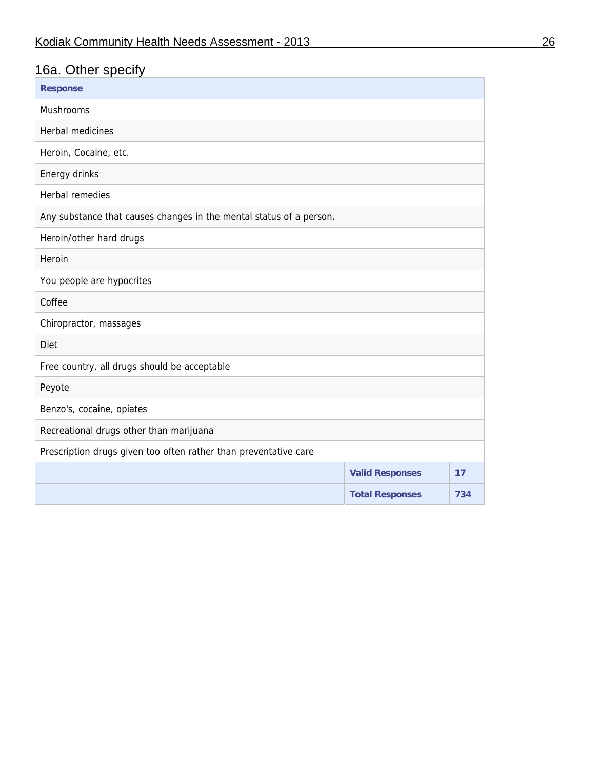## 16a. Other specify

| Response | | |
|---|---|---|
| Mushrooms | | |
| Herbal medicines | | |
| Heroin, Cocaine, etc. | | |
| Energy drinks | | |
| Herbal remedies | | |
| Any substance that causes changes in the mental status of a person. | | |
| Heroin/other hard drugs | | |
| Heroin | | |
| You people are hypocrites | | |
| Coffee | | |
| Chiropractor, massages | | |
| Diet | | |
| Free country, all drugs should be acceptable | | |
| Peyote | | |
| Benzo's, cocaine, opiates | | |
| Recreational drugs other than marijuana | | |
| Prescription drugs given too often rather than preventative care | | |
| | **Valid Responses** | **17** |
| | **Total Responses** | **734** |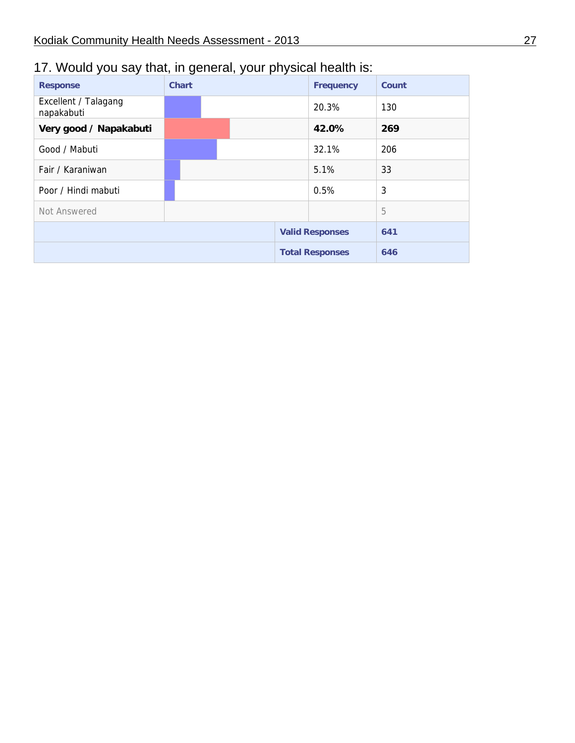## 17. Would you say that, in general, your physical health is:

| Response | Chart | Frequency | Count |
|---|---|---|---|
| Excellent / Talagang napakabuti | | 20.3% | 130 |
| **Very good / Napakabuti** | | **42.0%** | **269** |
| Good / Mabuti | | 32.1% | 206 |
| Fair / Karaniwan | | 5.1% | 33 |
| Poor / Hindi mabuti | | 0.5% | 3 |
| Not Answered | | | 5 |
| | | **Valid Responses** | **641** |
| | | **Total Responses** | **646** |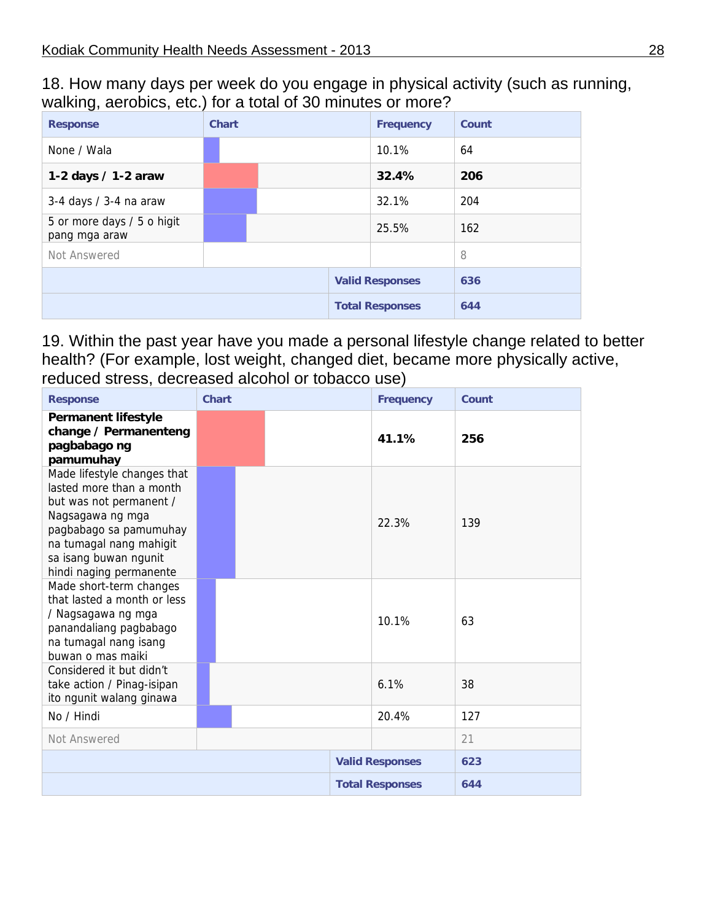18. How many days per week do you engage in physical activity (such as running, walking, aerobics, etc.) for a total of 30 minutes or more?

| Response | Chart | Frequency | Count |
|---|---|---|---|
| None / Wala | | 10.1% | 64 |
| **1-2 days / 1-2 araw** | | **32.4%** | **206** |
| 3-4 days / 3-4 na araw | | 32.1% | 204 |
| 5 or more days / 5 o higit pang mga araw | | 25.5% | 162 |
| Not Answered | | | 8 |
| | | Valid Responses | 636 |
| | | Total Responses | 644 |

19. Within the past year have you made a personal lifestyle change related to better health? (For example, lost weight, changed diet, became more physically active, reduced stress, decreased alcohol or tobacco use)

| Response | Chart | Frequency | Count |
|---|---|---|---|
| **Permanent lifestyle change / Permanenteng pagbabago ng pamumuhay** | | **41.1%** | **256** |
| Made lifestyle changes that lasted more than a month but was not permanent / Nagsagawa ng mga pagbabago sa pamumuhay na tumagal nang mahigit sa isang buwan ngunit hindi naging permanente | | 22.3% | 139 |
| Made short-term changes that lasted a month or less / Nagsagawa ng mga panandaliang pagbabago na tumagal nang isang buwan o mas maiki | | 10.1% | 63 |
| Considered it but didn't take action / Pinag-isipan ito ngunit walang ginawa | | 6.1% | 38 |
| No / Hindi | | 20.4% | 127 |
| Not Answered | | | 21 |
| | | Valid Responses | 623 |
| | | Total Responses | 644 |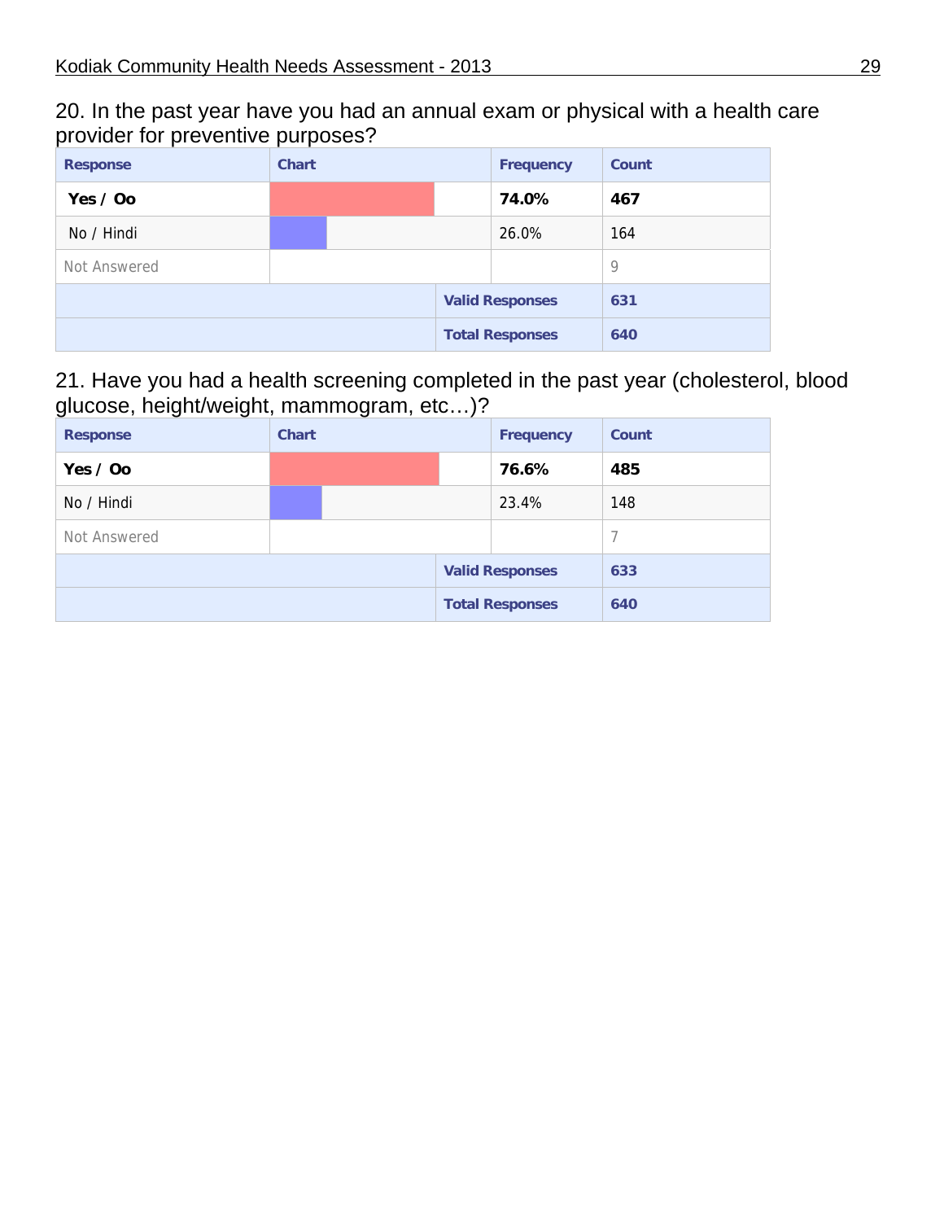20. In the past year have you had an annual exam or physical with a health care provider for preventive purposes?

| Response | Chart | Frequency | Count |
|---|---|---|---|
| **Yes / Oo** | | **74.0%** | **467** |
| No / Hindi | | 26.0% | 164 |
| Not Answered | | | 9 |
| | | **Valid Responses** | **631** |
| | | **Total Responses** | **640** |

21. Have you had a health screening completed in the past year (cholesterol, blood glucose, height/weight, mammogram, etc…)?

| Response | Chart | Frequency | Count |
|---|---|---|---|
| **Yes / Oo** | | **76.6%** | **485** |
| No / Hindi | | 23.4% | 148 |
| Not Answered | | | 7 |
| | | **Valid Responses** | **633** |
| | | **Total Responses** | **640** |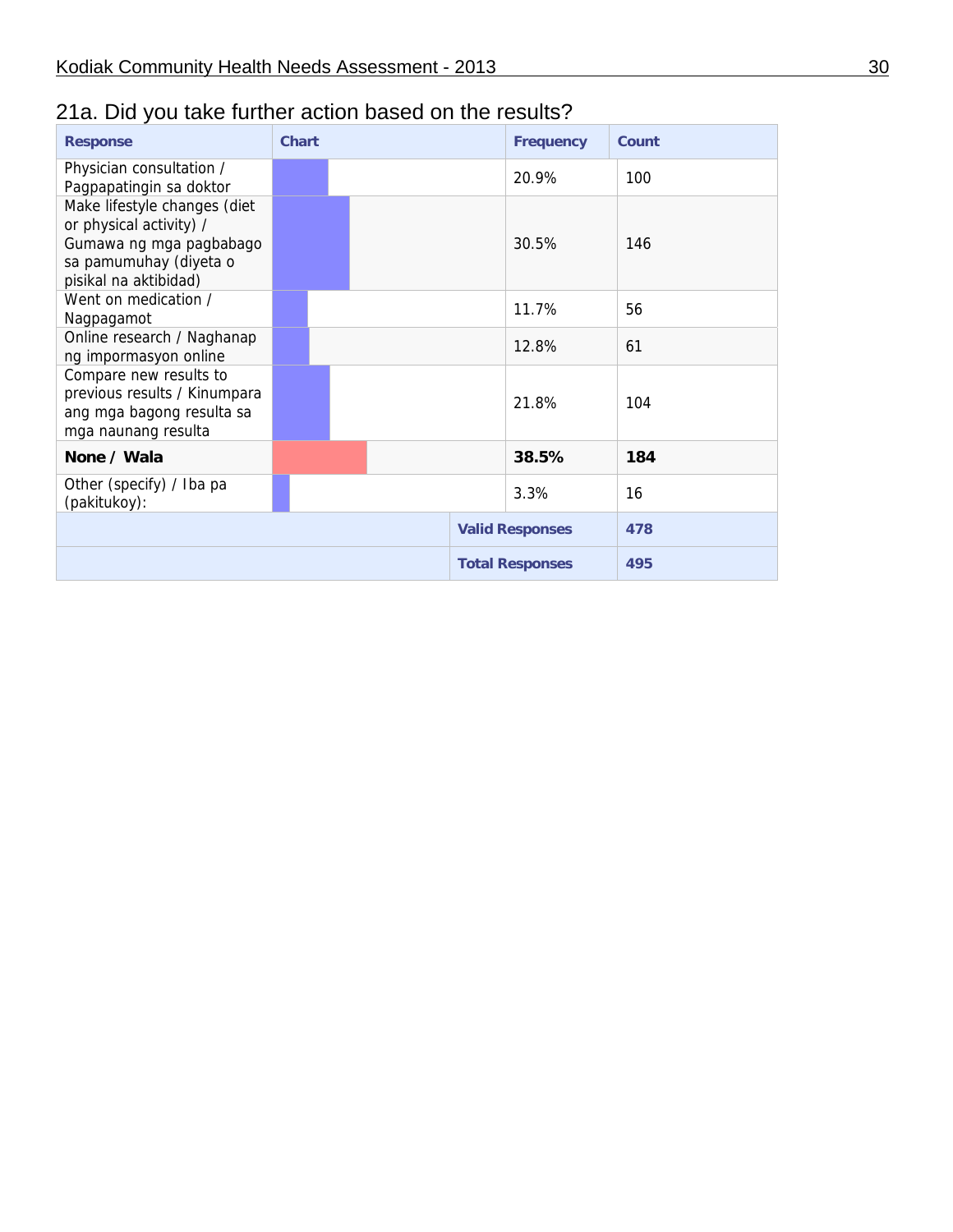## 21a. Did you take further action based on the results?

| Response | Chart | Frequency | Count |
|---|---|---|---|
| Physician consultation / Pagpapatingin sa doktor | | 20.9% | 100 |
| Make lifestyle changes (diet or physical activity) / Gumawa ng mga pagbabago sa pamumuhay (diyeta o pisikal na aktibidad) | | 30.5% | 146 |
| Went on medication / Nagpagamot | | 11.7% | 56 |
| Online research / Naghanap ng impormasyon online | | 12.8% | 61 |
| Compare new results to previous results / Kinumpara ang mga bagong resulta sa mga naunang resulta | | 21.8% | 104 |
| **None / Wala** | | **38.5%** | **184** |
| Other (specify) / Iba pa (pakitukoy): | | 3.3% | 16 |
| | | **Valid Responses** | **478** |
| | | **Total Responses** | **495** |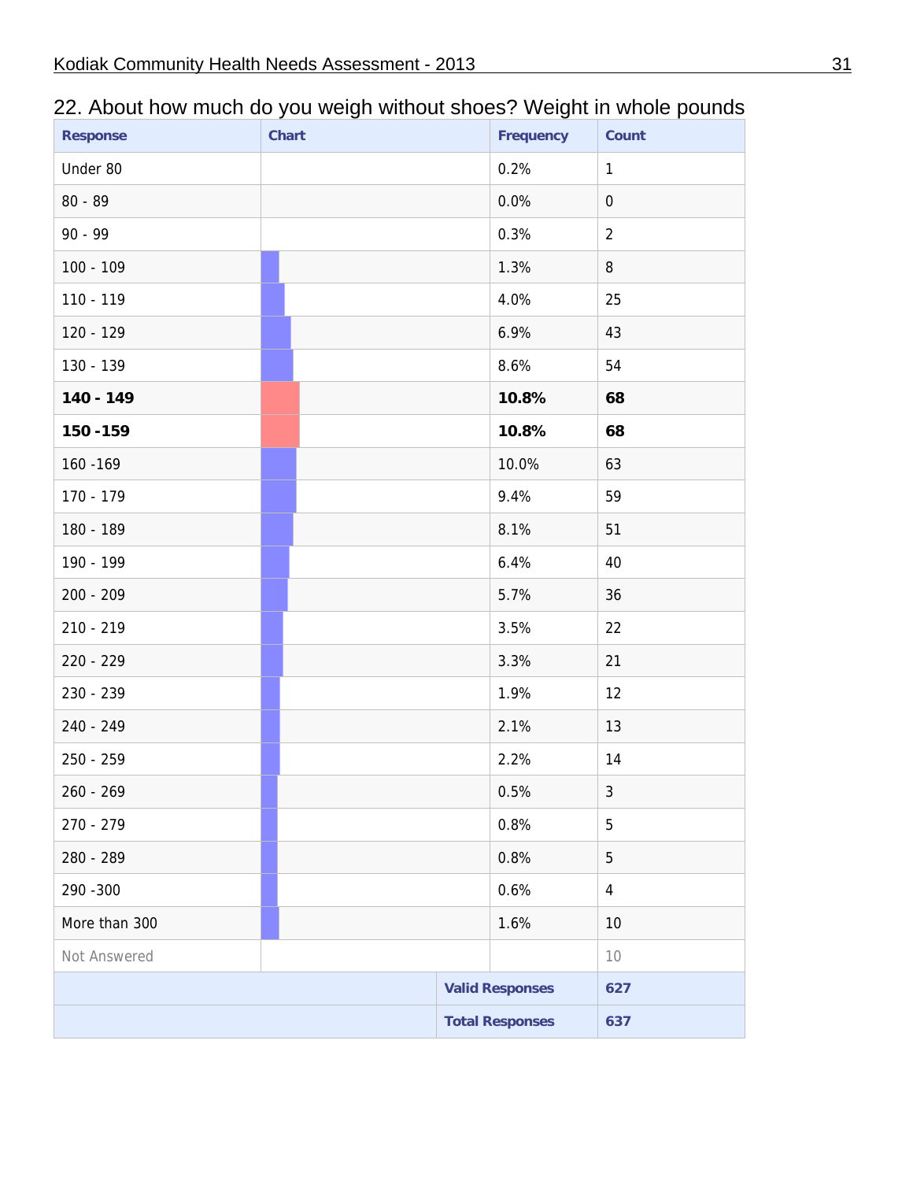## 22. About how much do you weigh without shoes? Weight in whole pounds

| Response | Chart | Frequency | Count |
|---|---|---|---|
| Under 80 | | 0.2% | 1 |
| 80 - 89 | | 0.0% | 0 |
| 90 - 99 | | 0.3% | 2 |
| 100 - 109 | | 1.3% | 8 |
| 110 - 119 | | 4.0% | 25 |
| 120 - 129 | | 6.9% | 43 |
| 130 - 139 | | 8.6% | 54 |
| **140 - 149** | | **10.8%** | **68** |
| **150 -159** | | **10.8%** | **68** |
| 160 -169 | | 10.0% | 63 |
| 170 - 179 | | 9.4% | 59 |
| 180 - 189 | | 8.1% | 51 |
| 190 - 199 | | 6.4% | 40 |
| 200 - 209 | | 5.7% | 36 |
| 210 - 219 | | 3.5% | 22 |
| 220 - 229 | | 3.3% | 21 |
| 230 - 239 | | 1.9% | 12 |
| 240 - 249 | | 2.1% | 13 |
| 250 - 259 | | 2.2% | 14 |
| 260 - 269 | | 0.5% | 3 |
| 270 - 279 | | 0.8% | 5 |
| 280 - 289 | | 0.8% | 5 |
| 290 -300 | | 0.6% | 4 |
| More than 300 | | 1.6% | 10 |
| Not Answered | | | 10 |
| | | **Valid Responses** | **627** |
| | | **Total Responses** | **637** |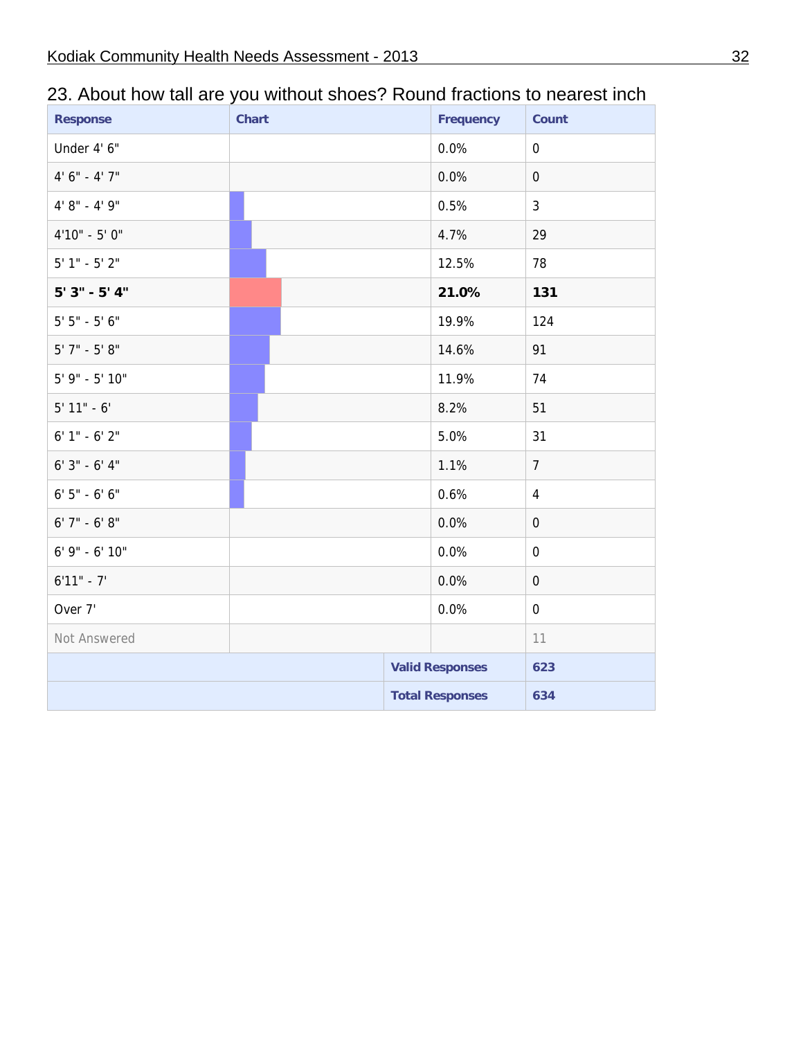## 23. About how tall are you without shoes? Round fractions to nearest inch

| Response | Chart | Frequency | Count |
|---|---|---|---|
| Under 4' 6" | | 0.0% | 0 |
| 4' 6" - 4' 7" | | 0.0% | 0 |
| 4' 8" - 4' 9" | | 0.5% | 3 |
| 4'10" - 5' 0" | | 4.7% | 29 |
| 5' 1" - 5' 2" | | 12.5% | 78 |
| **5' 3" - 5' 4"** | | **21.0%** | **131** |
| 5' 5" - 5' 6" | | 19.9% | 124 |
| 5' 7" - 5' 8" | | 14.6% | 91 |
| 5' 9" - 5' 10" | | 11.9% | 74 |
| 5' 11" - 6' | | 8.2% | 51 |
| 6' 1" - 6' 2" | | 5.0% | 31 |
| 6' 3" - 6' 4" | | 1.1% | 7 |
| 6' 5" - 6' 6" | | 0.6% | 4 |
| 6' 7" - 6' 8" | | 0.0% | 0 |
| 6' 9" - 6' 10" | | 0.0% | 0 |
| 6'11" - 7' | | 0.0% | 0 |
| Over 7' | | 0.0% | 0 |
| Not Answered | | | 11 |
| | | **Valid Responses** | **623** |
| | | **Total Responses** | **634** |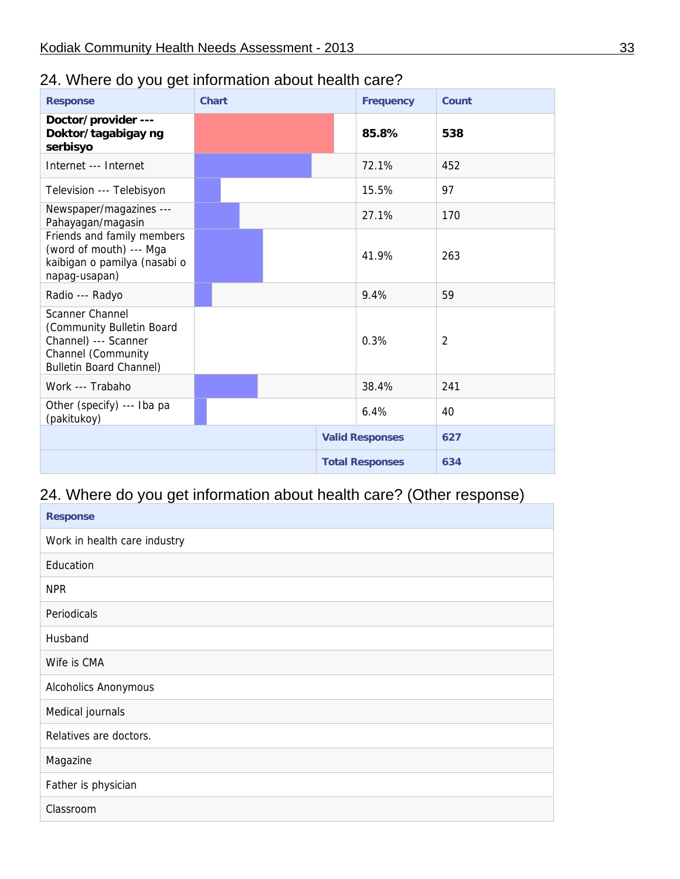## 24. Where do you get information about health care?

| Response | Chart | Frequency | Count |
|---|---|---|---|
| **Doctor/provider --- Doktor/tagabigay ng serbisyo** | | **85.8%** | **538** |
| Internet --- Internet | | 72.1% | 452 |
| Television --- Telebisyon | | 15.5% | 97 |
| Newspaper/magazines --- Pahayagan/magasin | | 27.1% | 170 |
| Friends and family members (word of mouth) --- Mga kaibigan o pamilya (nasabi o napag-usapan) | | 41.9% | 263 |
| Radio --- Radyo | | 9.4% | 59 |
| Scanner Channel (Community Bulletin Board Channel) --- Scanner Channel (Community Bulletin Board Channel) | | 0.3% | 2 |
| Work --- Trabaho | | 38.4% | 241 |
| Other (specify) --- Iba pa (pakitukoy) | | 6.4% | 40 |
| | | **Valid Responses** | **627** |
| | | **Total Responses** | **634** |

## 24. Where do you get information about health care? (Other response)

| Response |
|---|
| Work in health care industry |
| Education |
| NPR |
| Periodicals |
| Husband |
| Wife is CMA |
| Alcoholics Anonymous |
| Medical journals |
| Relatives are doctors. |
| Magazine |
| Father is physician |
| Classroom |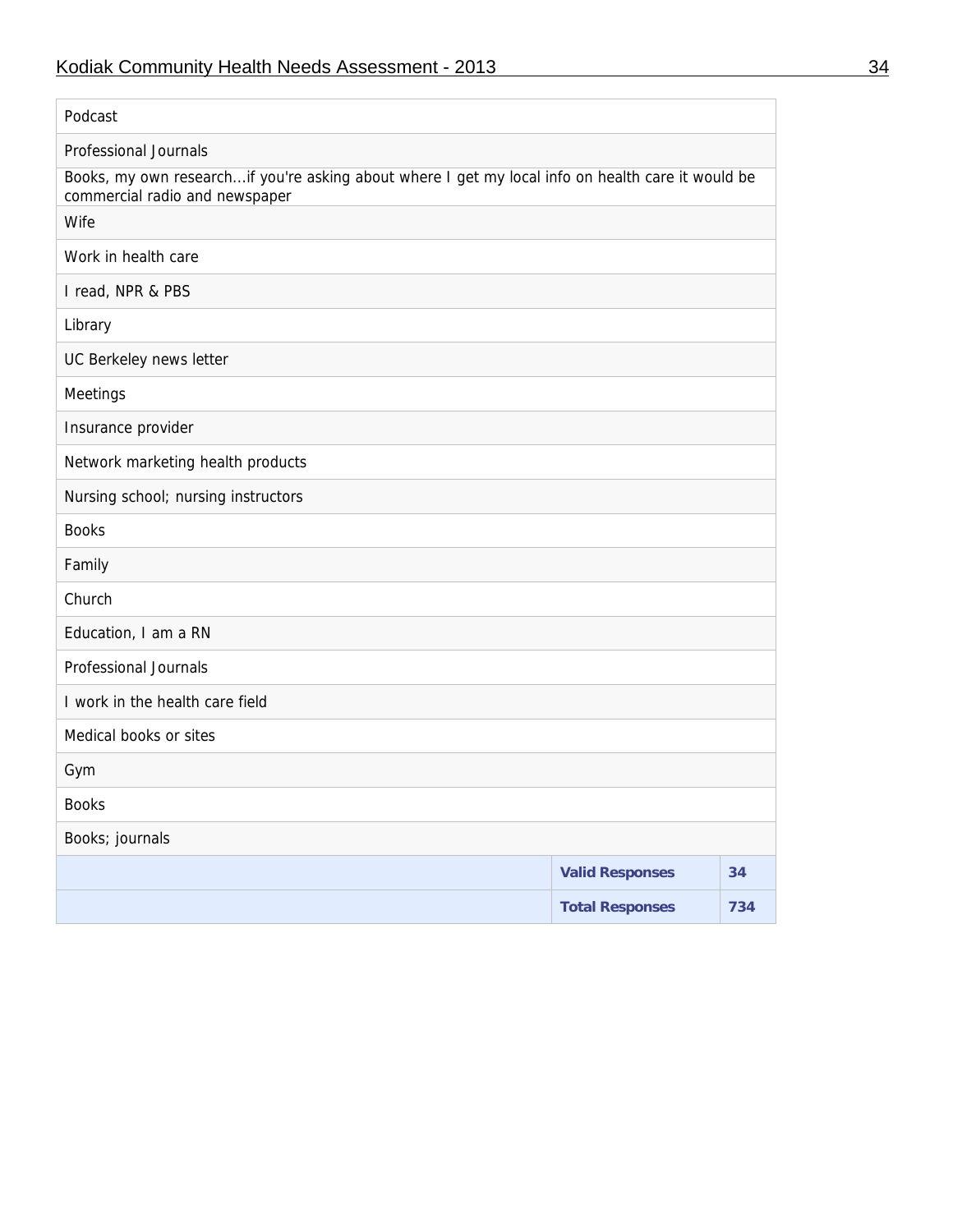| | | |
|---|---|---|
| Podcast | | |
| Professional Journals | | |
| Books, my own research...if you're asking about where I get my local info on health care it would be commercial radio and newspaper | | |
| Wife | | |
| Work in health care | | |
| I read, NPR & PBS | | |
| Library | | |
| UC Berkeley news letter | | |
| Meetings | | |
| Insurance provider | | |
| Network marketing health products | | |
| Nursing school; nursing instructors | | |
| Books | | |
| Family | | |
| Church | | |
| Education, I am a RN | | |
| Professional Journals | | |
| I work in the health care field | | |
| Medical books or sites | | |
| Gym | | |
| Books | | |
| Books; journals | | |
| | **Valid Responses** | **34** |
| | **Total Responses** | **734** |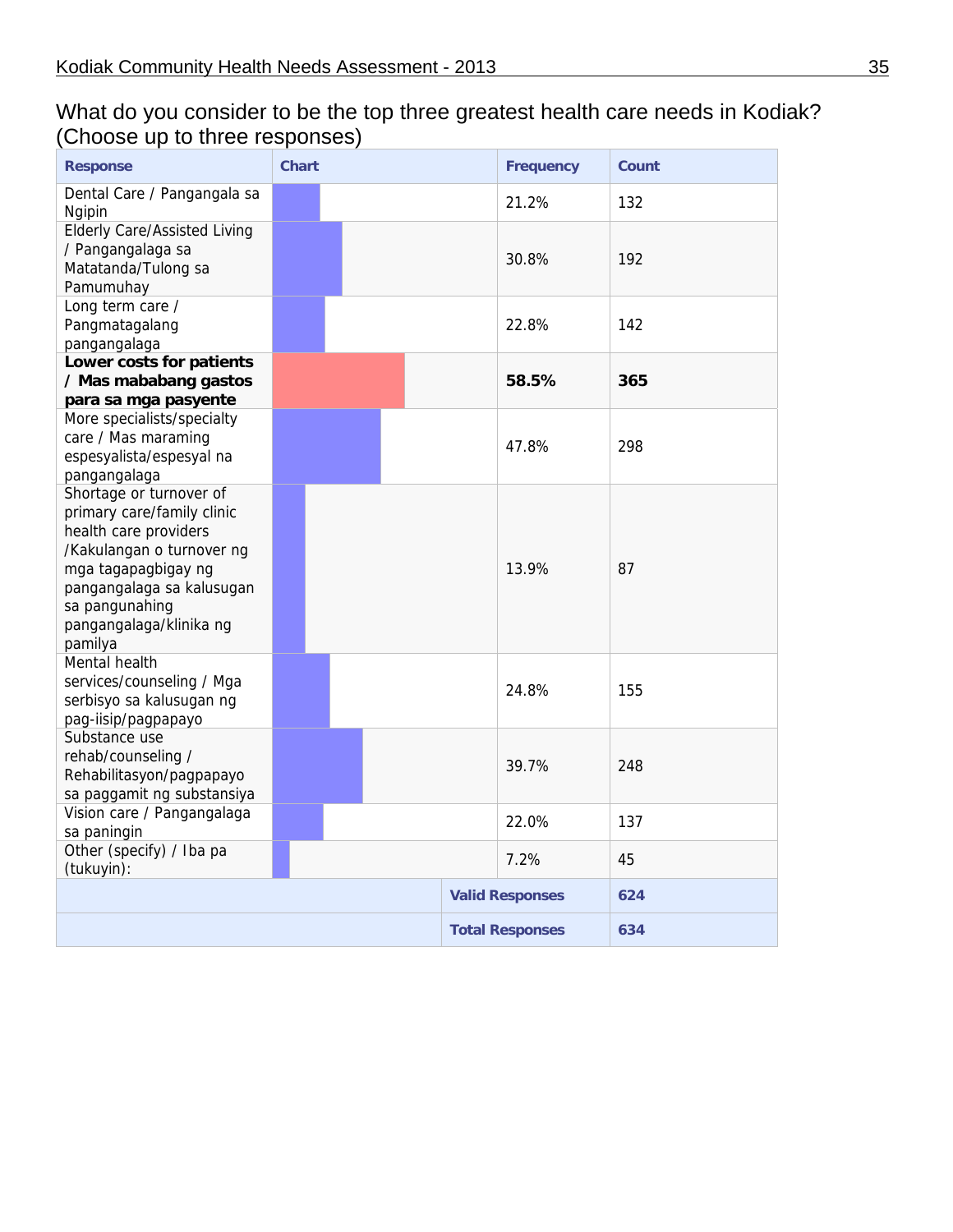## What do you consider to be the top three greatest health care needs in Kodiak? (Choose up to three responses)

| Response | Chart | Frequency | Count |
|---|---|---|---|
| Dental Care / Pangangala sa Ngipin | | 21.2% | 132 |
| Elderly Care/Assisted Living / Pangangalaga sa Matatanda/Tulong sa Pamumuhay | | 30.8% | 192 |
| Long term care / Pangmatagalang pangangalaga | | 22.8% | 142 |
| **Lower costs for patients / Mas mababang gastos para sa mga pasyente** | | **58.5%** | **365** |
| More specialists/specialty care / Mas maraming espesyalista/espesyal na pangangalaga | | 47.8% | 298 |
| Shortage or turnover of primary care/family clinic health care providers /Kakulangan o turnover ng mga tagapagbigay ng pangangalaga sa kalusugan sa pangunahing pangangalaga/klinika ng pamilya | | 13.9% | 87 |
| Mental health services/counseling / Mga serbisyo sa kalusugan ng pag-iisip/pagpapayo | | 24.8% | 155 |
| Substance use rehab/counseling / Rehabilitasyon/pagpapayo sa paggamit ng substansiya | | 39.7% | 248 |
| Vision care / Pangangalaga sa paningin | | 22.0% | 137 |
| Other (specify) / Iba pa (tukuyin): | | 7.2% | 45 |
| | | **Valid Responses** | **624** |
| | | **Total Responses** | **634** |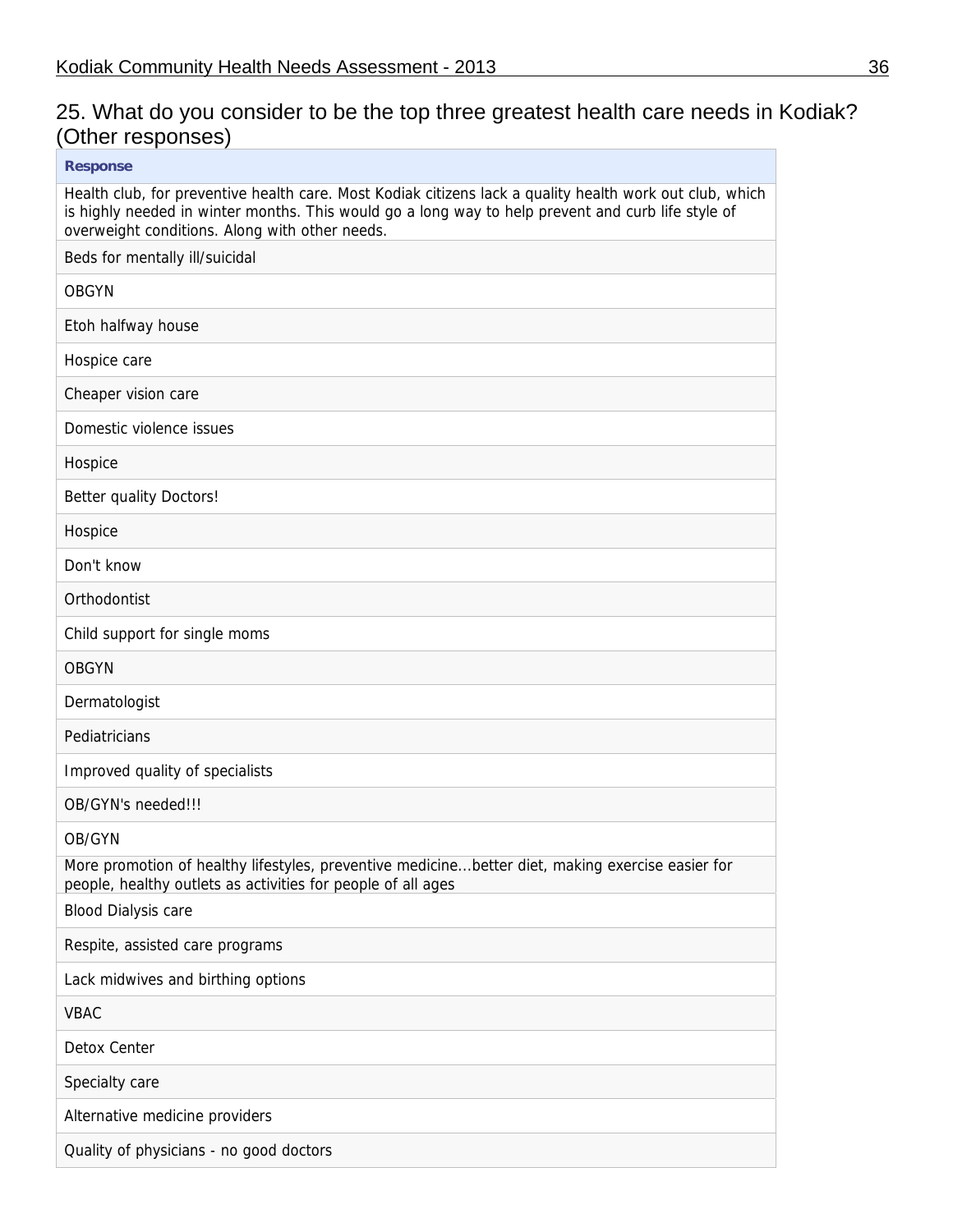## 25. What do you consider to be the top three greatest health care needs in Kodiak? (Other responses)

| Response |
| --- |
| Health club, for preventive health care. Most Kodiak citizens lack a quality health work out club, which is highly needed in winter months. This would go a long way to help prevent and curb life style of overweight conditions. Along with other needs. |
| Beds for mentally ill/suicidal |
| OBGYN |
| Etoh halfway house |
| Hospice care |
| Cheaper vision care |
| Domestic violence issues |
| Hospice |
| Better quality Doctors! |
| Hospice |
| Don't know |
| Orthodontist |
| Child support for single moms |
| OBGYN |
| Dermatologist |
| Pediatricians |
| Improved quality of specialists |
| OB/GYN's needed!!! |
| OB/GYN |
| More promotion of healthy lifestyles, preventive medicine...better diet, making exercise easier for people, healthy outlets as activities for people of all ages |
| Blood Dialysis care |
| Respite, assisted care programs |
| Lack midwives and birthing options |
| VBAC |
| Detox Center |
| Specialty care |
| Alternative medicine providers |
| Quality of physicians - no good doctors |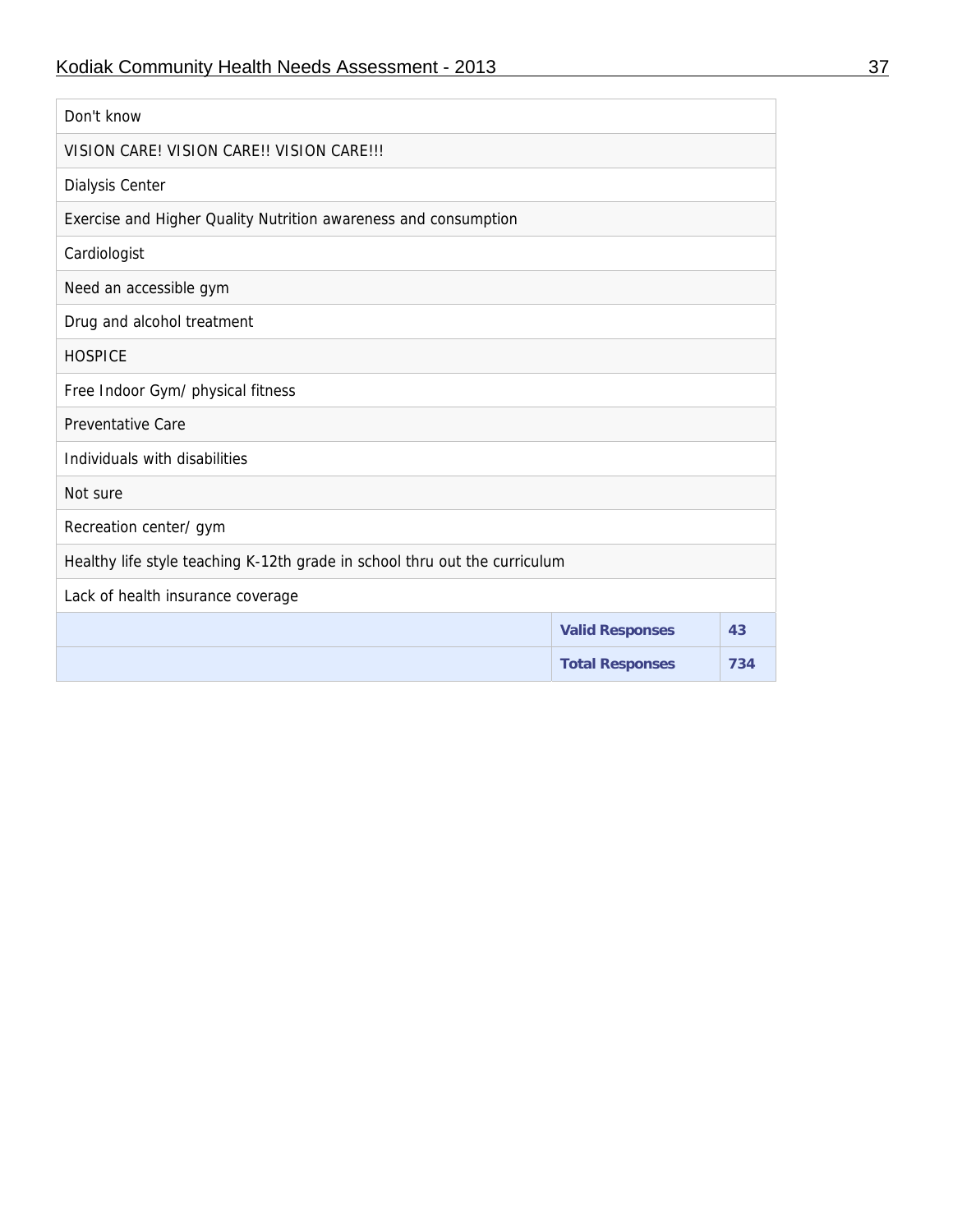| | | |
|---|---|---|
| Don't know | | |
| VISION CARE! VISION CARE!! VISION CARE!!! | | |
| Dialysis Center | | |
| Exercise and Higher Quality Nutrition awareness and consumption | | |
| Cardiologist | | |
| Need an accessible gym | | |
| Drug and alcohol treatment | | |
| HOSPICE | | |
| Free Indoor Gym/ physical fitness | | |
| Preventative Care | | |
| Individuals with disabilities | | |
| Not sure | | |
| Recreation center/ gym | | |
| Healthy life style teaching K-12th grade in school thru out the curriculum | | |
| Lack of health insurance coverage | | |
| | **Valid Responses** | **43** |
| | **Total Responses** | **734** |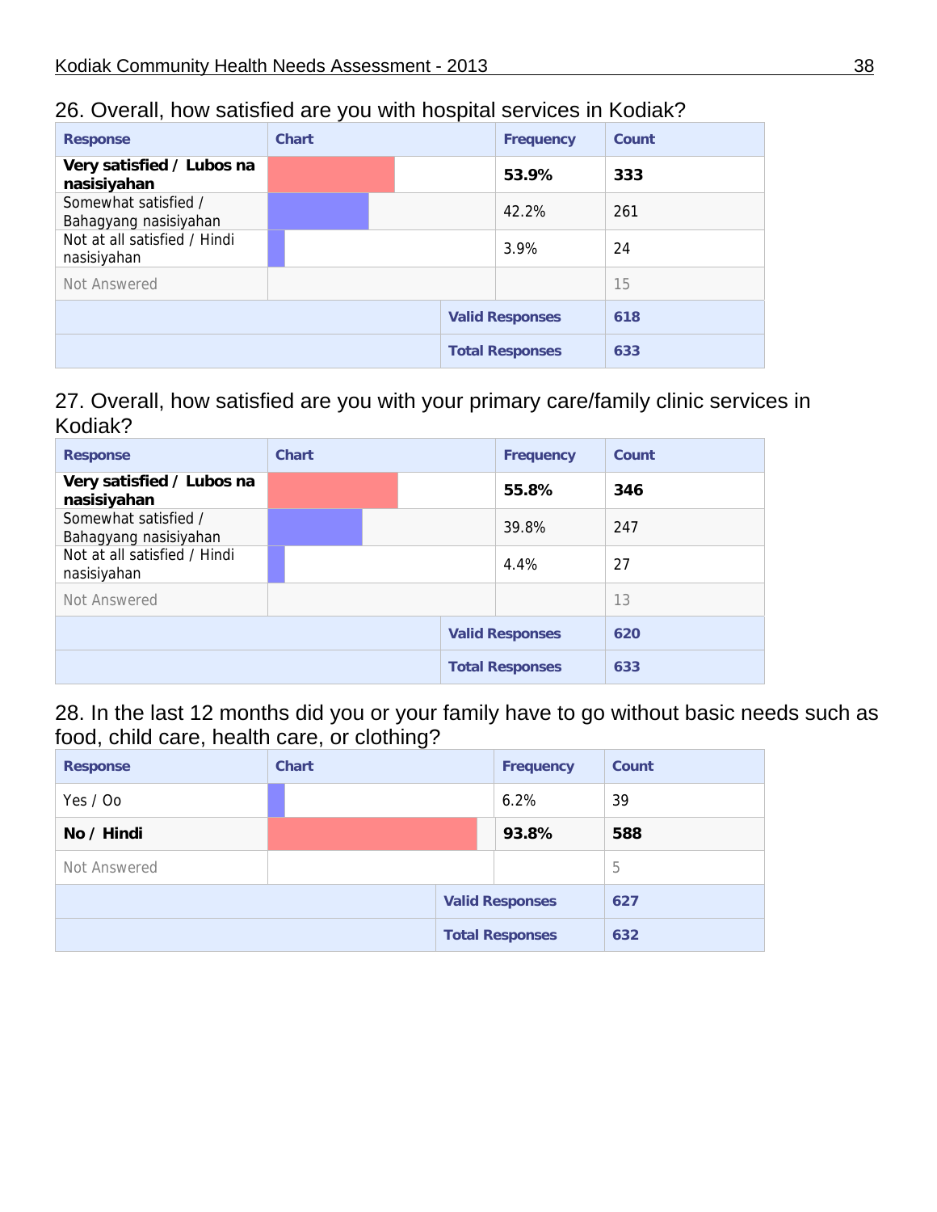## 26. Overall, how satisfied are you with hospital services in Kodiak?

| Response | Chart | Frequency | Count |
|---|---|---|---|
| **Very satisfied / Lubos na nasisiyahan** | | **53.9%** | **333** |
| Somewhat satisfied / Bahagyang nasisiyahan | | 42.2% | 261 |
| Not at all satisfied / Hindi nasisiyahan | | 3.9% | 24 |
| Not Answered | | | 15 |
| | | Valid Responses | 618 |
| | | Total Responses | 633 |

## 27. Overall, how satisfied are you with your primary care/family clinic services in Kodiak?

| Response | Chart | Frequency | Count |
|---|---|---|---|
| **Very satisfied / Lubos na nasisiyahan** | | **55.8%** | **346** |
| Somewhat satisfied / Bahagyang nasisiyahan | | 39.8% | 247 |
| Not at all satisfied / Hindi nasisiyahan | | 4.4% | 27 |
| Not Answered | | | 13 |
| | | Valid Responses | 620 |
| | | Total Responses | 633 |

## 28. In the last 12 months did you or your family have to go without basic needs such as food, child care, health care, or clothing?

| Response | Chart | Frequency | Count |
|---|---|---|---|
| Yes / Oo | | 6.2% | 39 |
| **No / Hindi** | | **93.8%** | **588** |
| Not Answered | | | 5 |
| | | Valid Responses | 627 |
| | | Total Responses | 632 |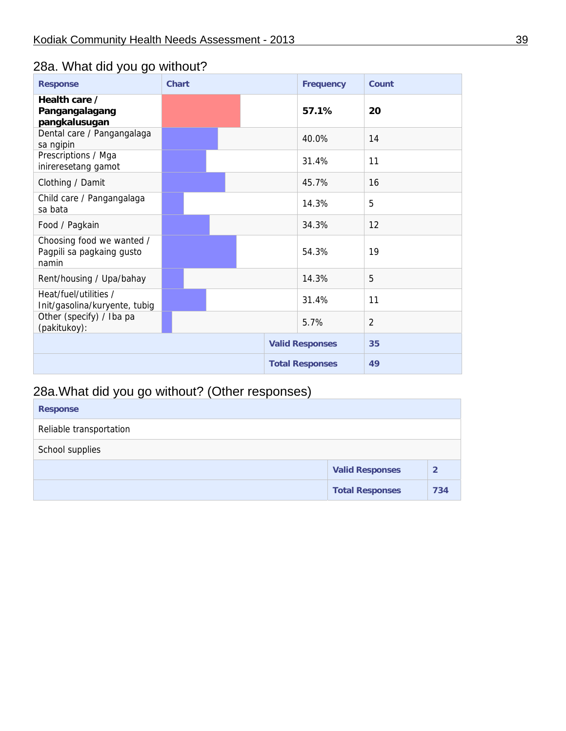## 28a. What did you go without?

| Response | Chart | Frequency | Count |
|---|---|---|---|
| **Health care / Pangangalagang pangkalusugan** | | **57.1%** | **20** |
| Dental care / Pangangalaga sa ngipin | | 40.0% | 14 |
| Prescriptions / Mga inireresetang gamot | | 31.4% | 11 |
| Clothing / Damit | | 45.7% | 16 |
| Child care / Pangangalaga sa bata | | 14.3% | 5 |
| Food / Pagkain | | 34.3% | 12 |
| Choosing food we wanted / Pagpili sa pagkaing gusto namin | | 54.3% | 19 |
| Rent/housing / Upa/bahay | | 14.3% | 5 |
| Heat/fuel/utilities / Init/gasolina/kuryente, tubig | | 31.4% | 11 |
| Other (specify) / Iba pa (pakitukoy): | | 5.7% | 2 |
| | | **Valid Responses** | **35** |
| | | **Total Responses** | **49** |

## 28a.What did you go without? (Other responses)

| Response | |
|---|---|
| Reliable transportation | |
| School supplies | |
| **Valid Responses** | **2** |
| **Total Responses** | **734** |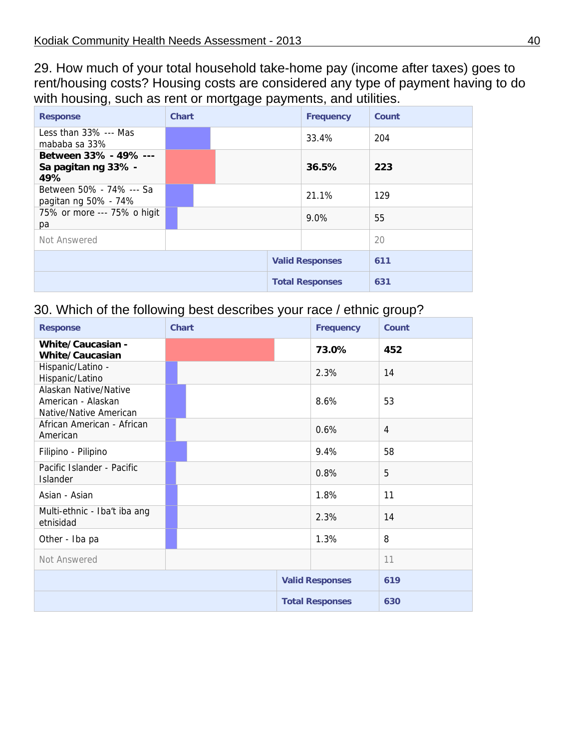29. How much of your total household take-home pay (income after taxes) goes to rent/housing costs? Housing costs are considered any type of payment having to do with housing, such as rent or mortgage payments, and utilities.

| Response | Chart | Frequency | Count |
|---|---|---|---|
| Less than 33% --- Mas mababa sa 33% | | 33.4% | 204 |
| **Between 33% - 49% --- Sa pagitan ng 33% - 49%** | | **36.5%** | **223** |
| Between 50% - 74% --- Sa pagitan ng 50% - 74% | | 21.1% | 129 |
| 75% or more --- 75% o higit pa | | 9.0% | 55 |
| Not Answered | | | 20 |
| | | **Valid Responses** | **611** |
| | | **Total Responses** | **631** |

30. Which of the following best describes your race / ethnic group?

| Response | Chart | Frequency | Count |
|---|---|---|---|
| **White/Caucasian - White/Caucasian** | | **73.0%** | **452** |
| Hispanic/Latino - Hispanic/Latino | | 2.3% | 14 |
| Alaskan Native/Native American - Alaskan Native/Native American | | 8.6% | 53 |
| African American - African American | | 0.6% | 4 |
| Filipino - Pilipino | | 9.4% | 58 |
| Pacific Islander - Pacific Islander | | 0.8% | 5 |
| Asian - Asian | | 1.8% | 11 |
| Multi-ethnic - Iba't iba ang etnisidad | | 2.3% | 14 |
| Other - Iba pa | | 1.3% | 8 |
| Not Answered | | | 11 |
| | | **Valid Responses** | **619** |
| | | **Total Responses** | **630** |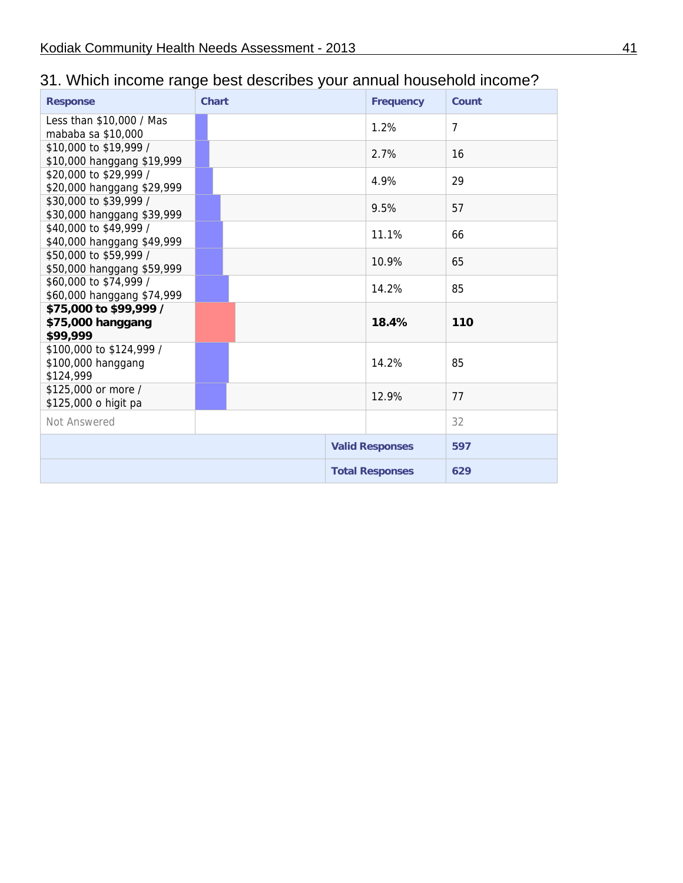## 31. Which income range best describes your annual household income?

| Response | Chart | Frequency | Count |
|---|---|---|---|
| Less than $10,000 / Mas mababa sa $10,000 | | 1.2% | 7 |
| $10,000 to $19,999 / $10,000 hanggang $19,999 | | 2.7% | 16 |
| $20,000 to $29,999 / $20,000 hanggang $29,999 | | 4.9% | 29 |
| $30,000 to $39,999 / $30,000 hanggang $39,999 | | 9.5% | 57 |
| $40,000 to $49,999 / $40,000 hanggang $49,999 | | 11.1% | 66 |
| $50,000 to $59,999 / $50,000 hanggang $59,999 | | 10.9% | 65 |
| $60,000 to $74,999 / $60,000 hanggang $74,999 | | 14.2% | 85 |
| **$75,000 to $99,999 / $75,000 hanggang $99,999** | | **18.4%** | **110** |
| $100,000 to $124,999 / $100,000 hanggang $124,999 | | 14.2% | 85 |
| $125,000 or more / $125,000 o higit pa | | 12.9% | 77 |
| Not Answered | | | 32 |
| | | **Valid Responses** | **597** |
| | | **Total Responses** | **629** |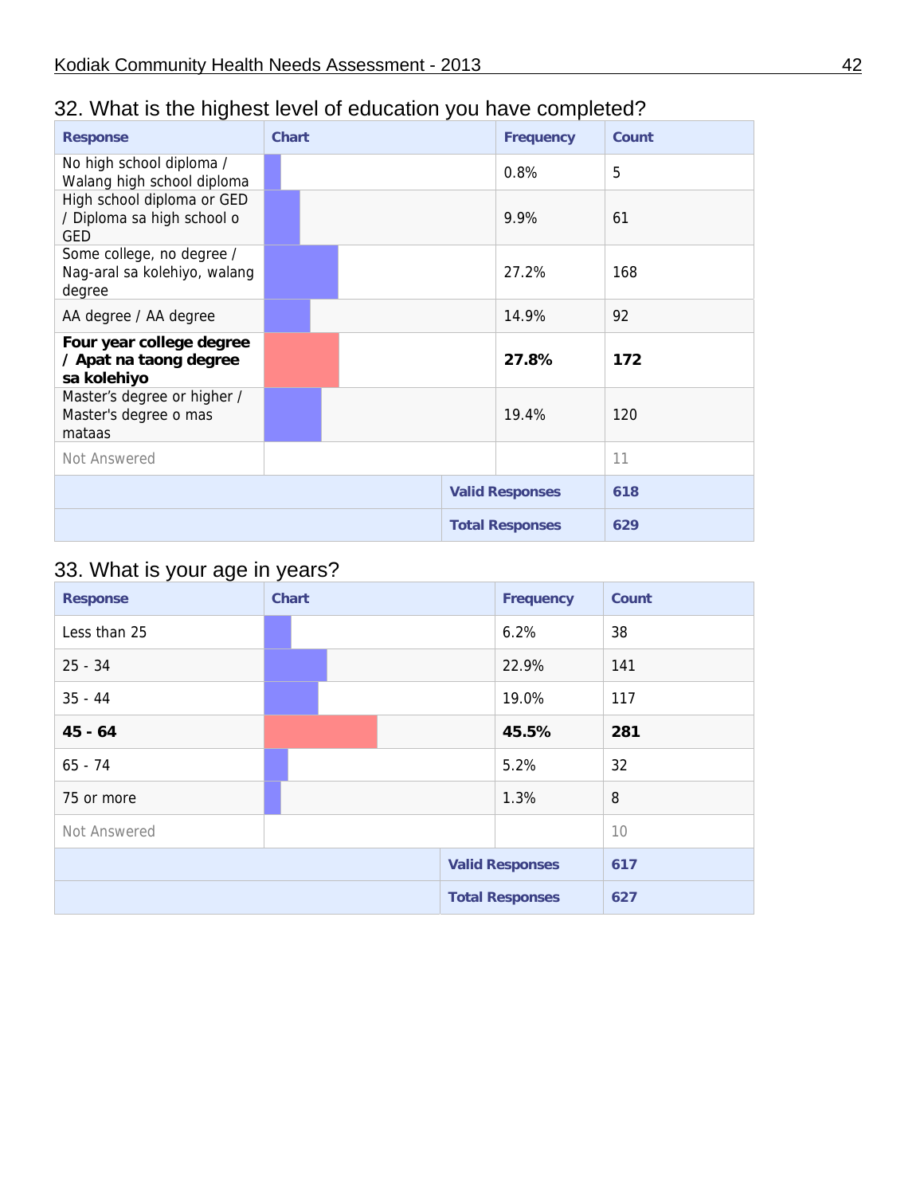## 32. What is the highest level of education you have completed?

| Response | Chart | Frequency | Count |
|---|---|---|---|
| No high school diploma / Walang high school diploma | | 0.8% | 5 |
| High school diploma or GED / Diploma sa high school o GED | | 9.9% | 61 |
| Some college, no degree / Nag-aral sa kolehiyo, walang degree | | 27.2% | 168 |
| AA degree / AA degree | | 14.9% | 92 |
| **Four year college degree / Apat na taong degree sa kolehiyo** | | **27.8%** | **172** |
| Master's degree or higher / Master's degree o mas mataas | | 19.4% | 120 |
| Not Answered | | | 11 |
| | | Valid Responses | 618 |
| | | Total Responses | 629 |

## 33. What is your age in years?

| Response | Chart | Frequency | Count |
|---|---|---|---|
| Less than 25 | | 6.2% | 38 |
| 25 - 34 | | 22.9% | 141 |
| 35 - 44 | | 19.0% | 117 |
| **45 - 64** | | **45.5%** | **281** |
| 65 - 74 | | 5.2% | 32 |
| 75 or more | | 1.3% | 8 |
| Not Answered | | | 10 |
| | | Valid Responses | 617 |
| | | Total Responses | 627 |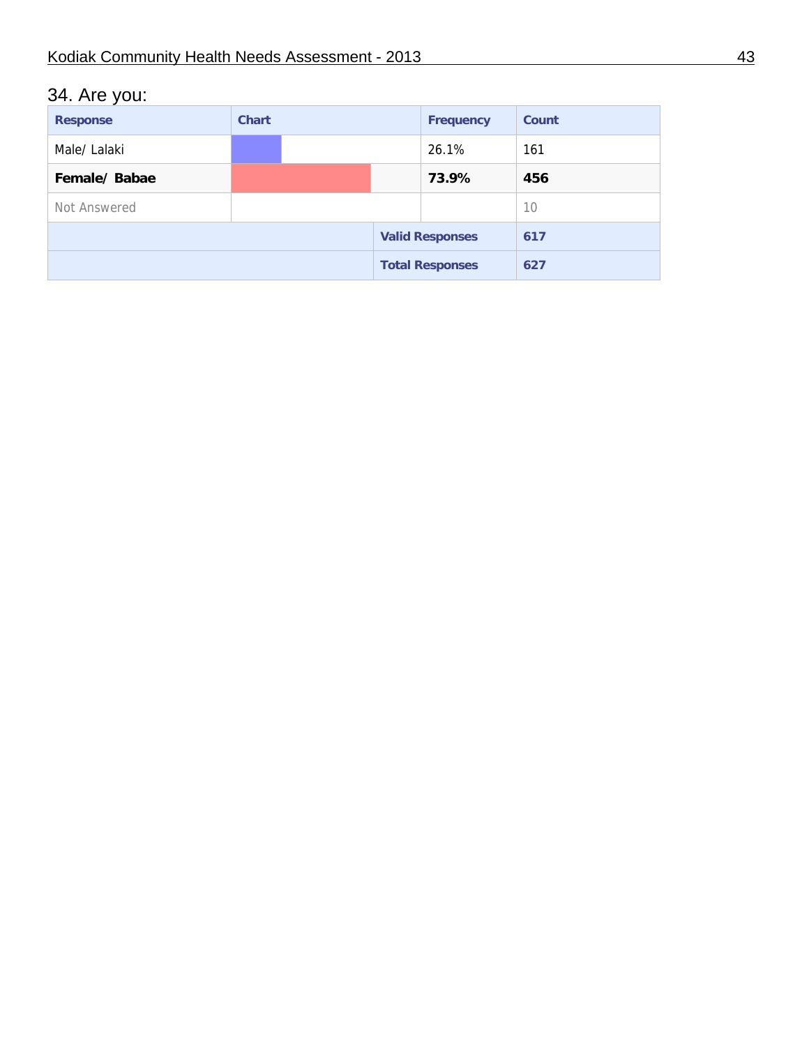## 34. Are you:

| Response | Chart | Frequency | Count |
|---|---|---|---|
| Male/ Lalaki | | 26.1% | 161 |
| **Female/ Babae** | | **73.9%** | **456** |
| Not Answered | | | 10 |
| | | **Valid Responses** | **617** |
| | | **Total Responses** | **627** |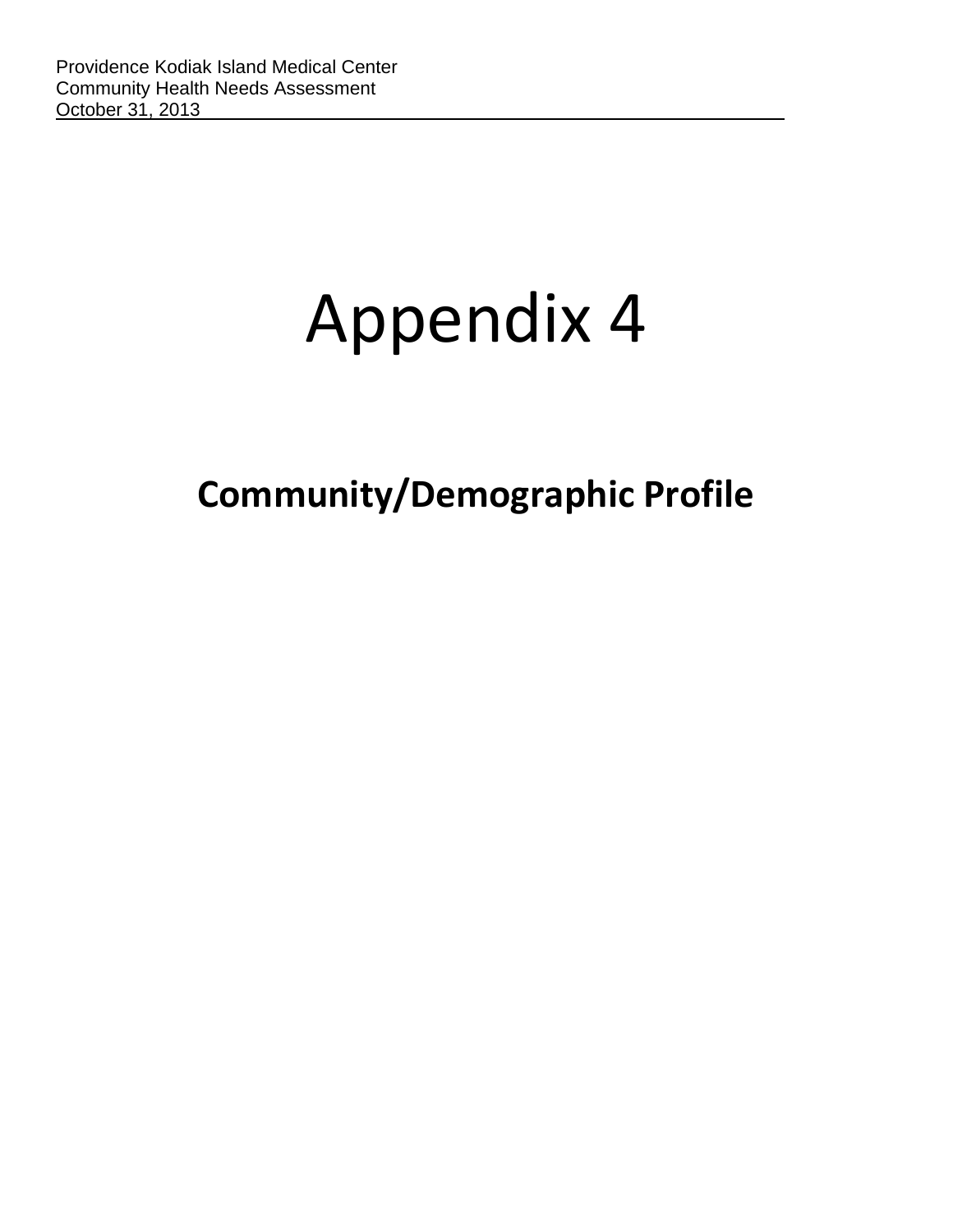# Appendix 4

## Community/Demographic Profile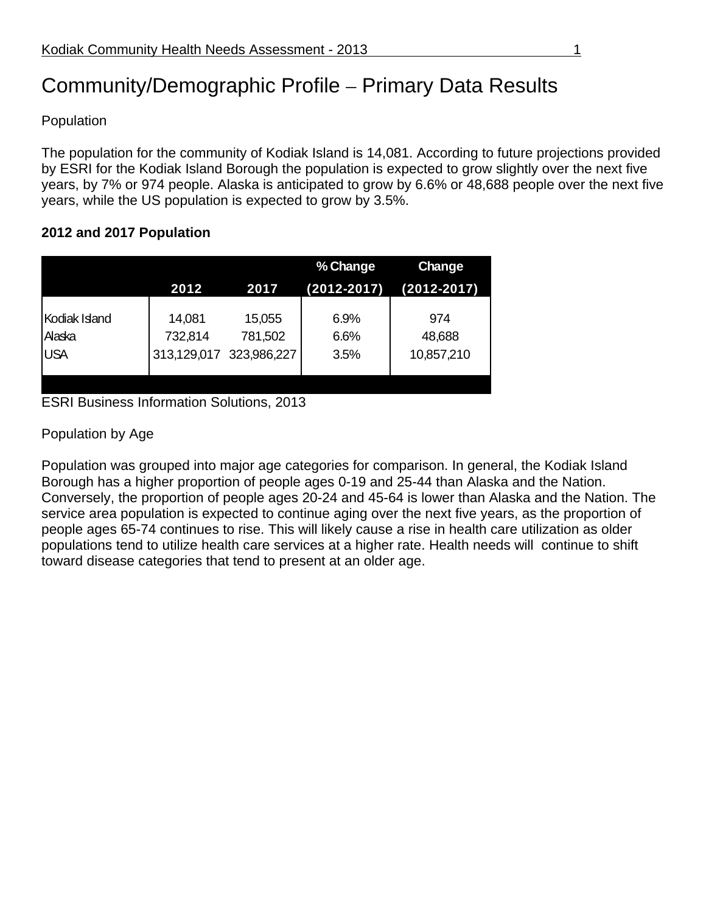# Community/Demographic Profile – Primary Data Results

Population

The population for the community of Kodiak Island is 14,081. According to future projections provided by ESRI for the Kodiak Island Borough the population is expected to grow slightly over the next five years, by 7% or 974 people. Alaska is anticipated to grow by 6.6% or 48,688 people over the next five years, while the US population is expected to grow by 3.5%.

**2012 and 2017 Population**

| | 2012 | 2017 | % Change (2012-2017) | Change (2012-2017) |
|---|---|---|---|---|
| Kodiak Island | 14,081 | 15,055 | 6.9% | 974 |
| Alaska | 732,814 | 781,502 | 6.6% | 48,688 |
| USA | 313,129,017 | 323,986,227 | 3.5% | 10,857,210 |

ESRI Business Information Solutions, 2013

Population by Age

Population was grouped into major age categories for comparison. In general, the Kodiak Island Borough has a higher proportion of people ages 0-19 and 25-44 than Alaska and the Nation. Conversely, the proportion of people ages 20-24 and 45-64 is lower than Alaska and the Nation. The service area population is expected to continue aging over the next five years, as the proportion of people ages 65-74 continues to rise. This will likely cause a rise in health care utilization as older populations tend to utilize health care services at a higher rate. Health needs will continue to shift toward disease categories that tend to present at an older age.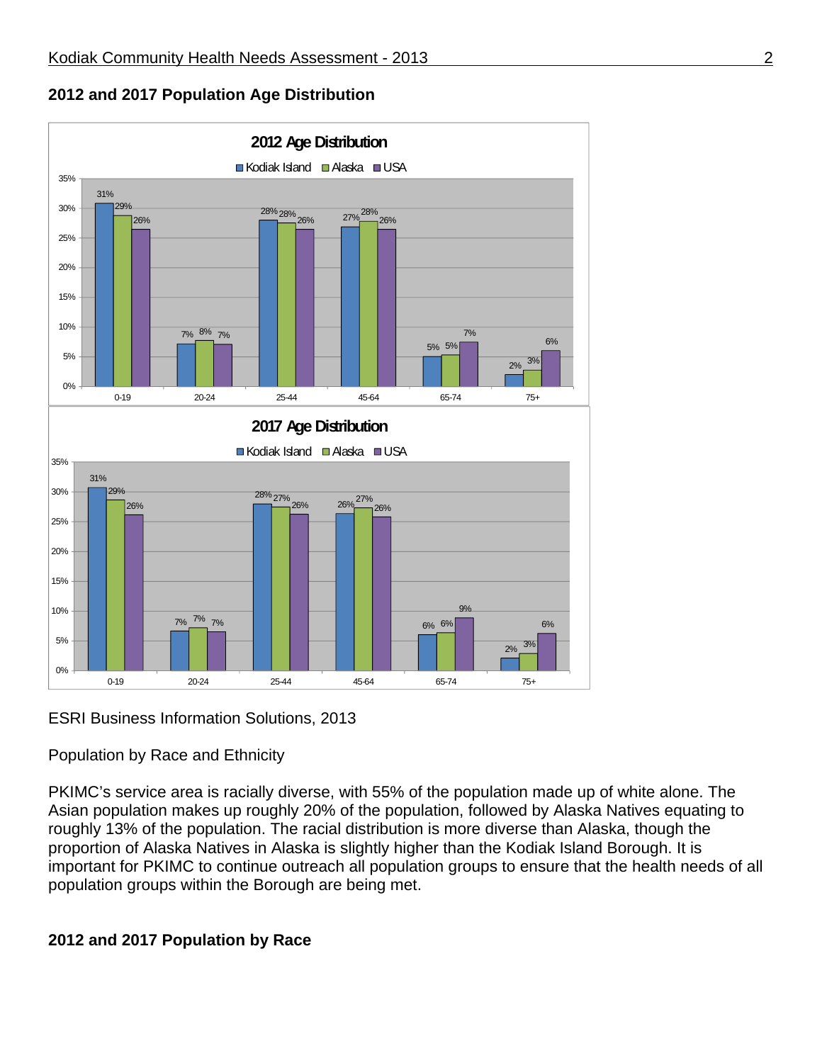## 2012 and 2017 Population Age Distribution

**2012 Age Distribution**

| Age | Kodiak Island | Alaska | USA |
|---|---|---|---|
| 0-19 | 31% | 29% | 26% |
| 20-24 | 7% | 8% | 7% |
| 25-44 | 28% | 28% | 26% |
| 45-64 | 27% | 28% | 26% |
| 65-74 | 5% | 5% | 7% |
| 75+ | 2% | 3% | 6% |

**2017 Age Distribution**

| Age | Kodiak Island | Alaska | USA |
|---|---|---|---|
| 0-19 | 31% | 29% | 26% |
| 20-24 | 7% | 7% | 7% |
| 25-44 | 28% | 27% | 26% |
| 45-64 | 26% | 27% | 26% |
| 65-74 | 6% | 6% | 9% |
| 75+ | 2% | 3% | 6% |

ESRI Business Information Solutions, 2013

Population by Race and Ethnicity

PKIMC's service area is racially diverse, with 55% of the population made up of white alone. The Asian population makes up roughly 20% of the population, followed by Alaska Natives equating to roughly 13% of the population. The racial distribution is more diverse than Alaska, though the proportion of Alaska Natives in Alaska is slightly higher than the Kodiak Island Borough. It is important for PKIMC to continue outreach all population groups to ensure that the health needs of all population groups within the Borough are being met.

## 2012 and 2017 Population by Race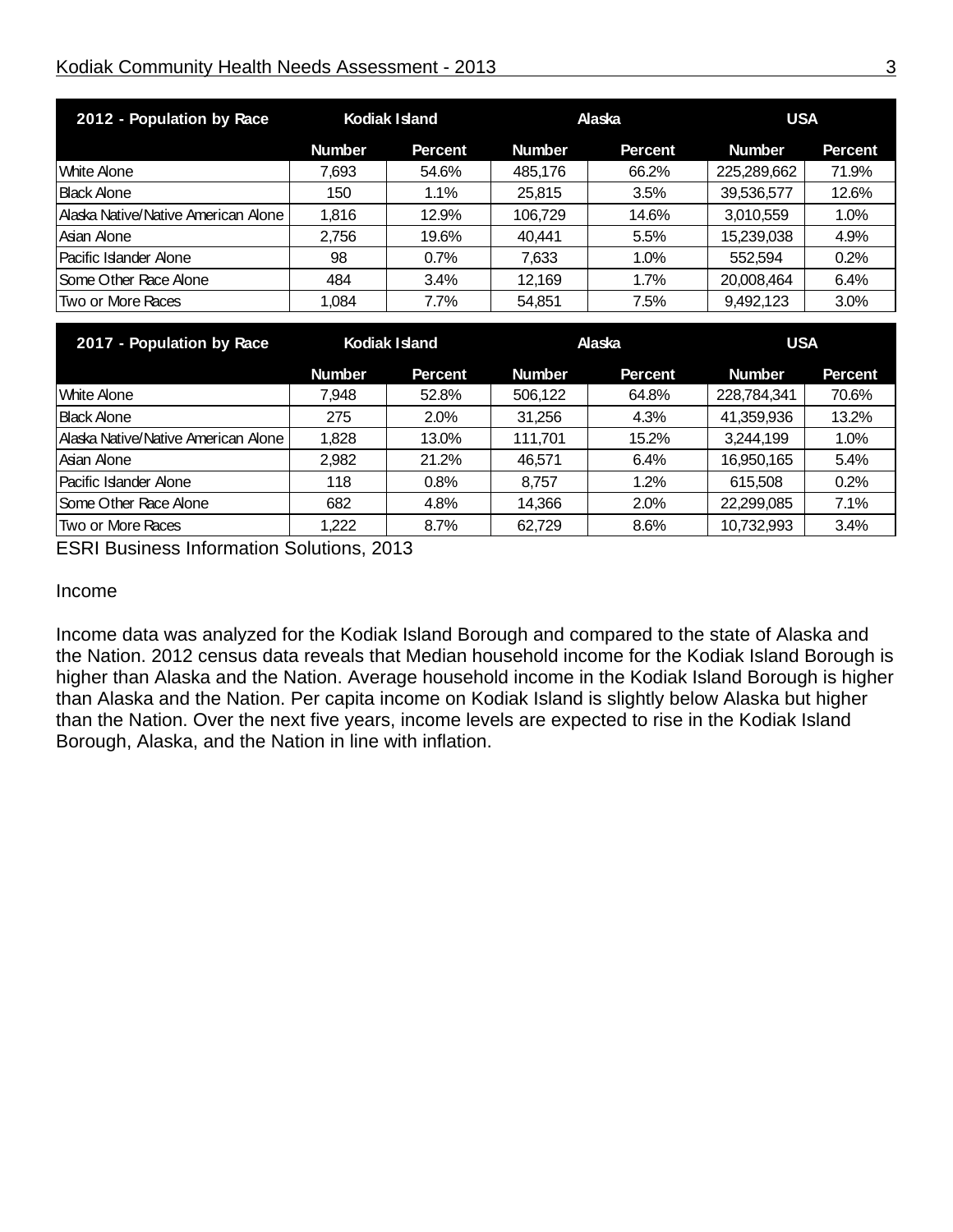| 2012 - Population by Race | Kodiak Island | | Alaska | | USA | |
|---|---|---|---|---|---|---|
| | Number | Percent | Number | Percent | Number | Percent |
| White Alone | 7,693 | 54.6% | 485,176 | 66.2% | 225,289,662 | 71.9% |
| Black Alone | 150 | 1.1% | 25,815 | 3.5% | 39,536,577 | 12.6% |
| Alaska Native/Native American Alone | 1,816 | 12.9% | 106,729 | 14.6% | 3,010,559 | 1.0% |
| Asian Alone | 2,756 | 19.6% | 40,441 | 5.5% | 15,239,038 | 4.9% |
| Pacific Islander Alone | 98 | 0.7% | 7,633 | 1.0% | 552,594 | 0.2% |
| Some Other Race Alone | 484 | 3.4% | 12,169 | 1.7% | 20,008,464 | 6.4% |
| Two or More Races | 1,084 | 7.7% | 54,851 | 7.5% | 9,492,123 | 3.0% |

| 2017 - Population by Race | Kodiak Island | | Alaska | | USA | |
|---|---|---|---|---|---|---|
| | Number | Percent | Number | Percent | Number | Percent |
| White Alone | 7,948 | 52.8% | 506,122 | 64.8% | 228,784,341 | 70.6% |
| Black Alone | 275 | 2.0% | 31,256 | 4.3% | 41,359,936 | 13.2% |
| Alaska Native/Native American Alone | 1,828 | 13.0% | 111,701 | 15.2% | 3,244,199 | 1.0% |
| Asian Alone | 2,982 | 21.2% | 46,571 | 6.4% | 16,950,165 | 5.4% |
| Pacific Islander Alone | 118 | 0.8% | 8,757 | 1.2% | 615,508 | 0.2% |
| Some Other Race Alone | 682 | 4.8% | 14,366 | 2.0% | 22,299,085 | 7.1% |
| Two or More Races | 1,222 | 8.7% | 62,729 | 8.6% | 10,732,993 | 3.4% |

ESRI Business Information Solutions, 2013

## Income

Income data was analyzed for the Kodiak Island Borough and compared to the state of Alaska and the Nation. 2012 census data reveals that Median household income for the Kodiak Island Borough is higher than Alaska and the Nation. Average household income in the Kodiak Island Borough is higher than Alaska and the Nation. Per capita income on Kodiak Island is slightly below Alaska but higher than the Nation. Over the next five years, income levels are expected to rise in the Kodiak Island Borough, Alaska, and the Nation in line with inflation.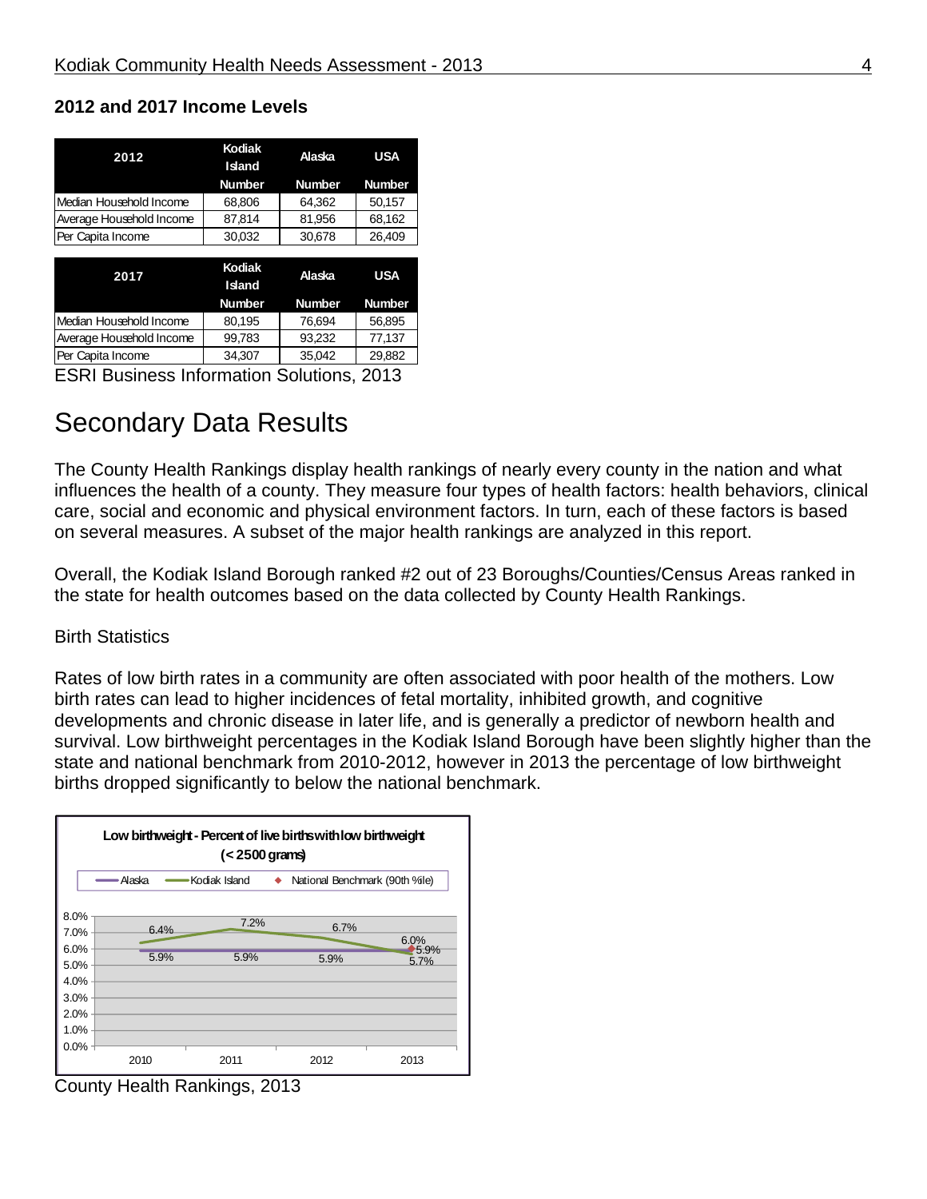### 2012 and 2017 Income Levels

| 2012 | Kodiak Island | Alaska | USA |
|---|---|---|---|
| | Number | Number | Number |
| Median Household Income | 68,806 | 64,362 | 50,157 |
| Average Household Income | 87,814 | 81,956 | 68,162 |
| Per Capita Income | 30,032 | 30,678 | 26,409 |

| 2017 | Kodiak Island | Alaska | USA |
|---|---|---|---|
| | Number | Number | Number |
| Median Household Income | 80,195 | 76,694 | 56,895 |
| Average Household Income | 99,783 | 93,232 | 77,137 |
| Per Capita Income | 34,307 | 35,042 | 29,882 |

ESRI Business Information Solutions, 2013

# Secondary Data Results

The County Health Rankings display health rankings of nearly every county in the nation and what influences the health of a county. They measure four types of health factors: health behaviors, clinical care, social and economic and physical environment factors. In turn, each of these factors is based on several measures. A subset of the major health rankings are analyzed in this report.

Overall, the Kodiak Island Borough ranked #2 out of 23 Boroughs/Counties/Census Areas ranked in the state for health outcomes based on the data collected by County Health Rankings.

Birth Statistics

Rates of low birth rates in a community are often associated with poor health of the mothers. Low birth rates can lead to higher incidences of fetal mortality, inhibited growth, and cognitive developments and chronic disease in later life, and is generally a predictor of newborn health and survival. Low birthweight percentages in the Kodiak Island Borough have been slightly higher than the state and national benchmark from 2010-2012, however in 2013 the percentage of low birthweight births dropped significantly to below the national benchmark.

**Low birthweight - Percent of live births with low birthweight (< 2500 grams)**

County Health Rankings, 2013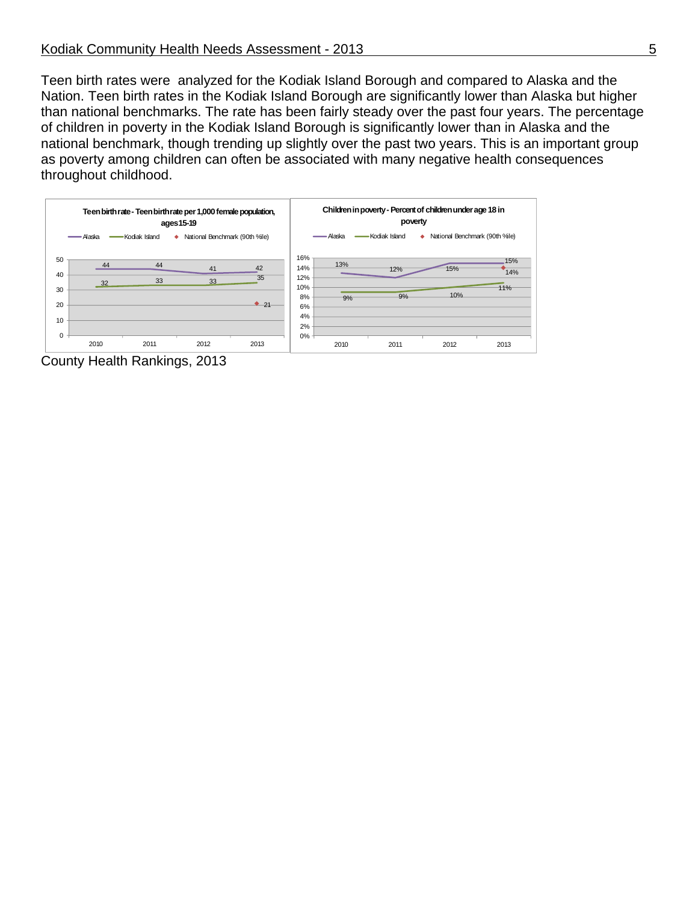Teen birth rates were analyzed for the Kodiak Island Borough and compared to Alaska and the Nation. Teen birth rates in the Kodiak Island Borough are significantly lower than Alaska but higher than national benchmarks. The rate has been fairly steady over the past four years. The percentage of children in poverty in the Kodiak Island Borough is significantly lower than in Alaska and the national benchmark, though trending up slightly over the past two years. This is an important group as poverty among children can often be associated with many negative health consequences throughout childhood.

**Teen birth rate - Teen birth rate per 1,000 female population, ages 15-19**

| | 2010 | 2011 | 2012 | 2013 |
|---|---|---|---|---|
| Alaska | 44 | 44 | 41 | 42 |
| Kodiak Island | 32 | 33 | 33 | 35 |
| National Benchmark (90th %ile) | | | | 21 |

**Children in poverty - Percent of children under age 18 in poverty**

| | 2010 | 2011 | 2012 | 2013 |
|---|---|---|---|---|
| Alaska | 13% | 12% | 15% | 15% |
| Kodiak Island | 9% | 9% | 10% | 11% |
| National Benchmark (90th %ile) | | | | 14% |

County Health Rankings, 2013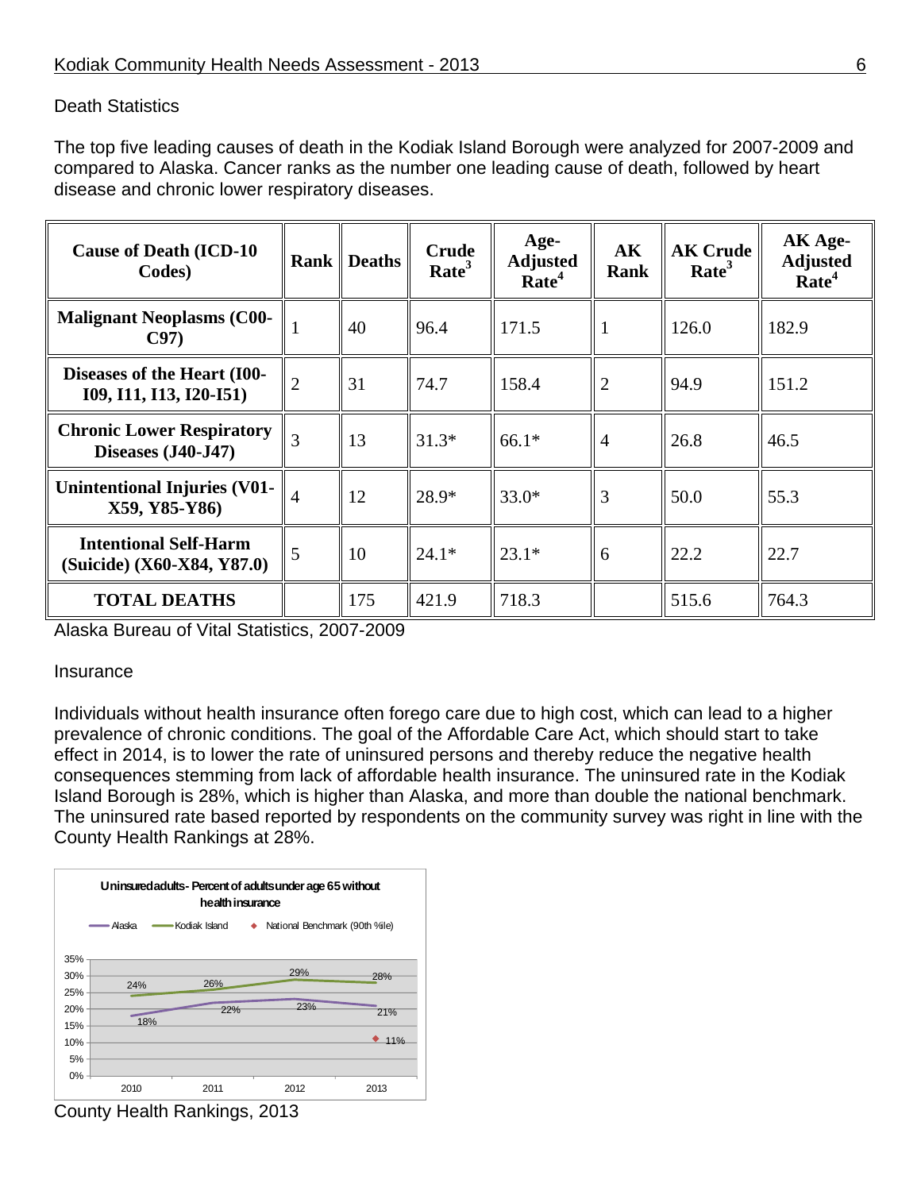## Death Statistics

The top five leading causes of death in the Kodiak Island Borough were analyzed for 2007-2009 and compared to Alaska. Cancer ranks as the number one leading cause of death, followed by heart disease and chronic lower respiratory diseases.

| Cause of Death (ICD-10 Codes) | Rank | Deaths | Crude Rate[3] | Age-Adjusted Rate[4] | AK Rank | AK Crude Rate[3] | AK Age-Adjusted Rate[4] |
|---|---|---|---|---|---|---|---|
| **Malignant Neoplasms (C00-C97)** | 1 | 40 | 96.4 | 171.5 | 1 | 126.0 | 182.9 |
| **Diseases of the Heart (I00-I09, I11, I13, I20-I51)** | 2 | 31 | 74.7 | 158.4 | 2 | 94.9 | 151.2 |
| **Chronic Lower Respiratory Diseases (J40-J47)** | 3 | 13 | 31.3* | 66.1* | 4 | 26.8 | 46.5 |
| **Unintentional Injuries (V01-X59, Y85-Y86)** | 4 | 12 | 28.9* | 33.0* | 3 | 50.0 | 55.3 |
| **Intentional Self-Harm (Suicide) (X60-X84, Y87.0)** | 5 | 10 | 24.1* | 23.1* | 6 | 22.2 | 22.7 |
| **TOTAL DEATHS** | | 175 | 421.9 | 718.3 | | 515.6 | 764.3 |

Alaska Bureau of Vital Statistics, 2007-2009

## Insurance

Individuals without health insurance often forego care due to high cost, which can lead to a higher prevalence of chronic conditions. The goal of the Affordable Care Act, which should start to take effect in 2014, is to lower the rate of uninsured persons and thereby reduce the negative health consequences stemming from lack of affordable health insurance. The uninsured rate in the Kodiak Island Borough is 28%, which is higher than Alaska, and more than double the national benchmark. The uninsured rate based reported by respondents on the community survey was right in line with the County Health Rankings at 28%.

**Uninsured adults - Percent of adults under age 65 without health insurance**

| | 2010 | 2011 | 2012 | 2013 |
|---|---|---|---|---|
| Alaska | 18% | 22% | 23% | 21% |
| Kodiak Island | 24% | 26% | 29% | 28% |
| National Benchmark (90th %ile) | | | | 11% |

County Health Rankings, 2013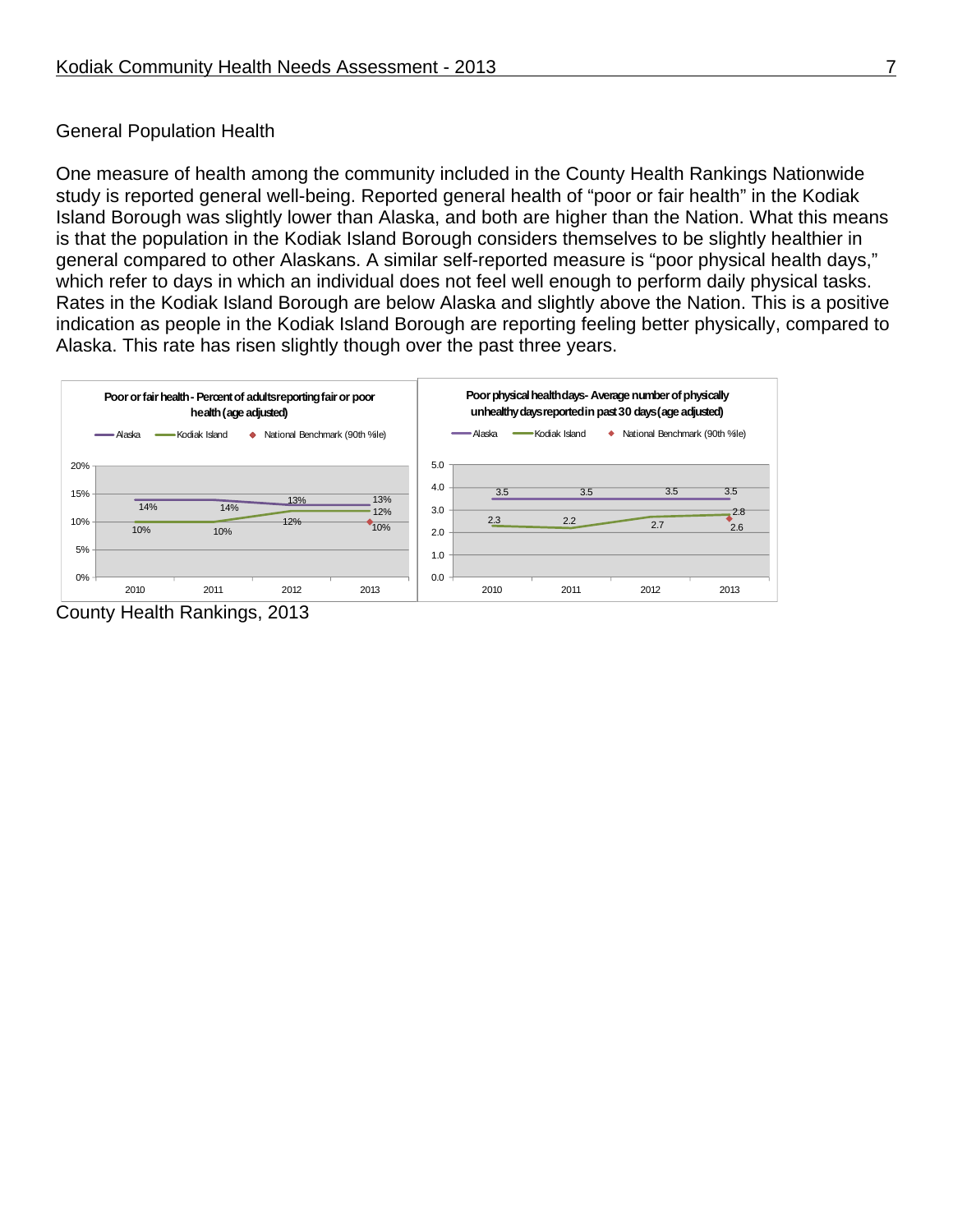## General Population Health

One measure of health among the community included in the County Health Rankings Nationwide study is reported general well-being. Reported general health of "poor or fair health" in the Kodiak Island Borough was slightly lower than Alaska, and both are higher than the Nation. What this means is that the population in the Kodiak Island Borough considers themselves to be slightly healthier in general compared to other Alaskans. A similar self-reported measure is "poor physical health days," which refer to days in which an individual does not feel well enough to perform daily physical tasks. Rates in the Kodiak Island Borough are below Alaska and slightly above the Nation. This is a positive indication as people in the Kodiak Island Borough are reporting feeling better physically, compared to Alaska. This rate has risen slightly though over the past three years.

**Poor or fair health - Percent of adults reporting fair or poor health (age adjusted)**

| | 2010 | 2011 | 2012 | 2013 |
|---|---|---|---|---|
| Alaska | 14% | 14% | 13% | 13% |
| Kodiak Island | 10% | 10% | 12% | 12% |
| National Benchmark (90th %ile) | | | | 10% |

**Poor physical health days - Average number of physically unhealthy days reported in past 30 days (age adjusted)**

| | 2010 | 2011 | 2012 | 2013 |
|---|---|---|---|---|
| Alaska | 3.5 | 3.5 | 3.5 | 3.5 |
| Kodiak Island | 2.3 | 2.2 | 2.7 | 2.8 |
| National Benchmark (90th %ile) | | | | 2.6 |

County Health Rankings, 2013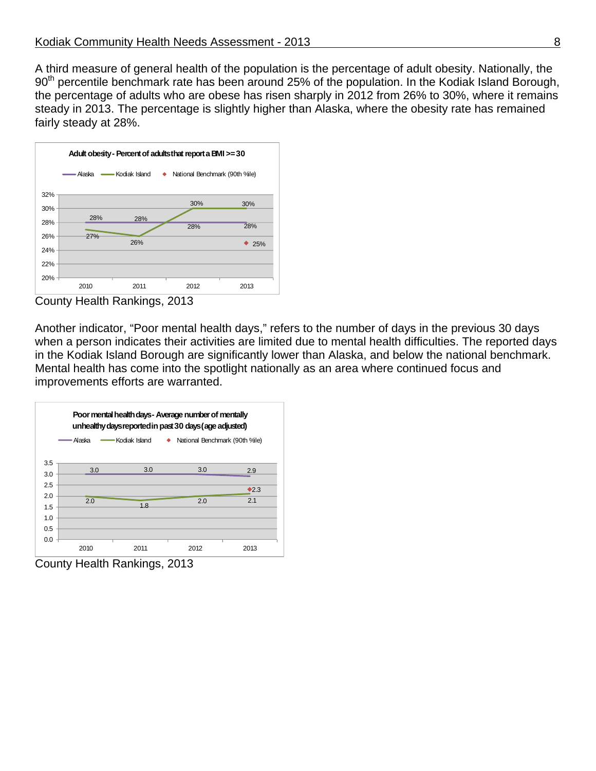A third measure of general health of the population is the percentage of adult obesity. Nationally, the 90th percentile benchmark rate has been around 25% of the population. In the Kodiak Island Borough, the percentage of adults who are obese has risen sharply in 2012 from 26% to 30%, where it remains steady in 2013. The percentage is slightly higher than Alaska, where the obesity rate has remained fairly steady at 28%.

**Adult obesity - Percent of adults that report a BMI >= 30**

| | 2010 | 2011 | 2012 | 2013 |
|---|---|---|---|---|
| Alaska | 28% | 28% | 28% | 28% |
| Kodiak Island | 27% | 26% | 30% | 30% |
| National Benchmark (90th %ile) | | | | 25% |

County Health Rankings, 2013

Another indicator, "Poor mental health days," refers to the number of days in the previous 30 days when a person indicates their activities are limited due to mental health difficulties. The reported days in the Kodiak Island Borough are significantly lower than Alaska, and below the national benchmark. Mental health has come into the spotlight nationally as an area where continued focus and improvements efforts are warranted.

**Poor mental health days - Average number of mentally unhealthy days reported in past 30 days (age adjusted)**

| | 2010 | 2011 | 2012 | 2013 |
|---|---|---|---|---|
| Alaska | 3.0 | 3.0 | 3.0 | 2.9 |
| Kodiak Island | 2.0 | 1.8 | 2.0 | 2.1 |
| National Benchmark (90th %ile) | | | | 2.3 |

County Health Rankings, 2013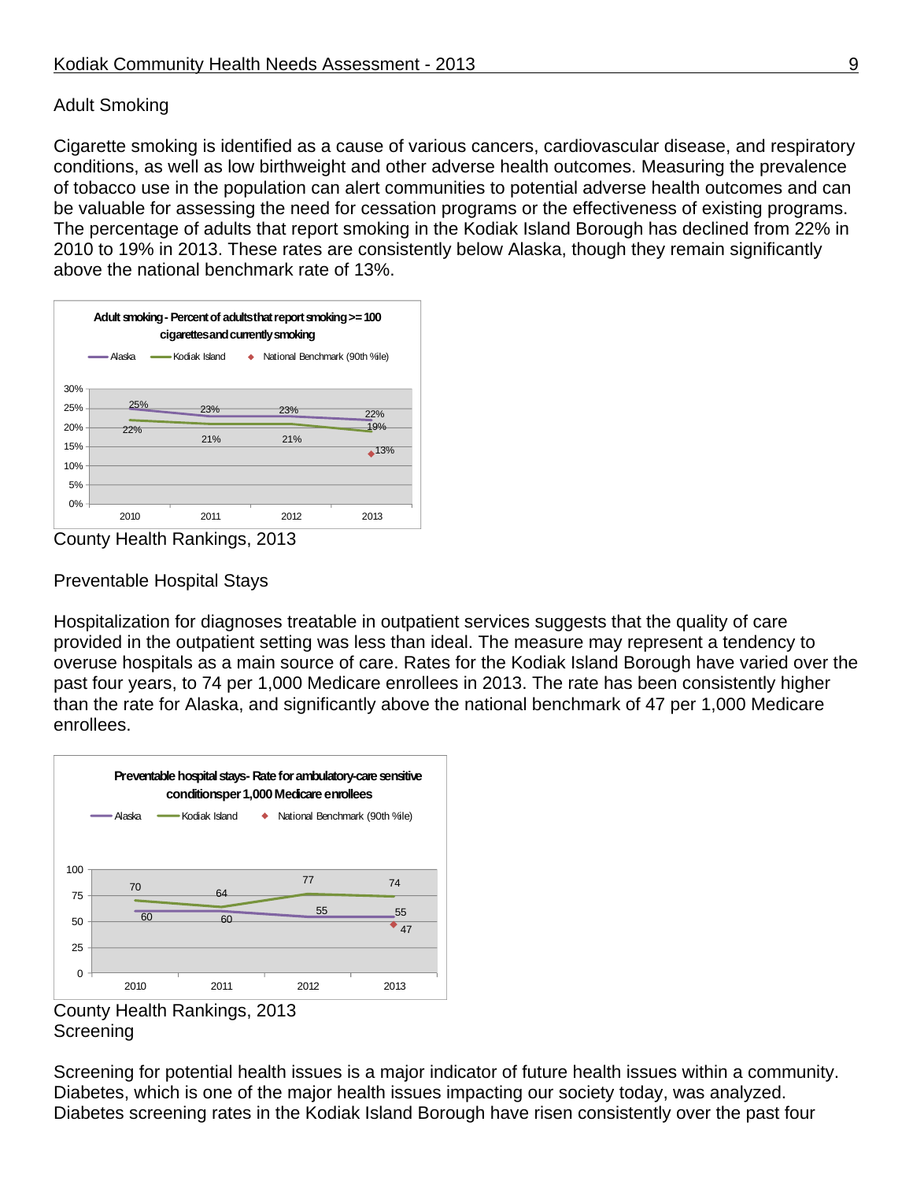## Adult Smoking

Cigarette smoking is identified as a cause of various cancers, cardiovascular disease, and respiratory conditions, as well as low birthweight and other adverse health outcomes. Measuring the prevalence of tobacco use in the population can alert communities to potential adverse health outcomes and can be valuable for assessing the need for cessation programs or the effectiveness of existing programs. The percentage of adults that report smoking in the Kodiak Island Borough has declined from 22% in 2010 to 19% in 2013. These rates are consistently below Alaska, though they remain significantly above the national benchmark rate of 13%.

**Adult smoking - Percent of adults that report smoking >= 100 cigarettes and currently smoking**

| | 2010 | 2011 | 2012 | 2013 |
|---|---|---|---|---|
| Alaska | 25% | 23% | 23% | 22% |
| Kodiak Island | 22% | 21% | 21% | 19% |
| National Benchmark (90th %ile) | | | | 13% |

County Health Rankings, 2013

## Preventable Hospital Stays

Hospitalization for diagnoses treatable in outpatient services suggests that the quality of care provided in the outpatient setting was less than ideal. The measure may represent a tendency to overuse hospitals as a main source of care. Rates for the Kodiak Island Borough have varied over the past four years, to 74 per 1,000 Medicare enrollees in 2013. The rate has been consistently higher than the rate for Alaska, and significantly above the national benchmark of 47 per 1,000 Medicare enrollees.

**Preventable hospital stays - Rate for ambulatory-care sensitive conditions per 1,000 Medicare enrollees**

| | 2010 | 2011 | 2012 | 2013 |
|---|---|---|---|---|
| Alaska | 60 | 60 | 55 | 55 |
| Kodiak Island | 70 | 64 | 77 | 74 |
| National Benchmark (90th %ile) | | | | 47 |

County Health Rankings, 2013

## Screening

Screening for potential health issues is a major indicator of future health issues within a community. Diabetes, which is one of the major health issues impacting our society today, was analyzed. Diabetes screening rates in the Kodiak Island Borough have risen consistently over the past four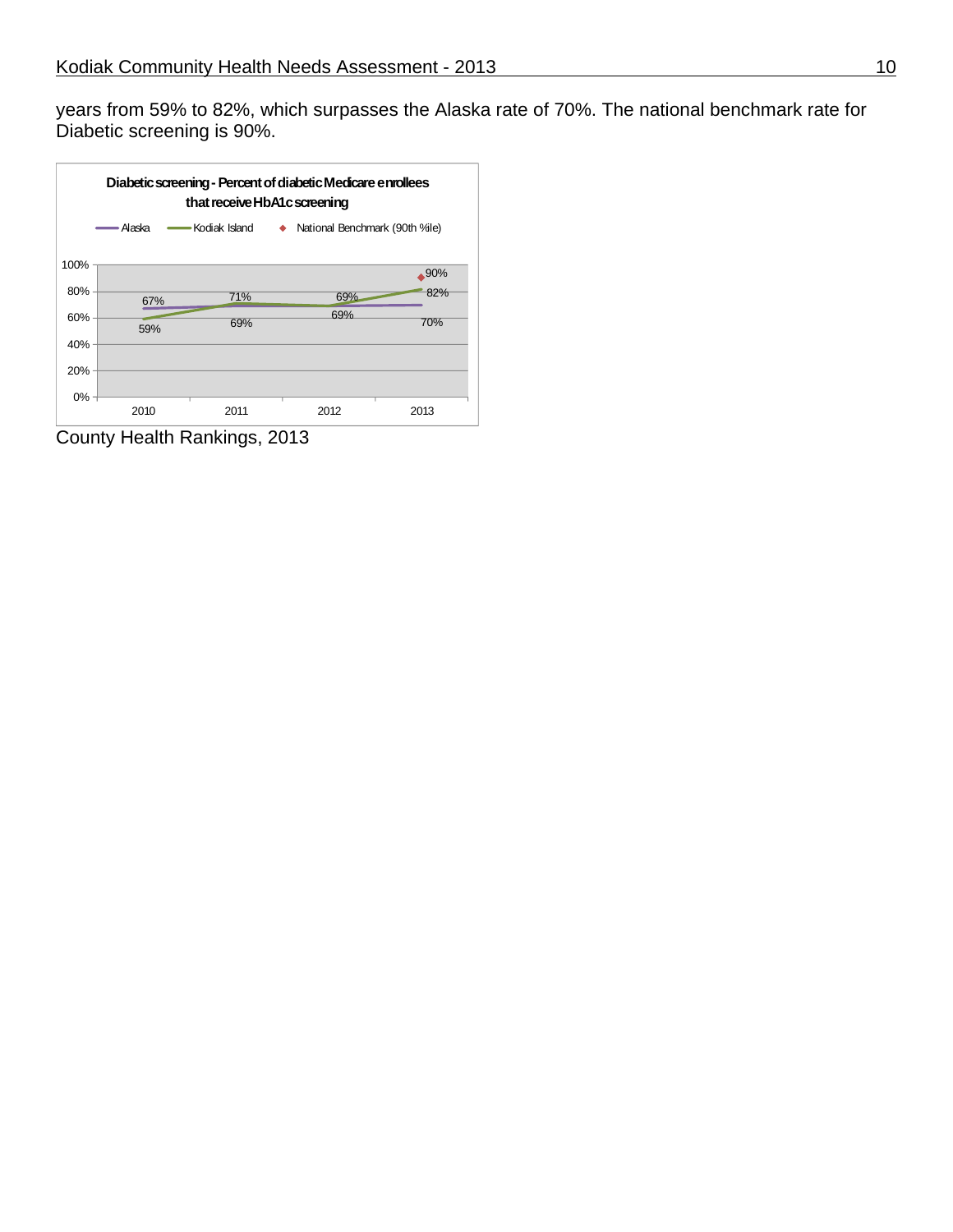years from 59% to 82%, which surpasses the Alaska rate of 70%. The national benchmark rate for Diabetic screening is 90%.

**Diabetic screening - Percent of diabetic Medicare enrollees that receive HbA1c screening**

| Year | Alaska | Kodiak Island | National Benchmark (90th %ile) |
|---|---|---|---|
| 2010 | 67% | 59% | |
| 2011 | 69% | 71% | |
| 2012 | 69% | 69% | |
| 2013 | 70% | 82% | 90% |

County Health Rankings, 2013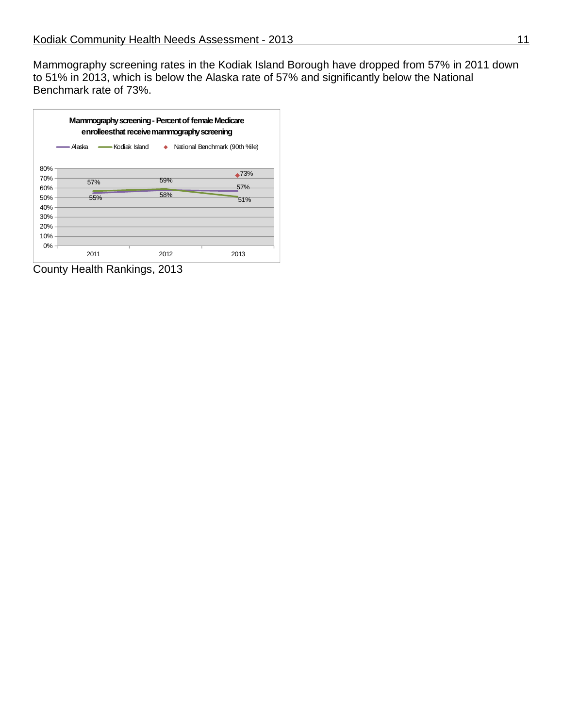Mammography screening rates in the Kodiak Island Borough have dropped from 57% in 2011 down to 51% in 2013, which is below the Alaska rate of 57% and significantly below the National Benchmark rate of 73%.

**Mammography screening - Percent of female Medicare enrollees that receive mammography screening**

| Year | Alaska | Kodiak Island | National Benchmark (90th %ile) |
|---|---|---|---|
| 2011 | 55% | 57% | |
| 2012 | 58% | 59% | |
| 2013 | 57% | 51% | 73% |

County Health Rankings, 2013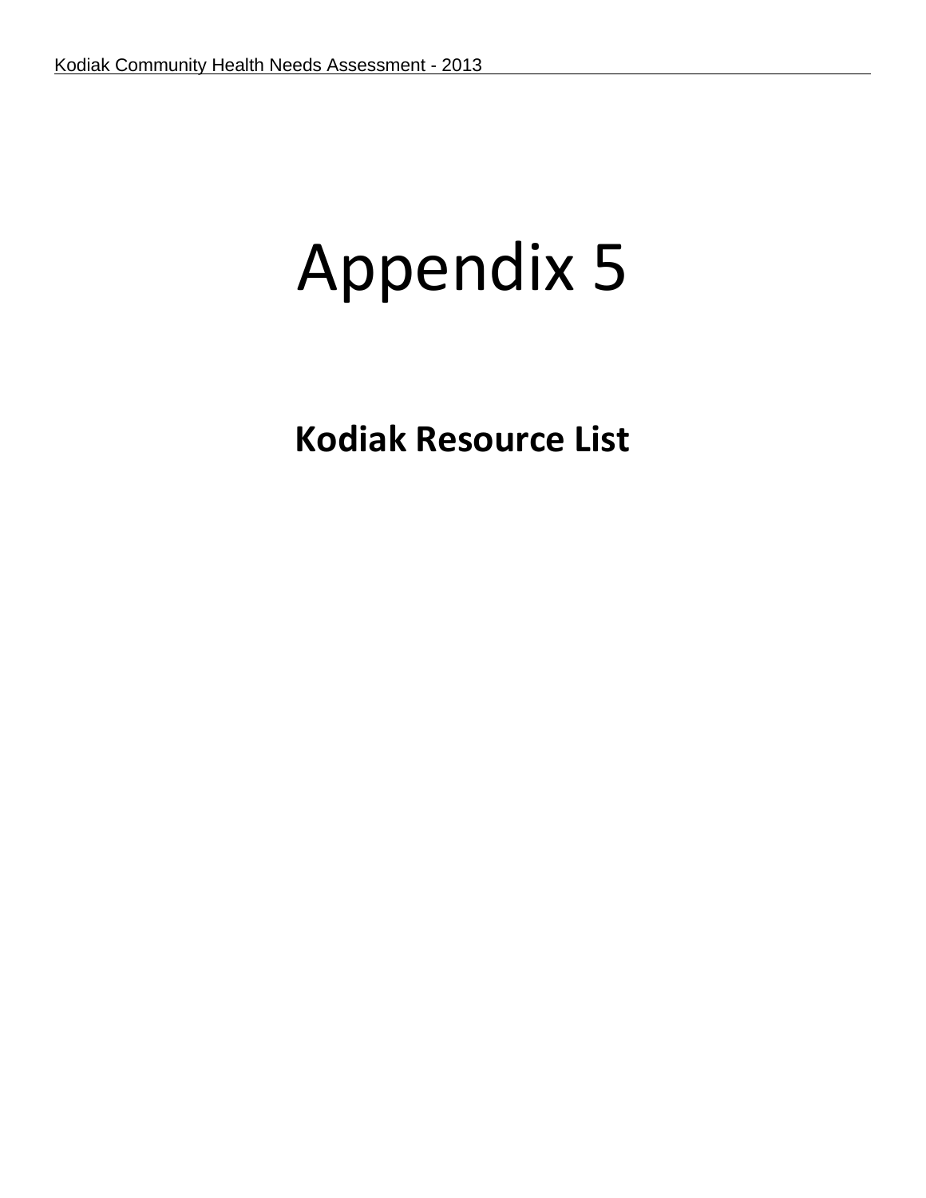# Appendix 5

## Kodiak Resource List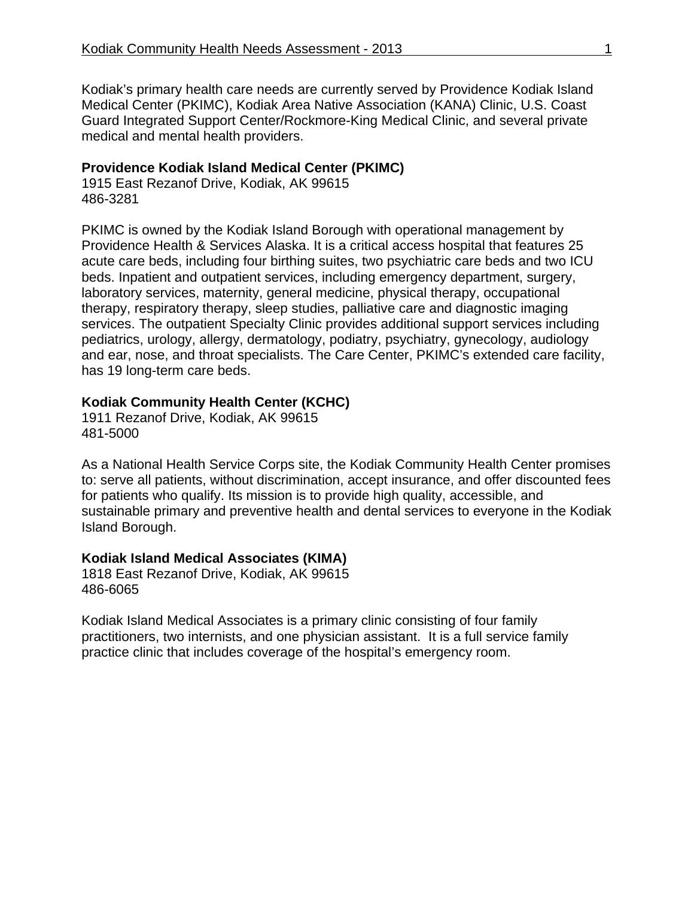Kodiak's primary health care needs are currently served by Providence Kodiak Island Medical Center (PKIMC), Kodiak Area Native Association (KANA) Clinic, U.S. Coast Guard Integrated Support Center/Rockmore-King Medical Clinic, and several private medical and mental health providers.

**Providence Kodiak Island Medical Center (PKIMC)**
1915 East Rezanof Drive, Kodiak, AK 99615
486-3281

PKIMC is owned by the Kodiak Island Borough with operational management by Providence Health & Services Alaska. It is a critical access hospital that features 25 acute care beds, including four birthing suites, two psychiatric care beds and two ICU beds. Inpatient and outpatient services, including emergency department, surgery, laboratory services, maternity, general medicine, physical therapy, occupational therapy, respiratory therapy, sleep studies, palliative care and diagnostic imaging services. The outpatient Specialty Clinic provides additional support services including pediatrics, urology, allergy, dermatology, podiatry, psychiatry, gynecology, audiology and ear, nose, and throat specialists. The Care Center, PKIMC's extended care facility, has 19 long-term care beds.

**Kodiak Community Health Center (KCHC)**
1911 Rezanof Drive, Kodiak, AK 99615
481-5000

As a National Health Service Corps site, the Kodiak Community Health Center promises to: serve all patients, without discrimination, accept insurance, and offer discounted fees for patients who qualify. Its mission is to provide high quality, accessible, and sustainable primary and preventive health and dental services to everyone in the Kodiak Island Borough.

**Kodiak Island Medical Associates (KIMA)**
1818 East Rezanof Drive, Kodiak, AK 99615
486-6065

Kodiak Island Medical Associates is a primary clinic consisting of four family practitioners, two internists, and one physician assistant. It is a full service family practice clinic that includes coverage of the hospital's emergency room.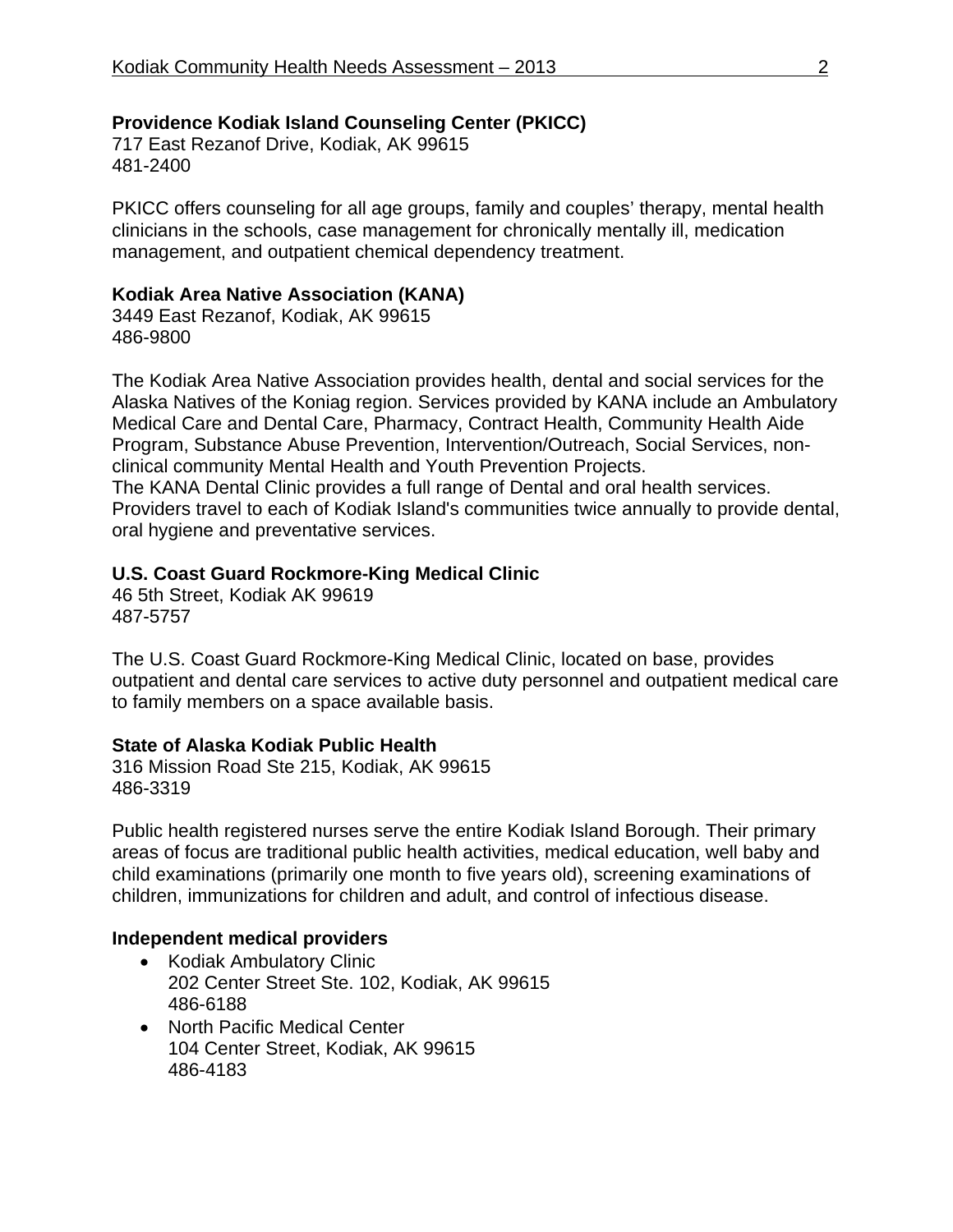**Providence Kodiak Island Counseling Center (PKICC)**
717 East Rezanof Drive, Kodiak, AK 99615
481-2400

PKICC offers counseling for all age groups, family and couples' therapy, mental health clinicians in the schools, case management for chronically mentally ill, medication management, and outpatient chemical dependency treatment.

**Kodiak Area Native Association (KANA)**
3449 East Rezanof, Kodiak, AK 99615
486-9800

The Kodiak Area Native Association provides health, dental and social services for the Alaska Natives of the Koniag region. Services provided by KANA include an Ambulatory Medical Care and Dental Care, Pharmacy, Contract Health, Community Health Aide Program, Substance Abuse Prevention, Intervention/Outreach, Social Services, non-clinical community Mental Health and Youth Prevention Projects.
The KANA Dental Clinic provides a full range of Dental and oral health services. Providers travel to each of Kodiak Island's communities twice annually to provide dental, oral hygiene and preventative services.

**U.S. Coast Guard Rockmore-King Medical Clinic**
46 5th Street, Kodiak AK 99619
487-5757

The U.S. Coast Guard Rockmore-King Medical Clinic, located on base, provides outpatient and dental care services to active duty personnel and outpatient medical care to family members on a space available basis.

**State of Alaska Kodiak Public Health**
316 Mission Road Ste 215, Kodiak, AK 99615
486-3319

Public health registered nurses serve the entire Kodiak Island Borough. Their primary areas of focus are traditional public health activities, medical education, well baby and child examinations (primarily one month to five years old), screening examinations of children, immunizations for children and adult, and control of infectious disease.

**Independent medical providers**

- Kodiak Ambulatory Clinic
  202 Center Street Ste. 102, Kodiak, AK 99615
  486-6188
- North Pacific Medical Center
  104 Center Street, Kodiak, AK 99615
  486-4183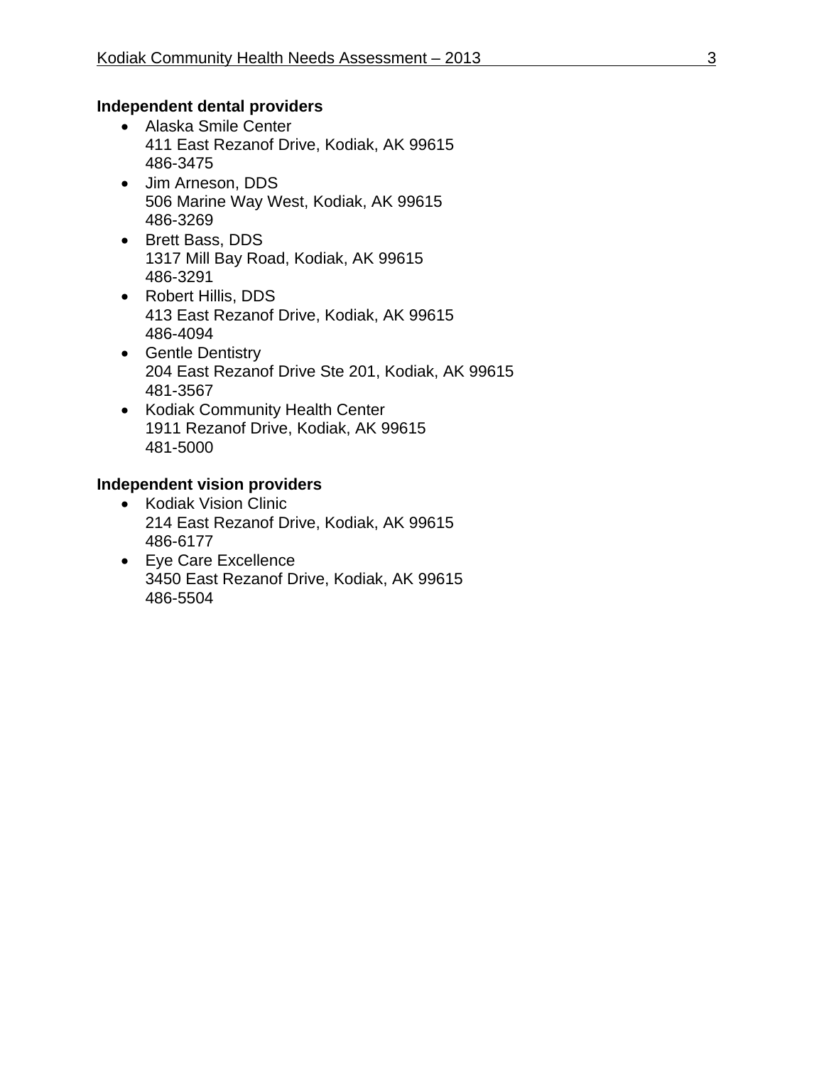**Independent dental providers**

- Alaska Smile Center
  411 East Rezanof Drive, Kodiak, AK 99615
  486-3475
- Jim Arneson, DDS
  506 Marine Way West, Kodiak, AK 99615
  486-3269
- Brett Bass, DDS
  1317 Mill Bay Road, Kodiak, AK 99615
  486-3291
- Robert Hillis, DDS
  413 East Rezanof Drive, Kodiak, AK 99615
  486-4094
- Gentle Dentistry
  204 East Rezanof Drive Ste 201, Kodiak, AK 99615
  481-3567
- Kodiak Community Health Center
  1911 Rezanof Drive, Kodiak, AK 99615
  481-5000

**Independent vision providers**

- Kodiak Vision Clinic
  214 East Rezanof Drive, Kodiak, AK 99615
  486-6177
- Eye Care Excellence
  3450 East Rezanof Drive, Kodiak, AK 99615
  486-5504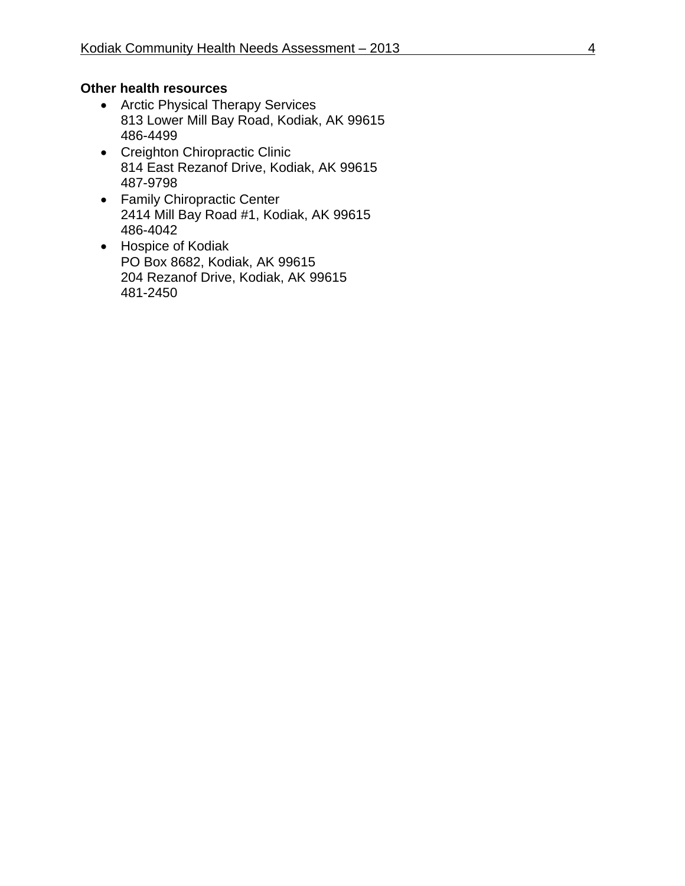**Other health resources**

- Arctic Physical Therapy Services
  813 Lower Mill Bay Road, Kodiak, AK 99615
  486-4499
- Creighton Chiropractic Clinic
  814 East Rezanof Drive, Kodiak, AK 99615
  487-9798
- Family Chiropractic Center
  2414 Mill Bay Road #1, Kodiak, AK 99615
  486-4042
- Hospice of Kodiak
  PO Box 8682, Kodiak, AK 99615
  204 Rezanof Drive, Kodiak, AK 99615
  481-2450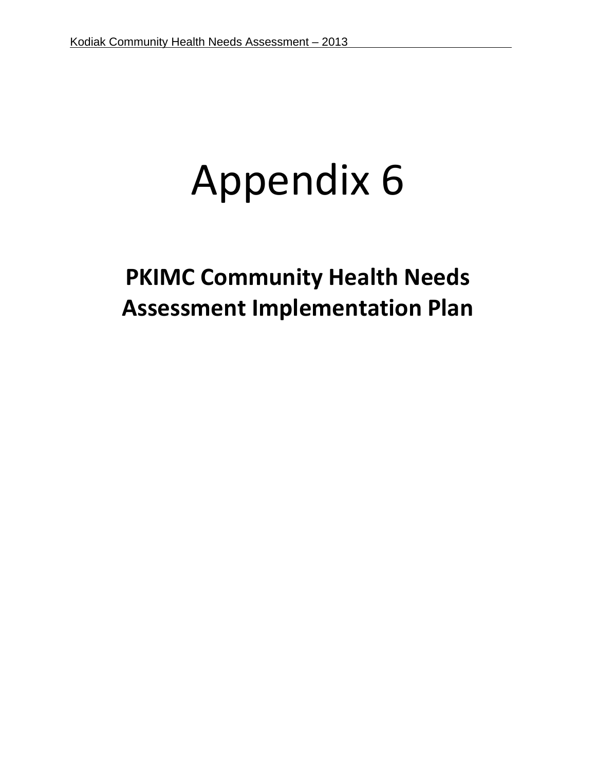# Appendix 6

## PKIMC Community Health Needs Assessment Implementation Plan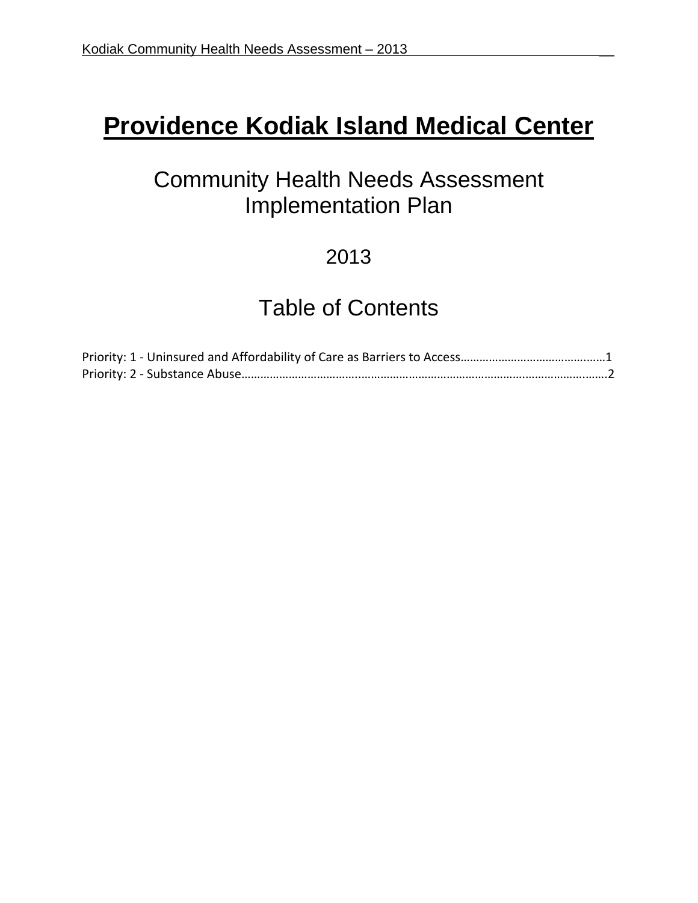# Providence Kodiak Island Medical Center

## Community Health Needs Assessment Implementation Plan

## 2013

## Table of Contents

Priority: 1 - Uninsured and Affordability of Care as Barriers to Access……………………………………1
Priority: 2 - Substance Abuse……………………………………………………………………………………….2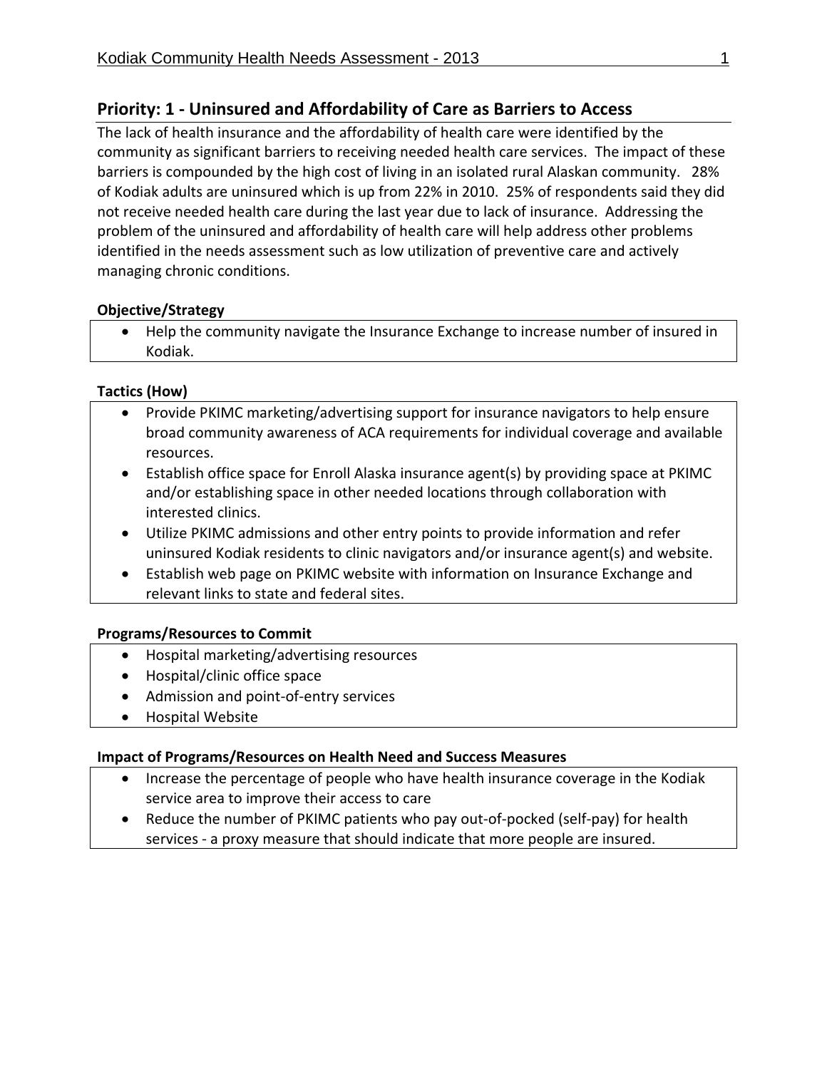## Priority: 1 - Uninsured and Affordability of Care as Barriers to Access

The lack of health insurance and the affordability of health care were identified by the community as significant barriers to receiving needed health care services. The impact of these barriers is compounded by the high cost of living in an isolated rural Alaskan community. 28% of Kodiak adults are uninsured which is up from 22% in 2010. 25% of respondents said they did not receive needed health care during the last year due to lack of insurance. Addressing the problem of the uninsured and affordability of health care will help address other problems identified in the needs assessment such as low utilization of preventive care and actively managing chronic conditions.

**Objective/Strategy**

- Help the community navigate the Insurance Exchange to increase number of insured in Kodiak.

**Tactics (How)**

- Provide PKIMC marketing/advertising support for insurance navigators to help ensure broad community awareness of ACA requirements for individual coverage and available resources.
- Establish office space for Enroll Alaska insurance agent(s) by providing space at PKIMC and/or establishing space in other needed locations through collaboration with interested clinics.
- Utilize PKIMC admissions and other entry points to provide information and refer uninsured Kodiak residents to clinic navigators and/or insurance agent(s) and website.
- Establish web page on PKIMC website with information on Insurance Exchange and relevant links to state and federal sites.

**Programs/Resources to Commit**

- Hospital marketing/advertising resources
- Hospital/clinic office space
- Admission and point-of-entry services
- Hospital Website

**Impact of Programs/Resources on Health Need and Success Measures**

- Increase the percentage of people who have health insurance coverage in the Kodiak service area to improve their access to care
- Reduce the number of PKIMC patients who pay out-of-pocked (self-pay) for health services - a proxy measure that should indicate that more people are insured.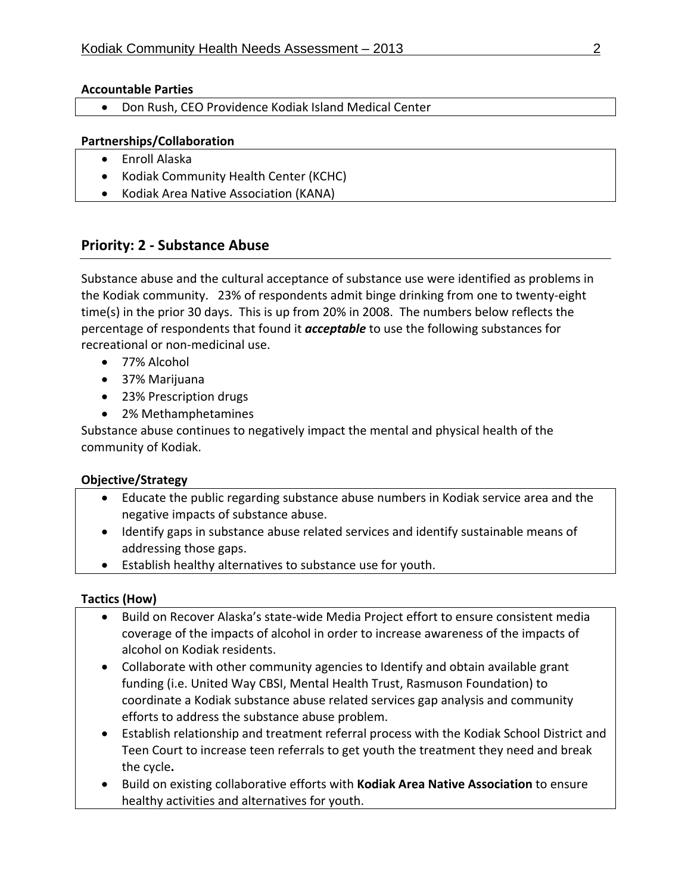**Accountable Parties**

- Don Rush, CEO Providence Kodiak Island Medical Center

**Partnerships/Collaboration**

- Enroll Alaska
- Kodiak Community Health Center (KCHC)
- Kodiak Area Native Association (KANA)

## Priority: 2 - Substance Abuse

Substance abuse and the cultural acceptance of substance use were identified as problems in the Kodiak community. 23% of respondents admit binge drinking from one to twenty-eight time(s) in the prior 30 days. This is up from 20% in 2008. The numbers below reflects the percentage of respondents that found it ***acceptable*** to use the following substances for recreational or non-medicinal use.

- 77% Alcohol
- 37% Marijuana
- 23% Prescription drugs
- 2% Methamphetamines

Substance abuse continues to negatively impact the mental and physical health of the community of Kodiak.

**Objective/Strategy**

- Educate the public regarding substance abuse numbers in Kodiak service area and the negative impacts of substance abuse.
- Identify gaps in substance abuse related services and identify sustainable means of addressing those gaps.
- Establish healthy alternatives to substance use for youth.

**Tactics (How)**

- Build on Recover Alaska's state-wide Media Project effort to ensure consistent media coverage of the impacts of alcohol in order to increase awareness of the impacts of alcohol on Kodiak residents.
- Collaborate with other community agencies to Identify and obtain available grant funding (i.e. United Way CBSI, Mental Health Trust, Rasmuson Foundation) to coordinate a Kodiak substance abuse related services gap analysis and community efforts to address the substance abuse problem.
- Establish relationship and treatment referral process with the Kodiak School District and Teen Court to increase teen referrals to get youth the treatment they need and break the cycle**.**
- Build on existing collaborative efforts with **Kodiak Area Native Association** to ensure healthy activities and alternatives for youth.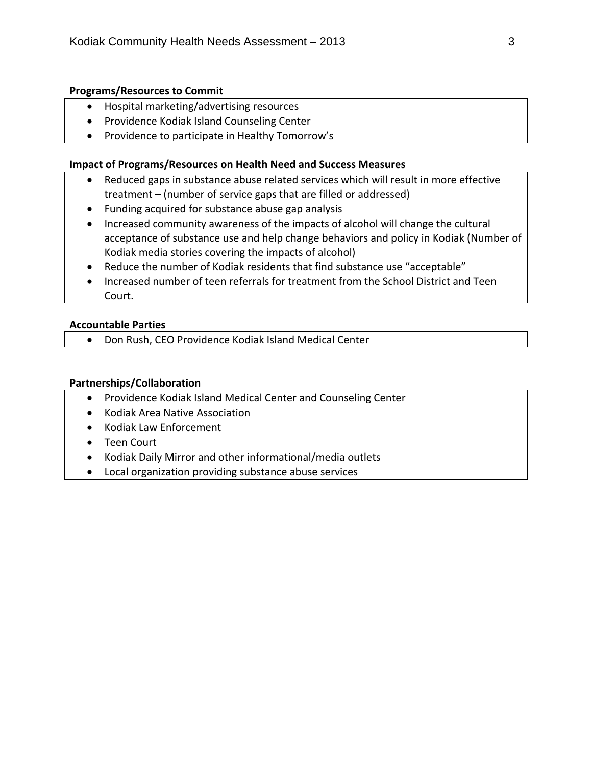**Programs/Resources to Commit**

- Hospital marketing/advertising resources
- Providence Kodiak Island Counseling Center
- Providence to participate in Healthy Tomorrow's

**Impact of Programs/Resources on Health Need and Success Measures**

- Reduced gaps in substance abuse related services which will result in more effective treatment – (number of service gaps that are filled or addressed)
- Funding acquired for substance abuse gap analysis
- Increased community awareness of the impacts of alcohol will change the cultural acceptance of substance use and help change behaviors and policy in Kodiak (Number of Kodiak media stories covering the impacts of alcohol)
- Reduce the number of Kodiak residents that find substance use "acceptable"
- Increased number of teen referrals for treatment from the School District and Teen Court.

**Accountable Parties**

- Don Rush, CEO Providence Kodiak Island Medical Center

**Partnerships/Collaboration**

- Providence Kodiak Island Medical Center and Counseling Center
- Kodiak Area Native Association
- Kodiak Law Enforcement
- Teen Court
- Kodiak Daily Mirror and other informational/media outlets
- Local organization providing substance abuse services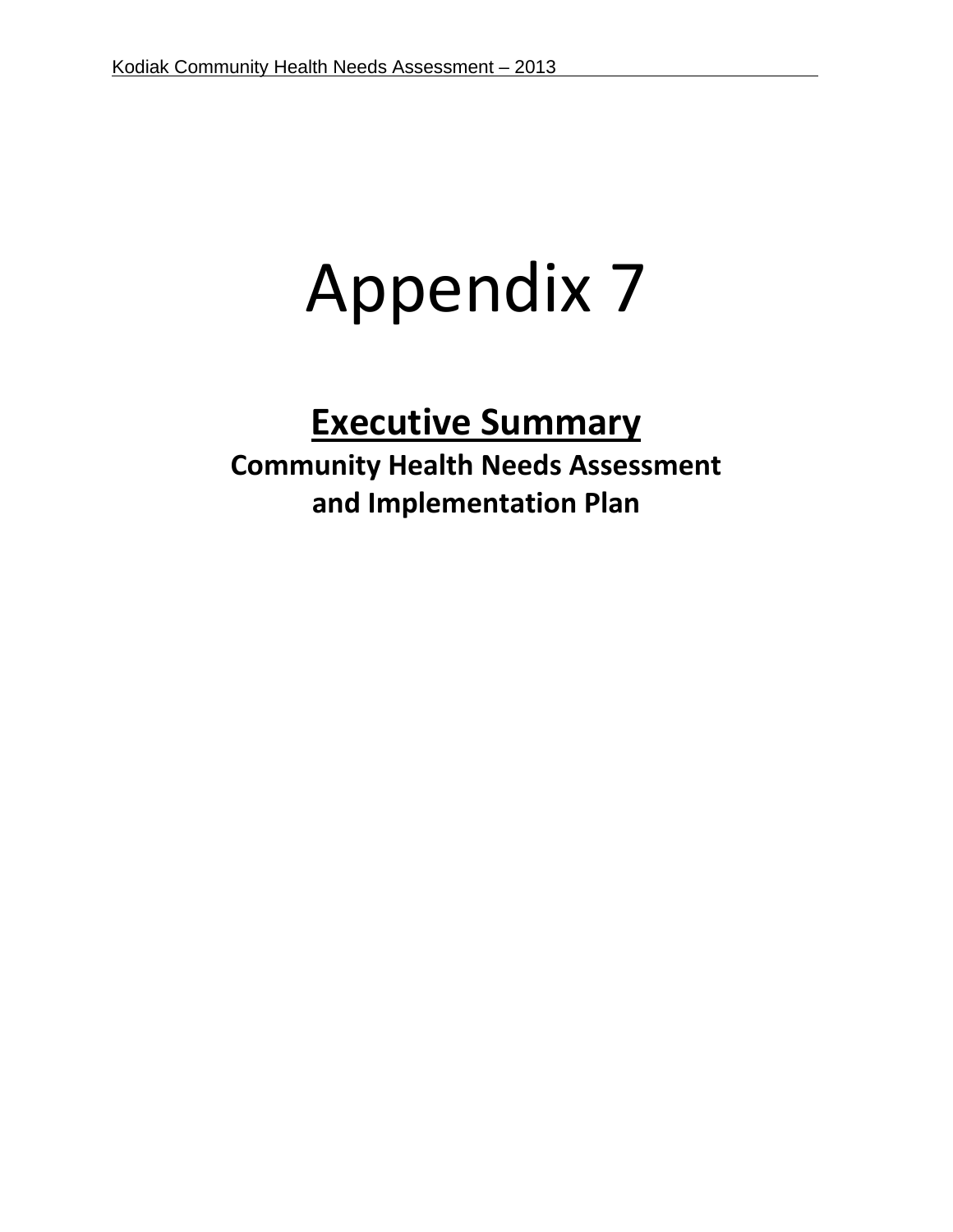# Appendix 7

## Executive Summary

**Community Health Needs Assessment and Implementation Plan**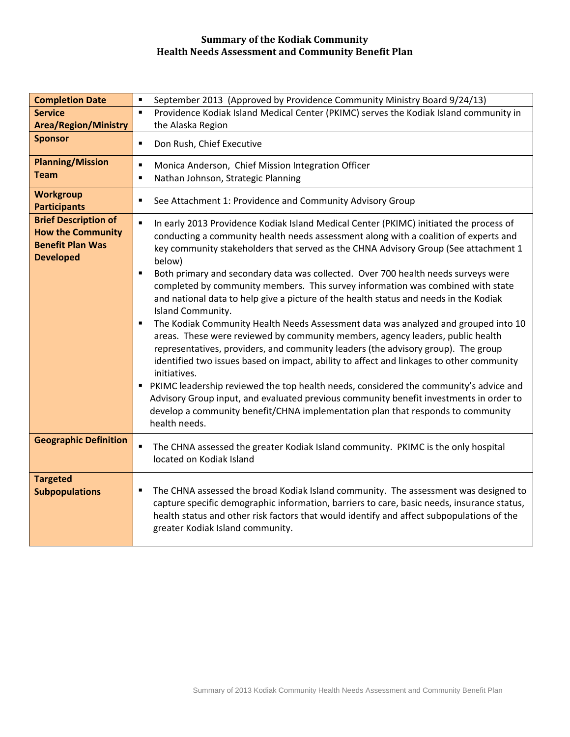# Summary of the Kodiak Community
# Health Needs Assessment and Community Benefit Plan

| | |
|---|---|
| **Completion Date** | ▪ September 2013 (Approved by Providence Community Ministry Board 9/24/13) |
| **Service Area/Region/Ministry** | ▪ Providence Kodiak Island Medical Center (PKIMC) serves the Kodiak Island community in the Alaska Region |
| **Sponsor** | ▪ Don Rush, Chief Executive |
| **Planning/Mission Team** | ▪ Monica Anderson, Chief Mission Integration Officer<br>▪ Nathan Johnson, Strategic Planning |
| **Workgroup Participants** | ▪ See Attachment 1: Providence and Community Advisory Group |
| **Brief Description of How the Community Benefit Plan Was Developed** | ▪ In early 2013 Providence Kodiak Island Medical Center (PKIMC) initiated the process of conducting a community health needs assessment along with a coalition of experts and key community stakeholders that served as the CHNA Advisory Group (See attachment 1 below)<br>▪ Both primary and secondary data was collected. Over 700 health needs surveys were completed by community members. This survey information was combined with state and national data to help give a picture of the health status and needs in the Kodiak Island Community.<br>▪ The Kodiak Community Health Needs Assessment data was analyzed and grouped into 10 areas. These were reviewed by community members, agency leaders, public health representatives, providers, and community leaders (the advisory group). The group identified two issues based on impact, ability to affect and linkages to other community initiatives.<br>▪ PKIMC leadership reviewed the top health needs, considered the community's advice and Advisory Group input, and evaluated previous community benefit investments in order to develop a community benefit/CHNA implementation plan that responds to community health needs. |
| **Geographic Definition** | ▪ The CHNA assessed the greater Kodiak Island community. PKIMC is the only hospital located on Kodiak Island |
| **Targeted Subpopulations** | ▪ The CHNA assessed the broad Kodiak Island community. The assessment was designed to capture specific demographic information, barriers to care, basic needs, insurance status, health status and other risk factors that would identify and affect subpopulations of the greater Kodiak Island community. |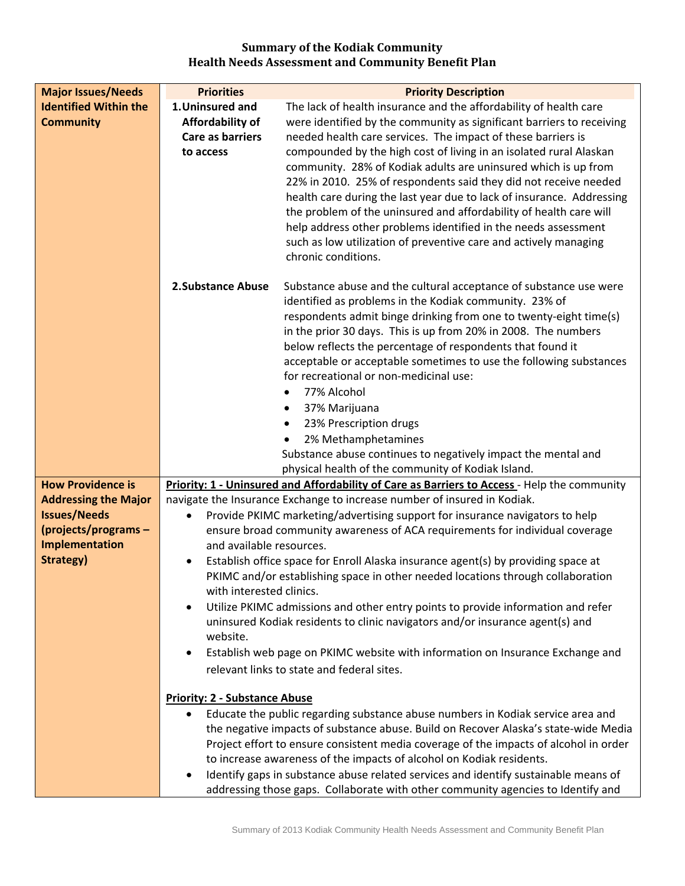## Summary of the Kodiak Community Health Needs Assessment and Community Benefit Plan

| Major Issues/Needs | Priorities | Priority Description |
|---|---|---|
| **Identified Within the Community** | **1. Uninsured and Affordability of Care as barriers to access** | The lack of health insurance and the affordability of health care were identified by the community as significant barriers to receiving needed health care services. The impact of these barriers is compounded by the high cost of living in an isolated rural Alaskan community. 28% of Kodiak adults are uninsured which is up from 22% in 2010. 25% of respondents said they did not receive needed health care during the last year due to lack of insurance. Addressing the problem of the uninsured and affordability of health care will help address other problems identified in the needs assessment such as low utilization of preventive care and actively managing chronic conditions. |
| | **2. Substance Abuse** | Substance abuse and the cultural acceptance of substance use were identified as problems in the Kodiak community. 23% of respondents admit binge drinking from one to twenty-eight time(s) in the prior 30 days. This is up from 20% in 2008. The numbers below reflects the percentage of respondents that found it acceptable or acceptable sometimes to use the following substances for recreational or non-medicinal use:<br>• 77% Alcohol<br>• 37% Marijuana<br>• 23% Prescription drugs<br>• 2% Methamphetamines<br>Substance abuse continues to negatively impact the mental and physical health of the community of Kodiak Island. |
| **How Providence is Addressing the Major Issues/Needs (projects/programs – Implementation Strategy)** | **Priority: 1 - Uninsured and Affordability of Care as Barriers to Access** - Help the community navigate the Insurance Exchange to increase number of insured in Kodiak.<br>• Provide PKIMC marketing/advertising support for insurance navigators to help ensure broad community awareness of ACA requirements for individual coverage and available resources.<br>• Establish office space for Enroll Alaska insurance agent(s) by providing space at PKIMC and/or establishing space in other needed locations through collaboration with interested clinics.<br>• Utilize PKIMC admissions and other entry points to provide information and refer uninsured Kodiak residents to clinic navigators and/or insurance agent(s) and website.<br>• Establish web page on PKIMC website with information on Insurance Exchange and relevant links to state and federal sites.<br><br>**Priority: 2 - Substance Abuse**<br>• Educate the public regarding substance abuse numbers in Kodiak service area and the negative impacts of substance abuse. Build on Recover Alaska's state-wide Media Project effort to ensure consistent media coverage of the impacts of alcohol in order to increase awareness of the impacts of alcohol on Kodiak residents.<br>• Identify gaps in substance abuse related services and identify sustainable means of addressing those gaps. Collaborate with other community agencies to Identify and | |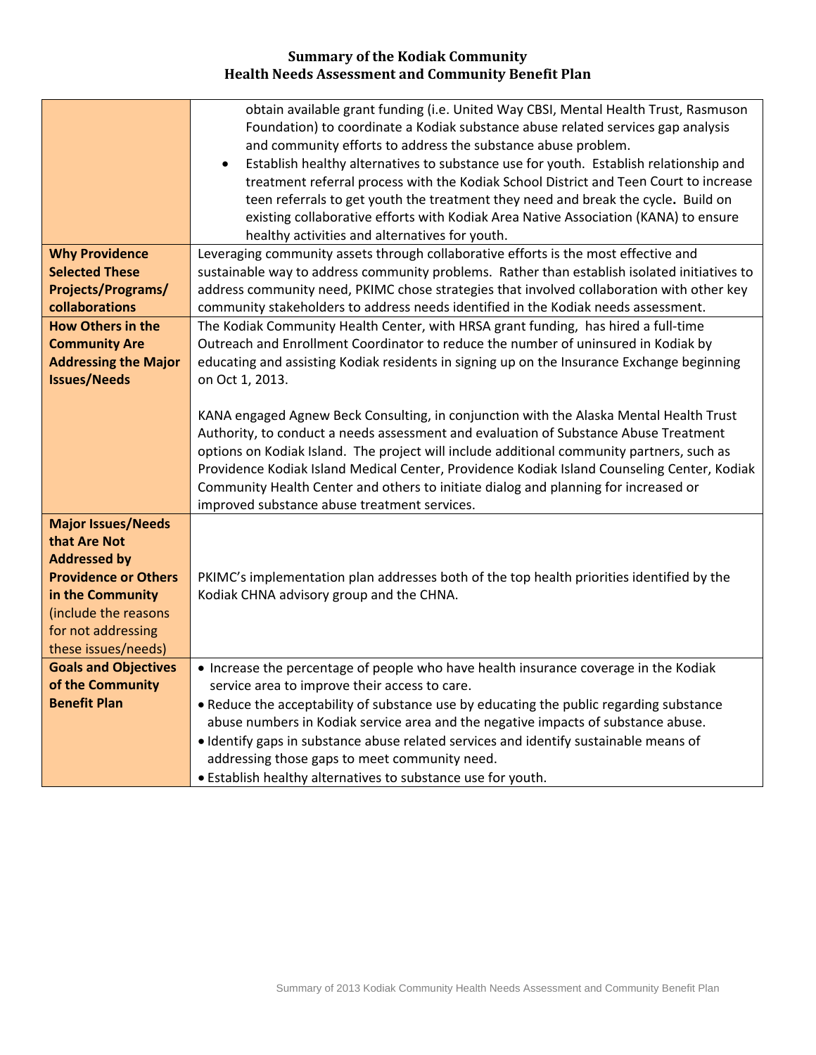# Summary of the Kodiak Community Health Needs Assessment and Community Benefit Plan

| | |
|---|---|
| | obtain available grant funding (i.e. United Way CBSI, Mental Health Trust, Rasmuson Foundation) to coordinate a Kodiak substance abuse related services gap analysis and community efforts to address the substance abuse problem.<br>• Establish healthy alternatives to substance use for youth. Establish relationship and treatment referral process with the Kodiak School District and Teen Court to increase teen referrals to get youth the treatment they need and break the cycle. Build on existing collaborative efforts with Kodiak Area Native Association (KANA) to ensure healthy activities and alternatives for youth. |
| **Why Providence Selected These Projects/Programs/ collaborations** | Leveraging community assets through collaborative efforts is the most effective and sustainable way to address community problems. Rather than establish isolated initiatives to address community need, PKIMC chose strategies that involved collaboration with other key community stakeholders to address needs identified in the Kodiak needs assessment. |
| **How Others in the Community Are Addressing the Major Issues/Needs** | The Kodiak Community Health Center, with HRSA grant funding, has hired a full-time Outreach and Enrollment Coordinator to reduce the number of uninsured in Kodiak by educating and assisting Kodiak residents in signing up on the Insurance Exchange beginning on Oct 1, 2013.<br><br>KANA engaged Agnew Beck Consulting, in conjunction with the Alaska Mental Health Trust Authority, to conduct a needs assessment and evaluation of Substance Abuse Treatment options on Kodiak Island. The project will include additional community partners, such as Providence Kodiak Island Medical Center, Providence Kodiak Island Counseling Center, Kodiak Community Health Center and others to initiate dialog and planning for increased or improved substance abuse treatment services. |
| **Major Issues/Needs that Are Not Addressed by Providence or Others in the Community** (include the reasons for not addressing these issues/needs) | PKIMC's implementation plan addresses both of the top health priorities identified by the Kodiak CHNA advisory group and the CHNA. |
| **Goals and Objectives of the Community Benefit Plan** | • Increase the percentage of people who have health insurance coverage in the Kodiak service area to improve their access to care.<br>• Reduce the acceptability of substance use by educating the public regarding substance abuse numbers in Kodiak service area and the negative impacts of substance abuse.<br>• Identify gaps in substance abuse related services and identify sustainable means of addressing those gaps to meet community need.<br>• Establish healthy alternatives to substance use for youth. |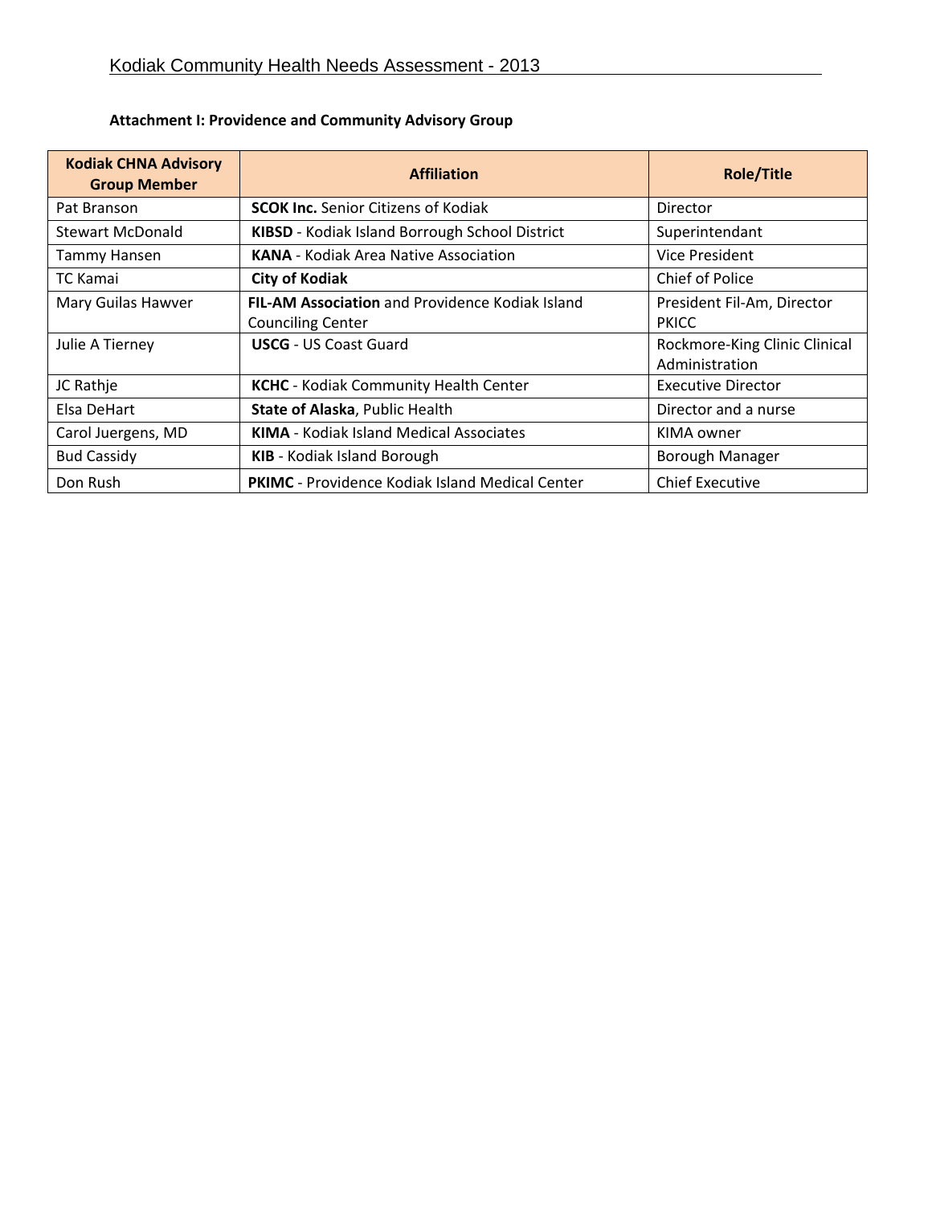**Attachment I: Providence and Community Advisory Group**

| Kodiak CHNA Advisory Group Member | Affiliation | Role/Title |
|---|---|---|
| Pat Branson | **SCOK Inc.** Senior Citizens of Kodiak | Director |
| Stewart McDonald | **KIBSD** - Kodiak Island Borrough School District | Superintendant |
| Tammy Hansen | **KANA** - Kodiak Area Native Association | Vice President |
| TC Kamai | **City of Kodiak** | Chief of Police |
| Mary Guilas Hawver | **FIL-AM Association** and Providence Kodiak Island Counciling Center | President Fil-Am, Director PKICC |
| Julie A Tierney | **USCG** - US Coast Guard | Rockmore-King Clinic Clinical Administration |
| JC Rathje | **KCHC** - Kodiak Community Health Center | Executive Director |
| Elsa DeHart | **State of Alaska**, Public Health | Director and a nurse |
| Carol Juergens, MD | **KIMA** - Kodiak Island Medical Associates | KIMA owner |
| Bud Cassidy | **KIB** - Kodiak Island Borough | Borough Manager |
| Don Rush | **PKIMC** - Providence Kodiak Island Medical Center | Chief Executive |